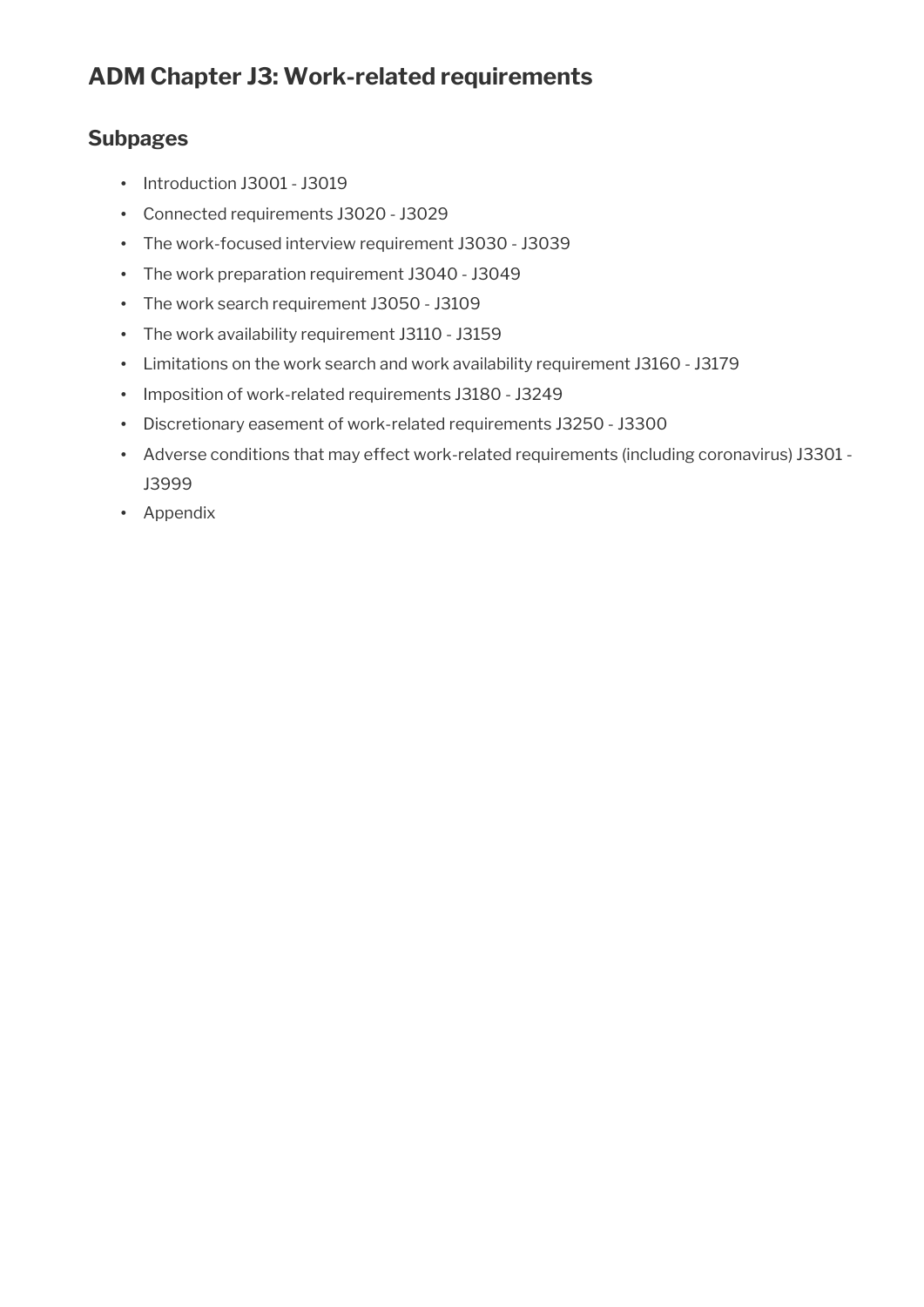# ADM Chapter J3: Work-related requirements

## Subpages

- Introduction J3001 - J3019
- Connected requirements J3020 - J3029
- The work-focused interview requirement J3030 - J3039
- The work preparation requirement J3040 - J3049
- The work search requirement J3050 - J3109
- The work availability requirement J3110 - J3159
- Limitations on the work search and work availability requirement J3160 - J3179
- Imposition of work-related requirements J3180 - J3249
- Discretionary easement of work-related requirements J3250 - J3300
- Adverse conditions that may effect work-related requirements (including coronavirus) J3301 - J3999
- Appendix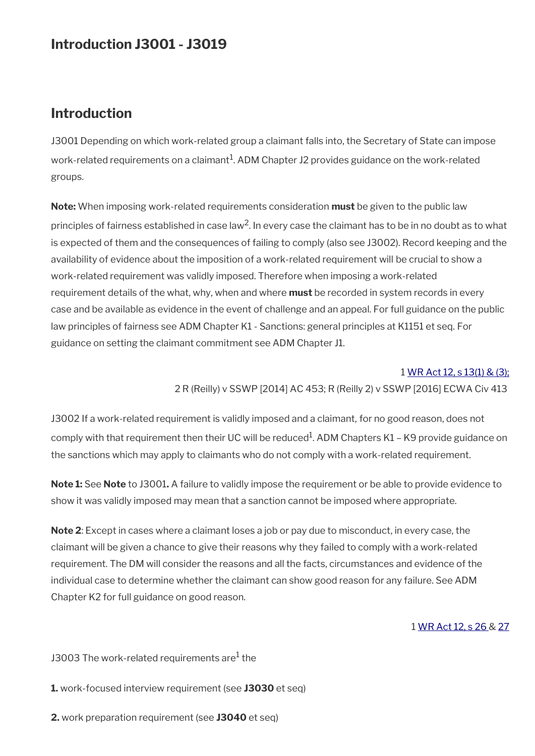# Introduction J3001 - J3019

## Introduction

J3001 Depending on which work-related group a claimant falls into, the Secretary of State can impose work-related requirements on a claimant[1]. ADM Chapter J2 provides guidance on the work-related groups.

**Note:** When imposing work-related requirements consideration **must** be given to the public law principles of fairness established in case law[2]. In every case the claimant has to be in no doubt as to what is expected of them and the consequences of failing to comply (also see J3002). Record keeping and the availability of evidence about the imposition of a work-related requirement will be crucial to show a work-related requirement was validly imposed. Therefore when imposing a work-related requirement details of the what, why, when and where **must** be recorded in system records in every case and be available as evidence in the event of challenge and an appeal. For full guidance on the public law principles of fairness see ADM Chapter K1 - Sanctions: general principles at K1151 et seq. For guidance on setting the claimant commitment see ADM Chapter J1.

1 WR Act 12, s 13(1) & (3);
2 R (Reilly) v SSWP [2014] AC 453; R (Reilly 2) v SSWP [2016] ECWA Civ 413

J3002 If a work-related requirement is validly imposed and a claimant, for no good reason, does not comply with that requirement then their UC will be reduced[1]. ADM Chapters K1 – K9 provide guidance on the sanctions which may apply to claimants who do not comply with a work-related requirement.

**Note 1:** See **Note** to J3001**.** A failure to validly impose the requirement or be able to provide evidence to show it was validly imposed may mean that a sanction cannot be imposed where appropriate.

**Note 2**: Except in cases where a claimant loses a job or pay due to misconduct, in every case, the claimant will be given a chance to give their reasons why they failed to comply with a work-related requirement. The DM will consider the reasons and all the facts, circumstances and evidence of the individual case to determine whether the claimant can show good reason for any failure. See ADM Chapter K2 for full guidance on good reason.

1 WR Act 12, s 26 & 27

J3003 The work-related requirements are[1] the

**1.** work-focused interview requirement (see **J3030** et seq)

**2.** work preparation requirement (see **J3040** et seq)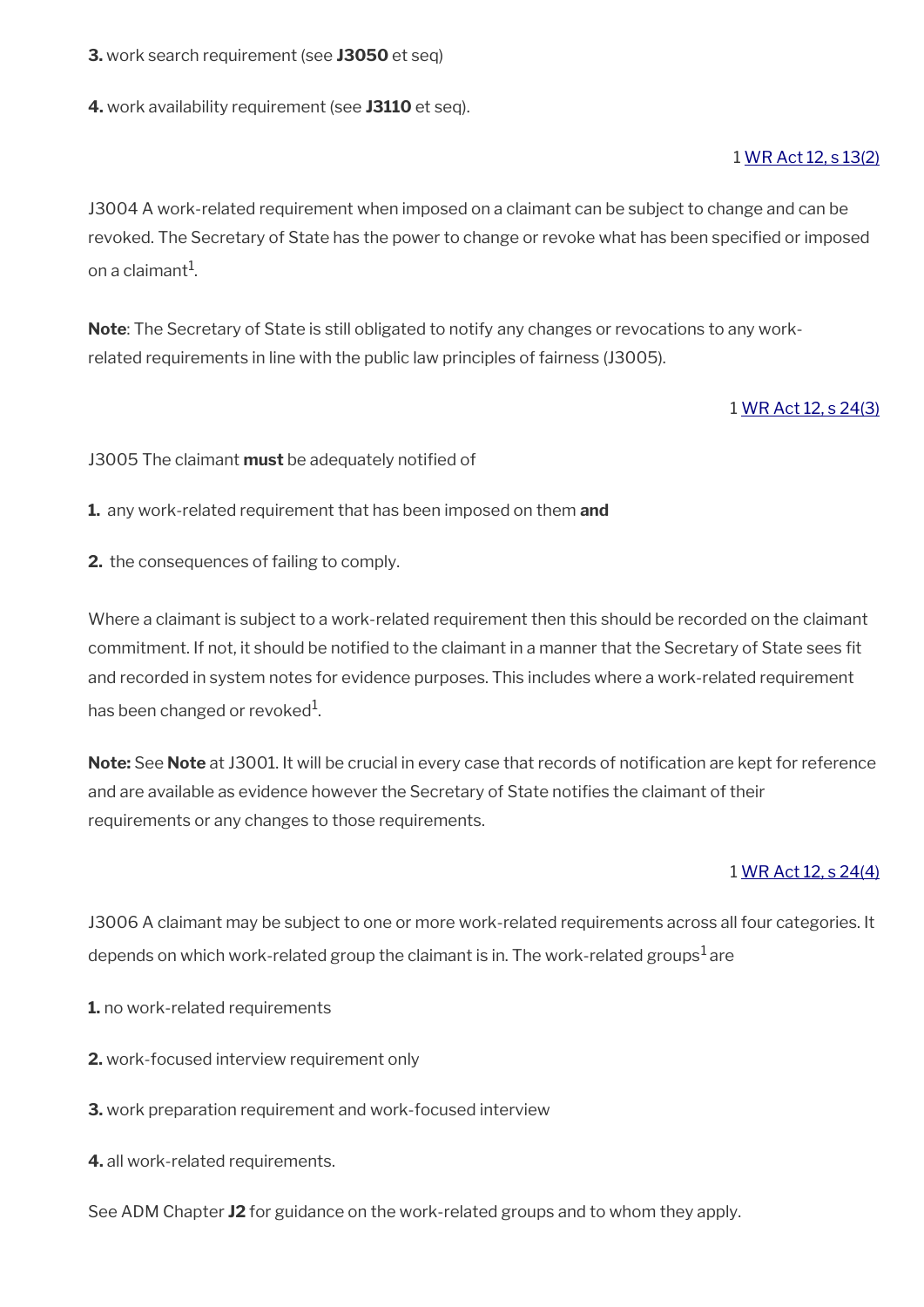**3.** work search requirement (see **J3050** et seq)

**4.** work availability requirement (see **J3110** et seq).

1 WR Act 12, s 13(2)

J3004 A work-related requirement when imposed on a claimant can be subject to change and can be revoked. The Secretary of State has the power to change or revoke what has been specified or imposed on a claimant[1].

**Note**: The Secretary of State is still obligated to notify any changes or revocations to any work-related requirements in line with the public law principles of fairness (J3005).

1 WR Act 12, s 24(3)

J3005 The claimant **must** be adequately notified of

**1.** any work-related requirement that has been imposed on them **and**

**2.** the consequences of failing to comply.

Where a claimant is subject to a work-related requirement then this should be recorded on the claimant commitment. If not, it should be notified to the claimant in a manner that the Secretary of State sees fit and recorded in system notes for evidence purposes. This includes where a work-related requirement has been changed or revoked[1].

**Note:** See **Note** at J3001. It will be crucial in every case that records of notification are kept for reference and are available as evidence however the Secretary of State notifies the claimant of their requirements or any changes to those requirements.

1 WR Act 12, s 24(4)

J3006 A claimant may be subject to one or more work-related requirements across all four categories. It depends on which work-related group the claimant is in. The work-related groups[1] are

**1.** no work-related requirements

**2.** work-focused interview requirement only

**3.** work preparation requirement and work-focused interview

**4.** all work-related requirements.

See ADM Chapter **J2** for guidance on the work-related groups and to whom they apply.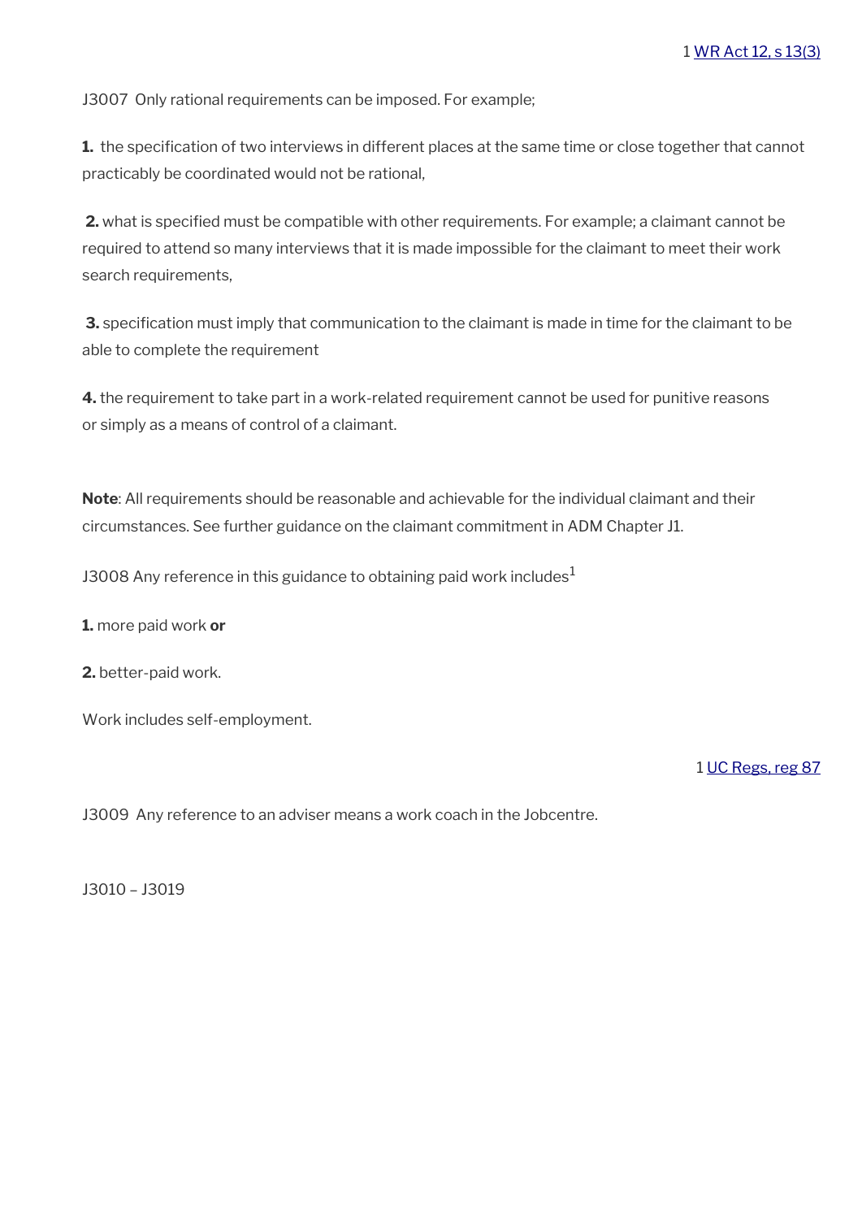1 WR Act 12, s 13(3)

J3007 Only rational requirements can be imposed. For example;

**1.** the specification of two interviews in different places at the same time or close together that cannot practicably be coordinated would not be rational,

**2.** what is specified must be compatible with other requirements. For example; a claimant cannot be required to attend so many interviews that it is made impossible for the claimant to meet their work search requirements,

**3.** specification must imply that communication to the claimant is made in time for the claimant to be able to complete the requirement

**4.** the requirement to take part in a work-related requirement cannot be used for punitive reasons or simply as a means of control of a claimant.

**Note**: All requirements should be reasonable and achievable for the individual claimant and their circumstances. See further guidance on the claimant commitment in ADM Chapter J1.

J3008 Any reference in this guidance to obtaining paid work includes[1]

**1.** more paid work **or**

**2.** better-paid work.

Work includes self-employment.

1 UC Regs, reg 87

J3009 Any reference to an adviser means a work coach in the Jobcentre.

J3010 – J3019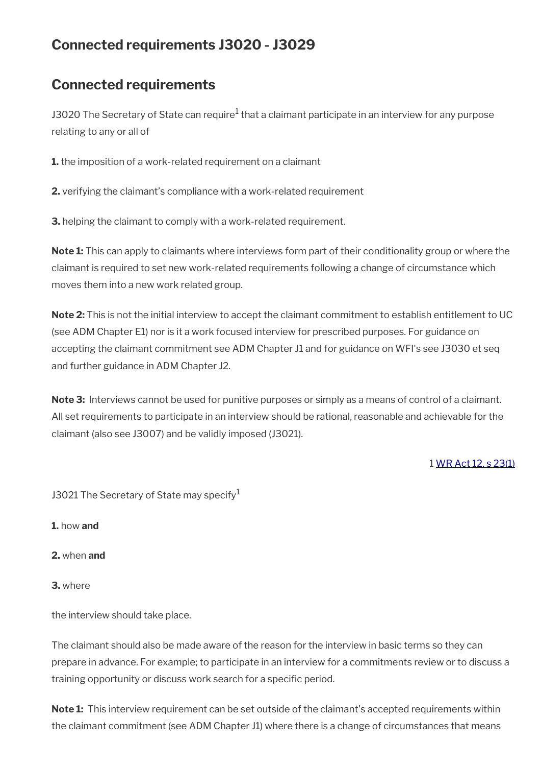## Connected requirements J3020 - J3029

## Connected requirements

J3020 The Secretary of State can require[1] that a claimant participate in an interview for any purpose relating to any or all of

**1.** the imposition of a work-related requirement on a claimant

**2.** verifying the claimant's compliance with a work-related requirement

**3.** helping the claimant to comply with a work-related requirement.

**Note 1:** This can apply to claimants where interviews form part of their conditionality group or where the claimant is required to set new work-related requirements following a change of circumstance which moves them into a new work related group.

**Note 2:** This is not the initial interview to accept the claimant commitment to establish entitlement to UC (see ADM Chapter E1) nor is it a work focused interview for prescribed purposes. For guidance on accepting the claimant commitment see ADM Chapter J1 and for guidance on WFI's see J3030 et seq and further guidance in ADM Chapter J2.

**Note 3:** Interviews cannot be used for punitive purposes or simply as a means of control of a claimant. All set requirements to participate in an interview should be rational, reasonable and achievable for the claimant (also see J3007) and be validly imposed (J3021).

1 WR Act 12, s 23(1)

J3021 The Secretary of State may specify[1]

**1.** how **and**

**2.** when **and**

**3.** where

the interview should take place.

The claimant should also be made aware of the reason for the interview in basic terms so they can prepare in advance. For example; to participate in an interview for a commitments review or to discuss a training opportunity or discuss work search for a specific period.

**Note 1:** This interview requirement can be set outside of the claimant's accepted requirements within the claimant commitment (see ADM Chapter J1) where there is a change of circumstances that means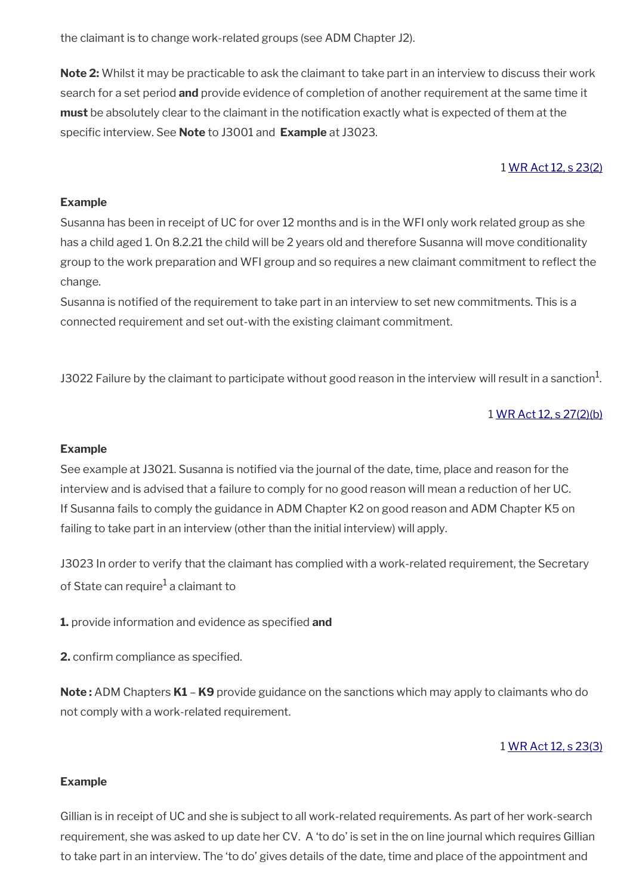the claimant is to change work-related groups (see ADM Chapter J2).

**Note 2:** Whilst it may be practicable to ask the claimant to take part in an interview to discuss their work search for a set period **and** provide evidence of completion of another requirement at the same time it **must** be absolutely clear to the claimant in the notification exactly what is expected of them at the specific interview. See **Note** to J3001 and **Example** at J3023.

1 WR Act 12, s 23(2)

**Example**

Susanna has been in receipt of UC for over 12 months and is in the WFI only work related group as she has a child aged 1. On 8.2.21 the child will be 2 years old and therefore Susanna will move conditionality group to the work preparation and WFI group and so requires a new claimant commitment to reflect the change.

Susanna is notified of the requirement to take part in an interview to set new commitments. This is a connected requirement and set out-with the existing claimant commitment.

J3022 Failure by the claimant to participate without good reason in the interview will result in a sanction[1].

1 WR Act 12, s 27(2)(b)

**Example**

See example at J3021. Susanna is notified via the journal of the date, time, place and reason for the interview and is advised that a failure to comply for no good reason will mean a reduction of her UC. If Susanna fails to comply the guidance in ADM Chapter K2 on good reason and ADM Chapter K5 on failing to take part in an interview (other than the initial interview) will apply.

J3023 In order to verify that the claimant has complied with a work-related requirement, the Secretary of State can require[1] a claimant to

**1.** provide information and evidence as specified **and**

**2.** confirm compliance as specified.

**Note :** ADM Chapters **K1** – **K9** provide guidance on the sanctions which may apply to claimants who do not comply with a work-related requirement.

1 WR Act 12, s 23(3)

**Example**

Gillian is in receipt of UC and she is subject to all work-related requirements. As part of her work-search requirement, she was asked to up date her CV. A 'to do' is set in the on line journal which requires Gillian to take part in an interview. The 'to do' gives details of the date, time and place of the appointment and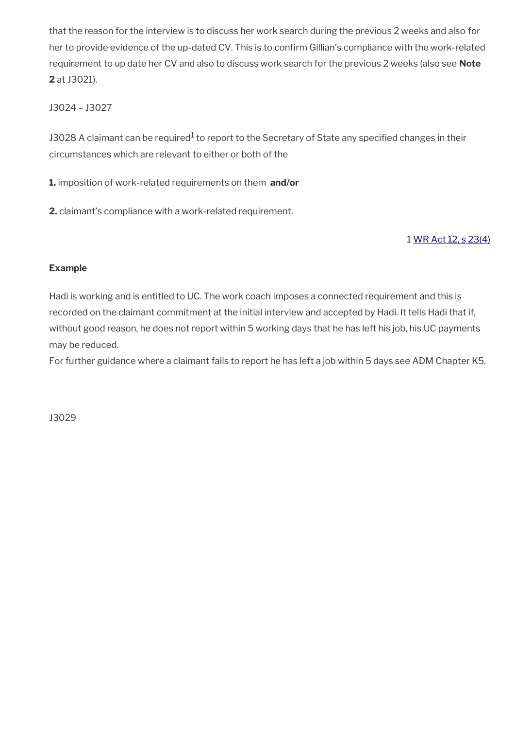that the reason for the interview is to discuss her work search during the previous 2 weeks and also for her to provide evidence of the up-dated CV. This is to confirm Gillian's compliance with the work-related requirement to up date her CV and also to discuss work search for the previous 2 weeks (also see **Note 2** at J3021).

J3024 – J3027

J3028 A claimant can be required[1] to report to the Secretary of State any specified changes in their circumstances which are relevant to either or both of the

**1.** imposition of work-related requirements on them **and/or**

**2.** claimant's compliance with a work-related requirement.

1 WR Act 12, s 23(4)

**Example**

Hadi is working and is entitled to UC. The work coach imposes a connected requirement and this is recorded on the claimant commitment at the initial interview and accepted by Hadi. It tells Hadi that if, without good reason, he does not report within 5 working days that he has left his job, his UC payments may be reduced.
For further guidance where a claimant fails to report he has left a job within 5 days see ADM Chapter K5.

J3029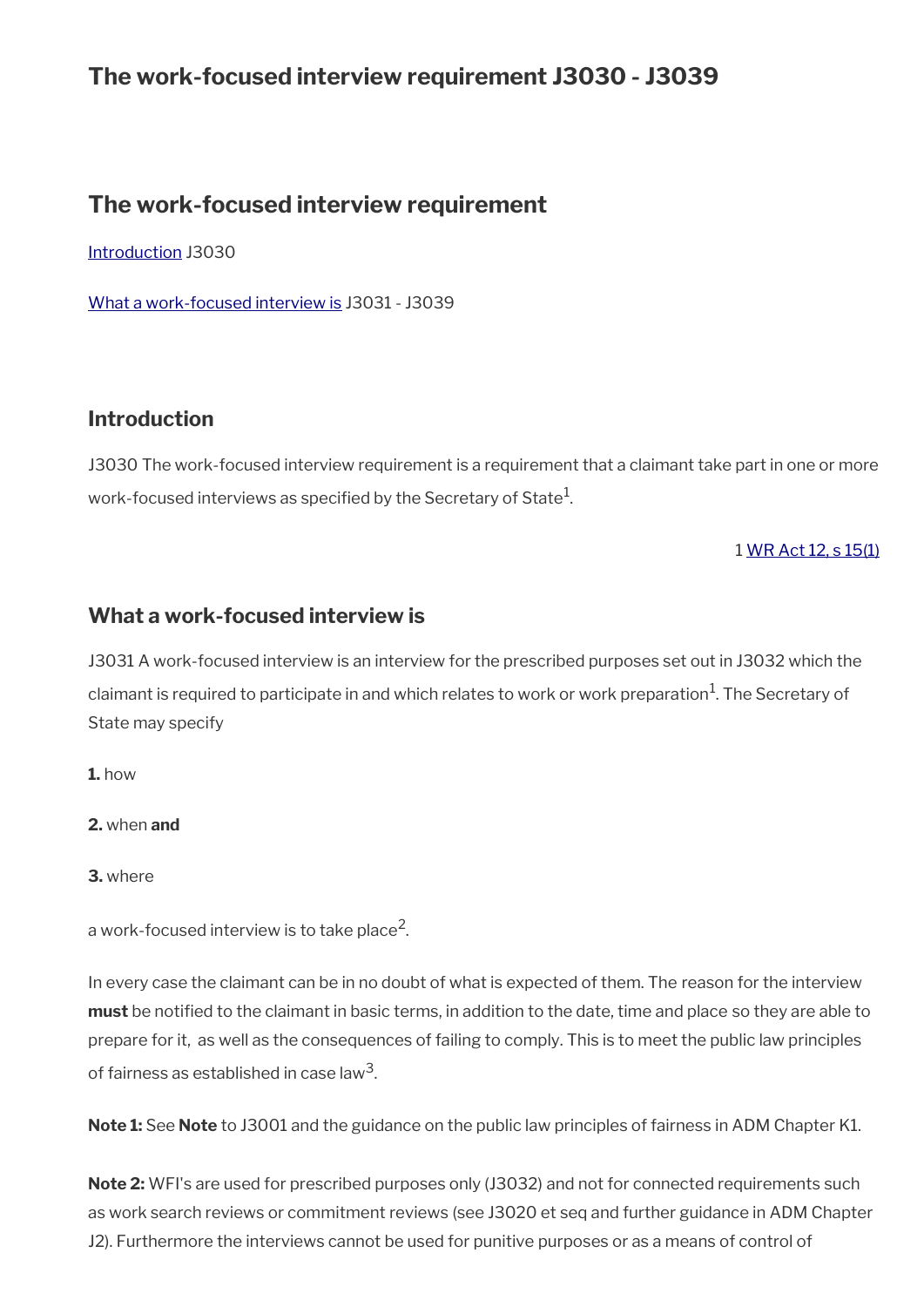# The work-focused interview requirement J3030 - J3039

## The work-focused interview requirement

[Introduction](#) J3030

[What a work-focused interview is](#) J3031 - J3039

### Introduction

J3030 The work-focused interview requirement is a requirement that a claimant take part in one or more work-focused interviews as specified by the Secretary of State[1].

1 [WR Act 12, s 15(1)](#)

### What a work-focused interview is

J3031 A work-focused interview is an interview for the prescribed purposes set out in J3032 which the claimant is required to participate in and which relates to work or work preparation[1]. The Secretary of State may specify

**1.** how

**2.** when **and**

**3.** where

a work-focused interview is to take place[2].

In every case the claimant can be in no doubt of what is expected of them. The reason for the interview **must** be notified to the claimant in basic terms, in addition to the date, time and place so they are able to prepare for it, as well as the consequences of failing to comply. This is to meet the public law principles of fairness as established in case law[3].

**Note 1:** See **Note** to J3001 and the guidance on the public law principles of fairness in ADM Chapter K1.

**Note 2:** WFI's are used for prescribed purposes only (J3032) and not for connected requirements such as work search reviews or commitment reviews (see J3020 et seq and further guidance in ADM Chapter J2). Furthermore the interviews cannot be used for punitive purposes or as a means of control of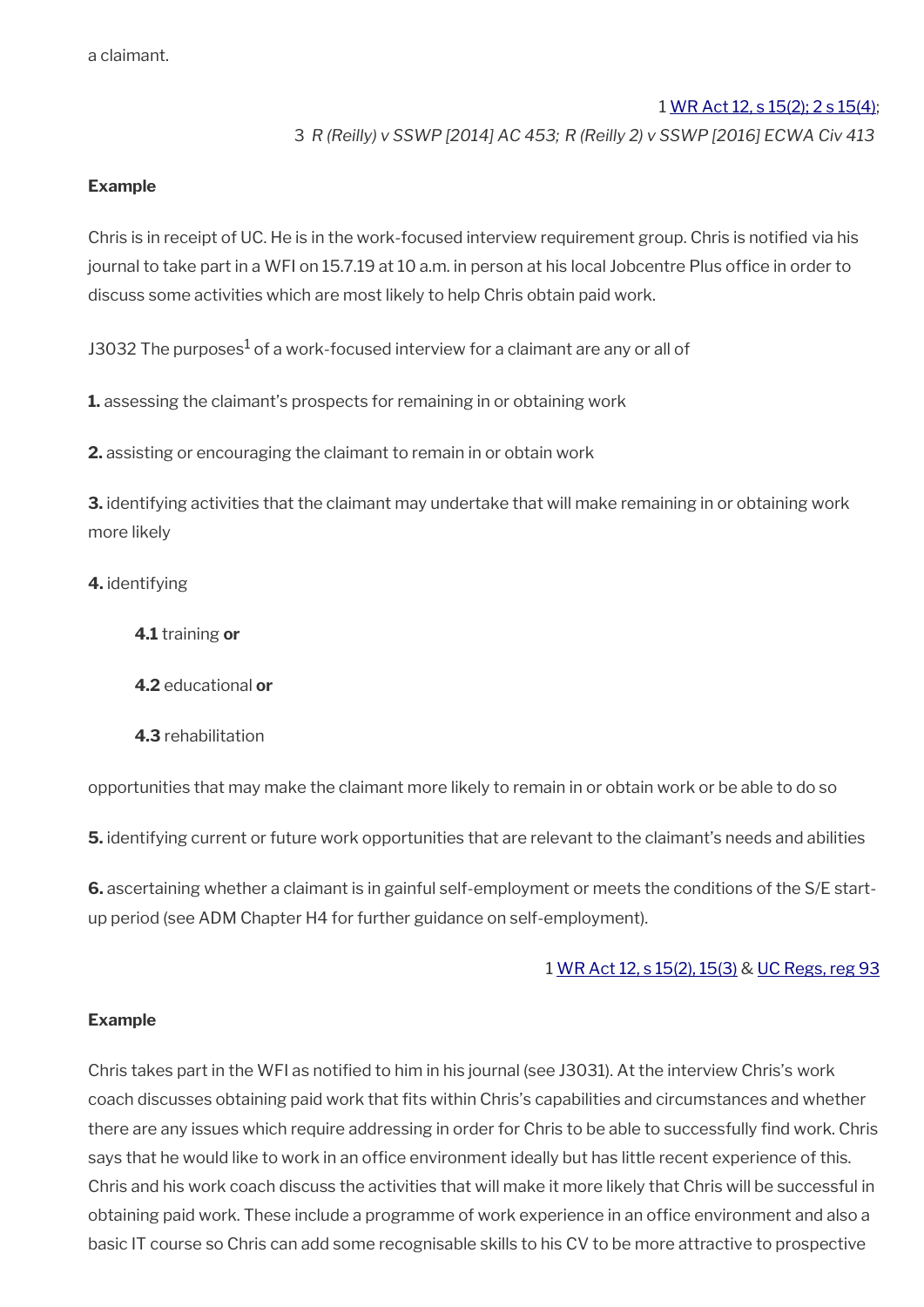a claimant.

1 WR Act 12, s 15(2); 2 s 15(4);
3 *R (Reilly) v SSWP [2014] AC 453; R (Reilly 2) v SSWP [2016] ECWA Civ 413*

**Example**

Chris is in receipt of UC. He is in the work-focused interview requirement group. Chris is notified via his journal to take part in a WFI on 15.7.19 at 10 a.m. in person at his local Jobcentre Plus office in order to discuss some activities which are most likely to help Chris obtain paid work.

J3032 The purposes[1] of a work-focused interview for a claimant are any or all of

**1.** assessing the claimant's prospects for remaining in or obtaining work

**2.** assisting or encouraging the claimant to remain in or obtain work

**3.** identifying activities that the claimant may undertake that will make remaining in or obtaining work more likely

**4.** identifying

> **4.1** training **or**
>
> **4.2** educational **or**
>
> **4.3** rehabilitation

opportunities that may make the claimant more likely to remain in or obtain work or be able to do so

**5.** identifying current or future work opportunities that are relevant to the claimant's needs and abilities

**6.** ascertaining whether a claimant is in gainful self-employment or meets the conditions of the S/E start-up period (see ADM Chapter H4 for further guidance on self-employment).

1 WR Act 12, s 15(2), 15(3) & UC Regs, reg 93

**Example**

Chris takes part in the WFI as notified to him in his journal (see J3031). At the interview Chris's work coach discusses obtaining paid work that fits within Chris's capabilities and circumstances and whether there are any issues which require addressing in order for Chris to be able to successfully find work. Chris says that he would like to work in an office environment ideally but has little recent experience of this. Chris and his work coach discuss the activities that will make it more likely that Chris will be successful in obtaining paid work. These include a programme of work experience in an office environment and also a basic IT course so Chris can add some recognisable skills to his CV to be more attractive to prospective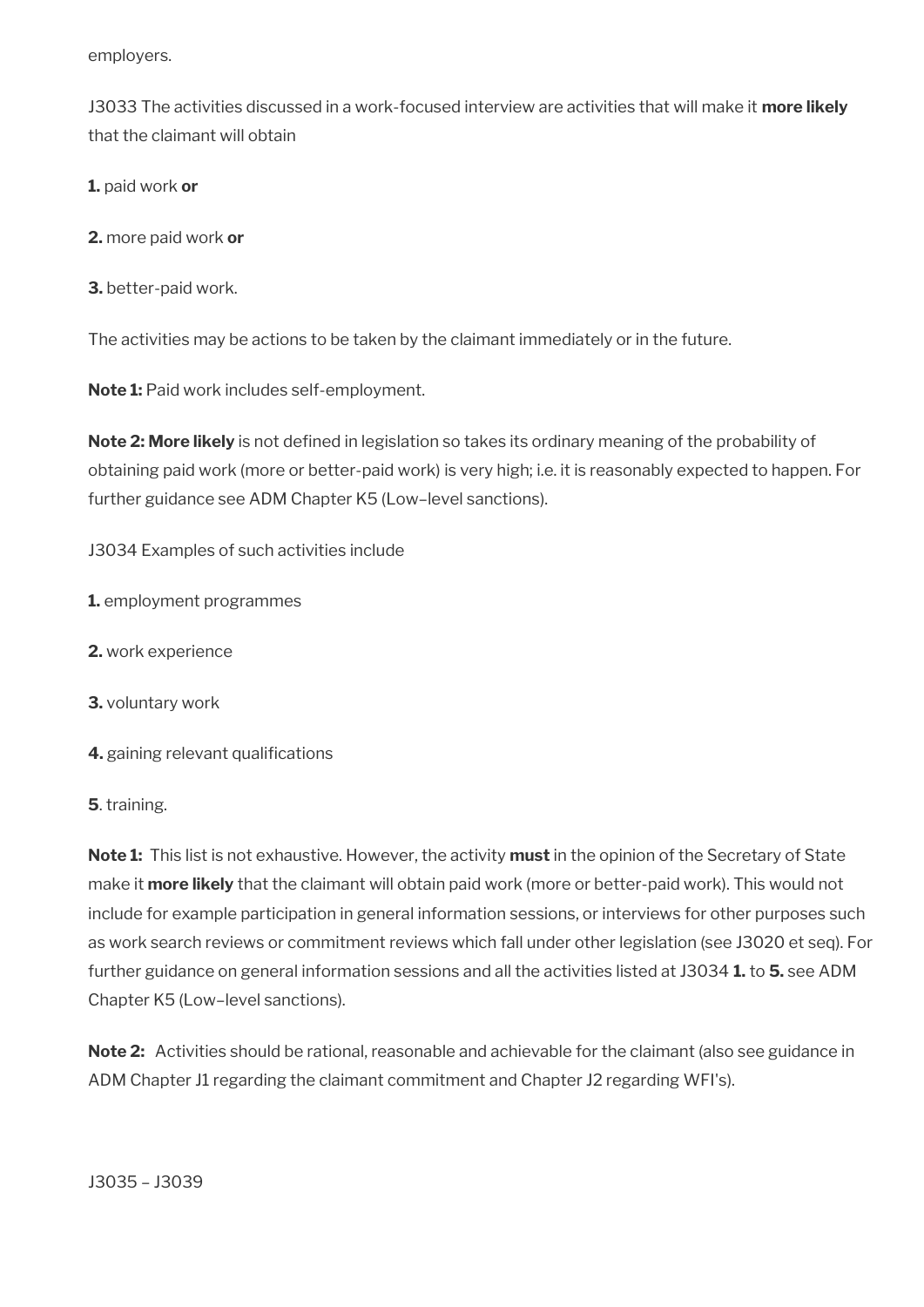employers.

J3033 The activities discussed in a work-focused interview are activities that will make it **more likely** that the claimant will obtain

**1.** paid work **or**

**2.** more paid work **or**

**3.** better-paid work.

The activities may be actions to be taken by the claimant immediately or in the future.

**Note 1:** Paid work includes self-employment.

**Note 2: More likely** is not defined in legislation so takes its ordinary meaning of the probability of obtaining paid work (more or better-paid work) is very high; i.e. it is reasonably expected to happen. For further guidance see ADM Chapter K5 (Low–level sanctions).

J3034 Examples of such activities include

**1.** employment programmes

**2.** work experience

**3.** voluntary work

**4.** gaining relevant qualifications

**5**. training.

**Note 1:** This list is not exhaustive. However, the activity **must** in the opinion of the Secretary of State make it **more likely** that the claimant will obtain paid work (more or better-paid work). This would not include for example participation in general information sessions, or interviews for other purposes such as work search reviews or commitment reviews which fall under other legislation (see J3020 et seq). For further guidance on general information sessions and all the activities listed at J3034 **1.** to **5.** see ADM Chapter K5 (Low–level sanctions).

**Note 2:** Activities should be rational, reasonable and achievable for the claimant (also see guidance in ADM Chapter J1 regarding the claimant commitment and Chapter J2 regarding WFI's).

J3035 – J3039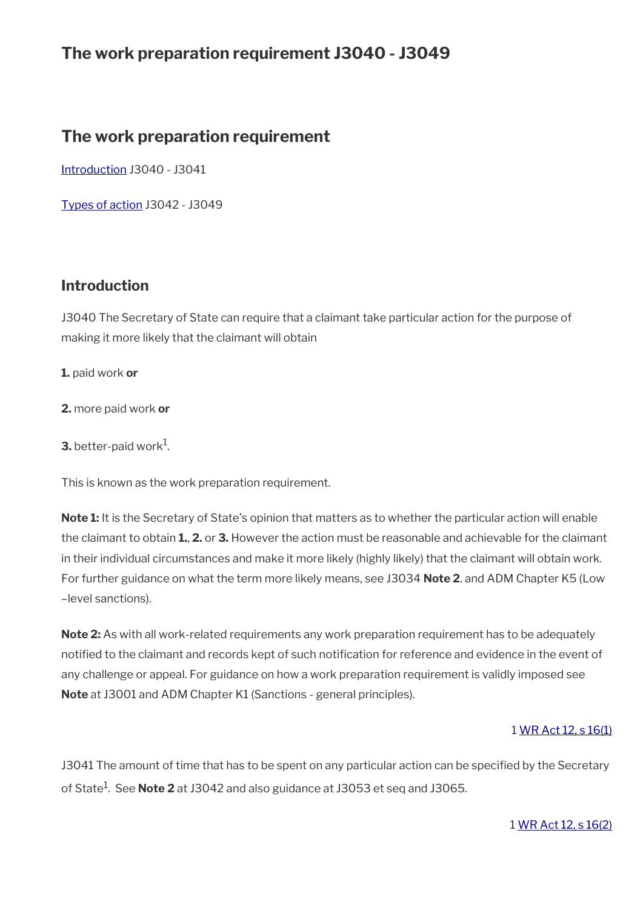# The work preparation requirement J3040 - J3049

## The work preparation requirement

[Introduction](#) J3040 - J3041

[Types of action](#) J3042 - J3049

### Introduction

J3040 The Secretary of State can require that a claimant take particular action for the purpose of making it more likely that the claimant will obtain

**1.** paid work **or**

**2.** more paid work **or**

**3.** better-paid work[1].

This is known as the work preparation requirement.

**Note 1:** It is the Secretary of State's opinion that matters as to whether the particular action will enable the claimant to obtain **1.**, **2.** or **3.** However the action must be reasonable and achievable for the claimant in their individual circumstances and make it more likely (highly likely) that the claimant will obtain work. For further guidance on what the term more likely means, see J3034 **Note 2**. and ADM Chapter K5 (Low –level sanctions).

**Note 2:** As with all work-related requirements any work preparation requirement has to be adequately notified to the claimant and records kept of such notification for reference and evidence in the event of any challenge or appeal. For guidance on how a work preparation requirement is validly imposed see **Note** at J3001 and ADM Chapter K1 (Sanctions - general principles).

1 [WR Act 12, s 16(1)](#)

J3041 The amount of time that has to be spent on any particular action can be specified by the Secretary of State[1]. See **Note 2** at J3042 and also guidance at J3053 et seq and J3065.

1 [WR Act 12, s 16(2)](#)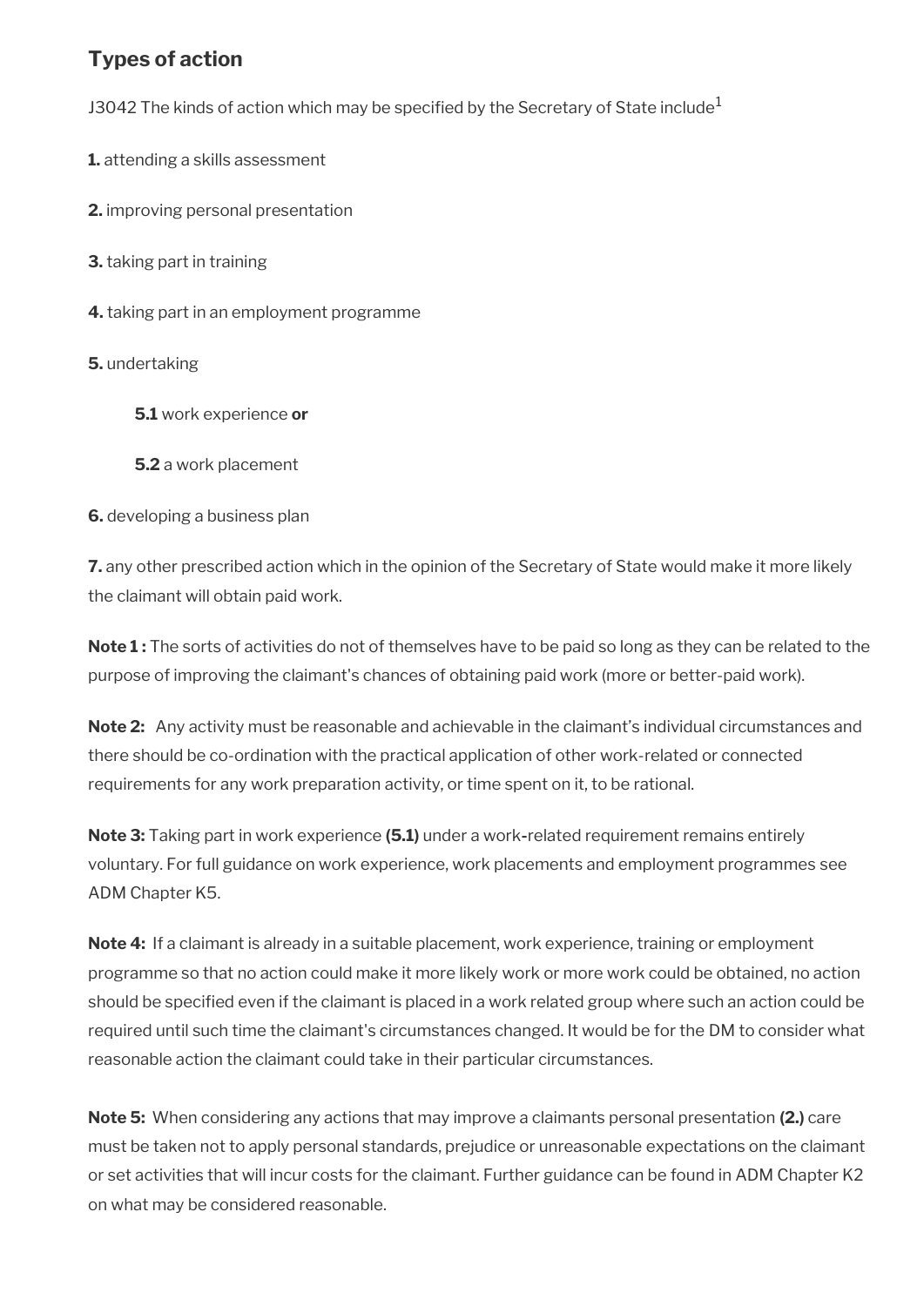## Types of action

J3042 The kinds of action which may be specified by the Secretary of State include[1]

**1.** attending a skills assessment

**2.** improving personal presentation

**3.** taking part in training

**4.** taking part in an employment programme

**5.** undertaking

> **5.1** work experience **or**
>
> **5.2** a work placement

**6.** developing a business plan

**7.** any other prescribed action which in the opinion of the Secretary of State would make it more likely the claimant will obtain paid work.

**Note 1 :** The sorts of activities do not of themselves have to be paid so long as they can be related to the purpose of improving the claimant's chances of obtaining paid work (more or better-paid work).

**Note 2:** Any activity must be reasonable and achievable in the claimant's individual circumstances and there should be co-ordination with the practical application of other work-related or connected requirements for any work preparation activity, or time spent on it, to be rational.

**Note 3:** Taking part in work experience **(5.1)** under a work**-**related requirement remains entirely voluntary. For full guidance on work experience, work placements and employment programmes see ADM Chapter K5.

**Note 4:** If a claimant is already in a suitable placement, work experience, training or employment programme so that no action could make it more likely work or more work could be obtained, no action should be specified even if the claimant is placed in a work related group where such an action could be required until such time the claimant's circumstances changed. It would be for the DM to consider what reasonable action the claimant could take in their particular circumstances.

**Note 5:** When considering any actions that may improve a claimants personal presentation **(2.)** care must be taken not to apply personal standards, prejudice or unreasonable expectations on the claimant or set activities that will incur costs for the claimant. Further guidance can be found in ADM Chapter K2 on what may be considered reasonable.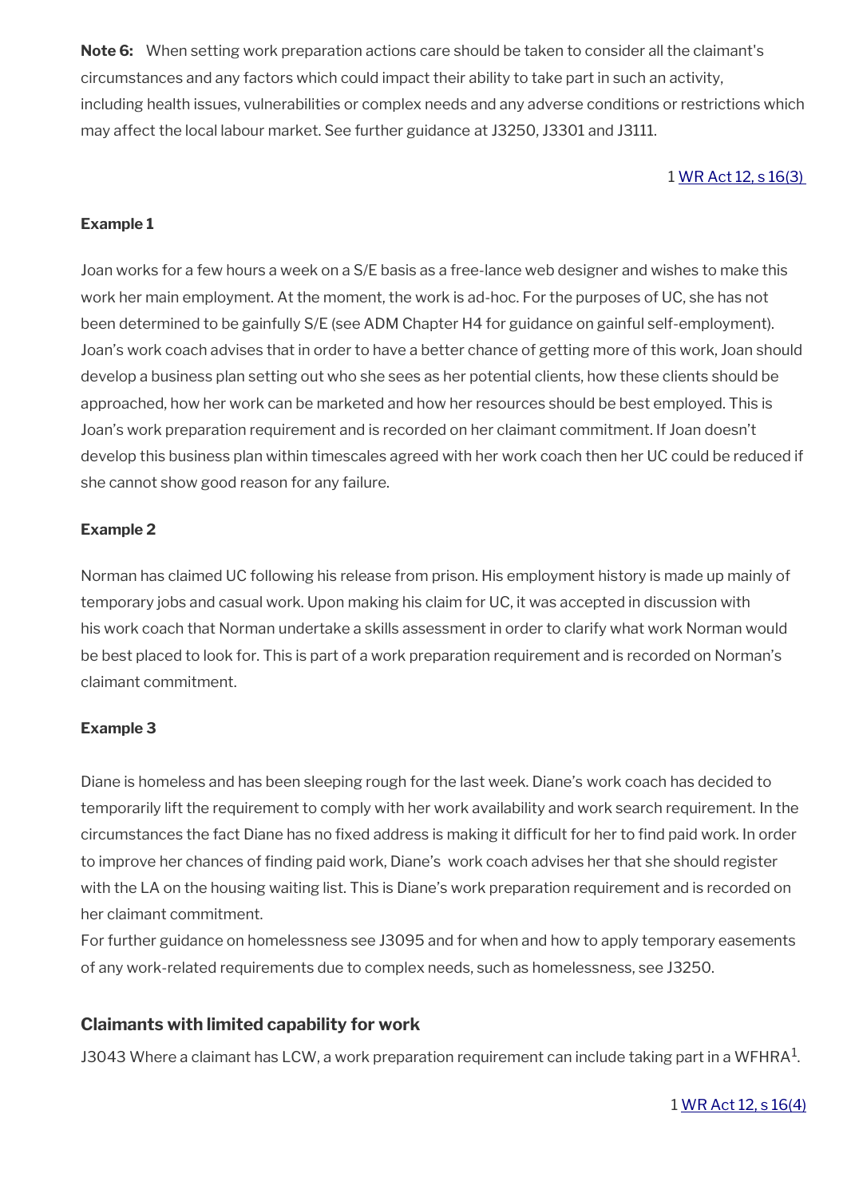**Note 6:** When setting work preparation actions care should be taken to consider all the claimant's circumstances and any factors which could impact their ability to take part in such an activity, including health issues, vulnerabilities or complex needs and any adverse conditions or restrictions which may affect the local labour market. See further guidance at J3250, J3301 and J3111.

1 WR Act 12, s 16(3)

**Example 1**

Joan works for a few hours a week on a S/E basis as a free-lance web designer and wishes to make this work her main employment. At the moment, the work is ad-hoc. For the purposes of UC, she has not been determined to be gainfully S/E (see ADM Chapter H4 for guidance on gainful self-employment). Joan's work coach advises that in order to have a better chance of getting more of this work, Joan should develop a business plan setting out who she sees as her potential clients, how these clients should be approached, how her work can be marketed and how her resources should be best employed. This is Joan's work preparation requirement and is recorded on her claimant commitment. If Joan doesn't develop this business plan within timescales agreed with her work coach then her UC could be reduced if she cannot show good reason for any failure.

**Example 2**

Norman has claimed UC following his release from prison. His employment history is made up mainly of temporary jobs and casual work. Upon making his claim for UC, it was accepted in discussion with his work coach that Norman undertake a skills assessment in order to clarify what work Norman would be best placed to look for. This is part of a work preparation requirement and is recorded on Norman's claimant commitment.

**Example 3**

Diane is homeless and has been sleeping rough for the last week. Diane's work coach has decided to temporarily lift the requirement to comply with her work availability and work search requirement. In the circumstances the fact Diane has no fixed address is making it difficult for her to find paid work. In order to improve her chances of finding paid work, Diane's work coach advises her that she should register with the LA on the housing waiting list. This is Diane's work preparation requirement and is recorded on her claimant commitment.
For further guidance on homelessness see J3095 and for when and how to apply temporary easements of any work-related requirements due to complex needs, such as homelessness, see J3250.

### Claimants with limited capability for work

J3043 Where a claimant has LCW, a work preparation requirement can include taking part in a WFHRA[1].

1 WR Act 12, s 16(4)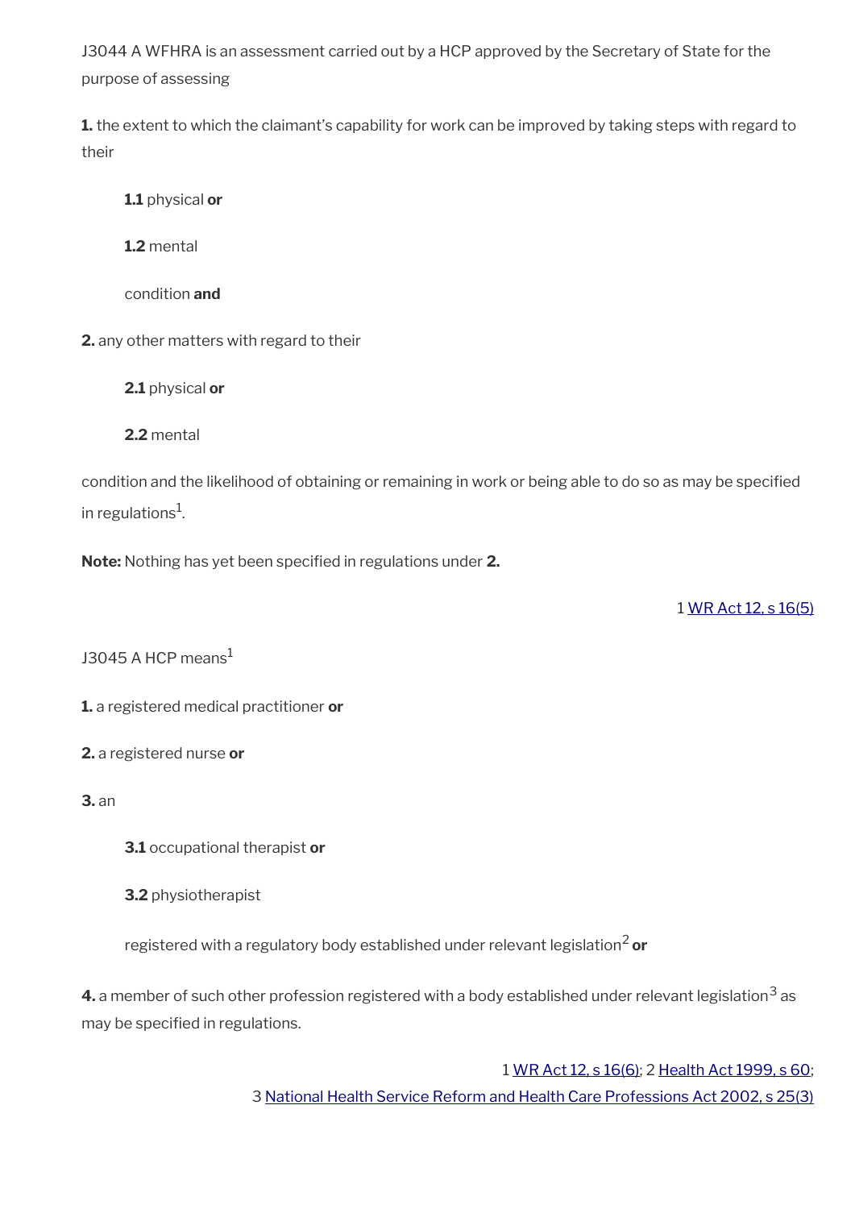J3044 A WFHRA is an assessment carried out by a HCP approved by the Secretary of State for the purpose of assessing

**1.** the extent to which the claimant's capability for work can be improved by taking steps with regard to their

> **1.1** physical **or**
>
> **1.2** mental
>
> condition **and**

**2.** any other matters with regard to their

> **2.1** physical **or**
>
> **2.2** mental

condition and the likelihood of obtaining or remaining in work or being able to do so as may be specified in regulations[1].

**Note:** Nothing has yet been specified in regulations under **2.**

1 WR Act 12, s 16(5)

J3045 A HCP means[1]

**1.** a registered medical practitioner **or**

**2.** a registered nurse **or**

**3.** an

> **3.1** occupational therapist **or**
>
> **3.2** physiotherapist
>
> registered with a regulatory body established under relevant legislation[2] **or**

**4.** a member of such other profession registered with a body established under relevant legislation[3] as may be specified in regulations.

1 WR Act 12, s 16(6); 2 Health Act 1999, s 60;
3 National Health Service Reform and Health Care Professions Act 2002, s 25(3)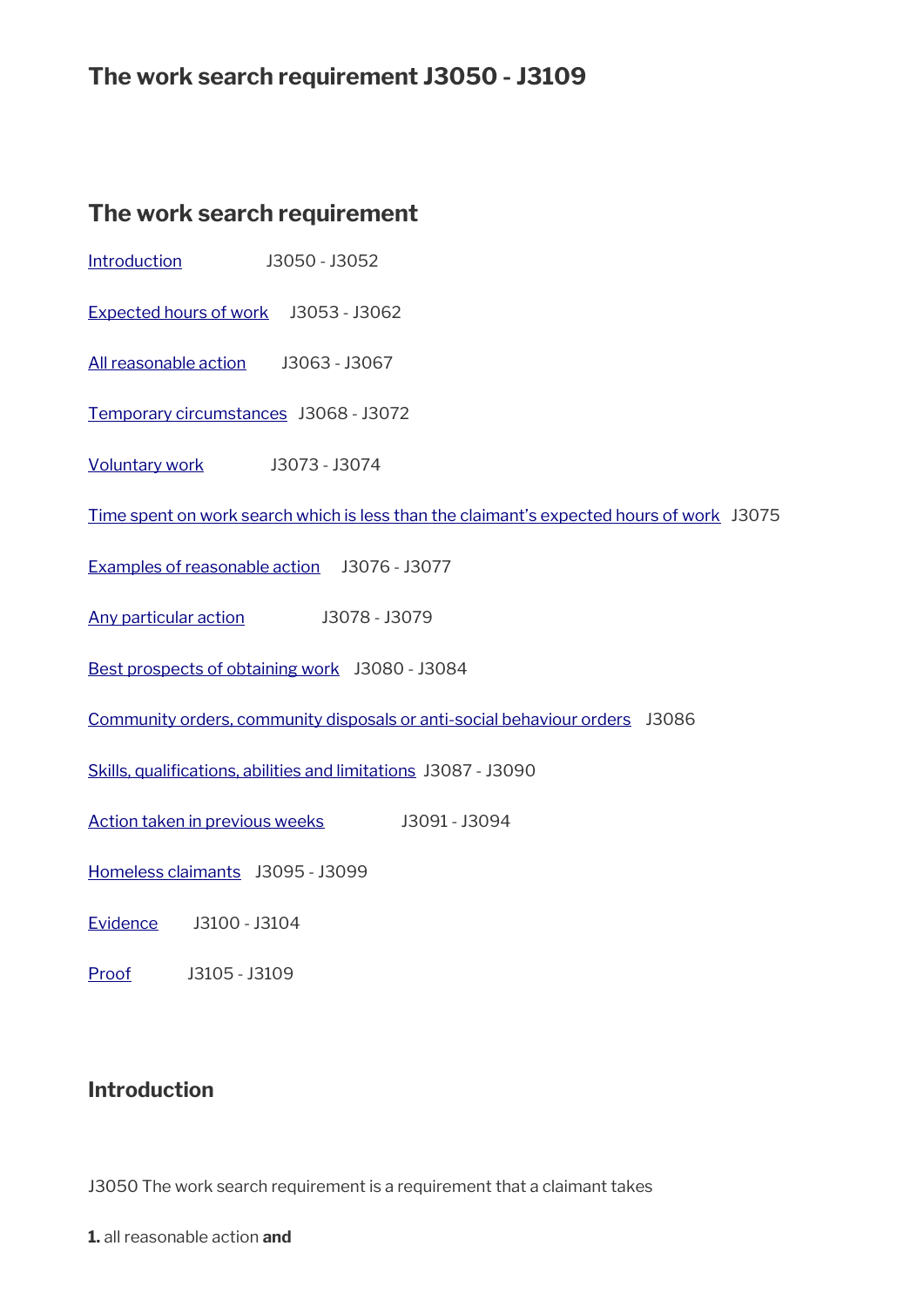# The work search requirement J3050 - J3109

## The work search requirement

Introduction J3050 - J3052

Expected hours of work J3053 - J3062

All reasonable action J3063 - J3067

Temporary circumstances J3068 - J3072

Voluntary work J3073 - J3074

Time spent on work search which is less than the claimant's expected hours of work J3075

Examples of reasonable action J3076 - J3077

Any particular action J3078 - J3079

Best prospects of obtaining work J3080 - J3084

Community orders, community disposals or anti-social behaviour orders J3086

Skills, qualifications, abilities and limitations J3087 - J3090

Action taken in previous weeks J3091 - J3094

Homeless claimants J3095 - J3099

Evidence J3100 - J3104

Proof J3105 - J3109

## Introduction

J3050 The work search requirement is a requirement that a claimant takes

**1.** all reasonable action **and**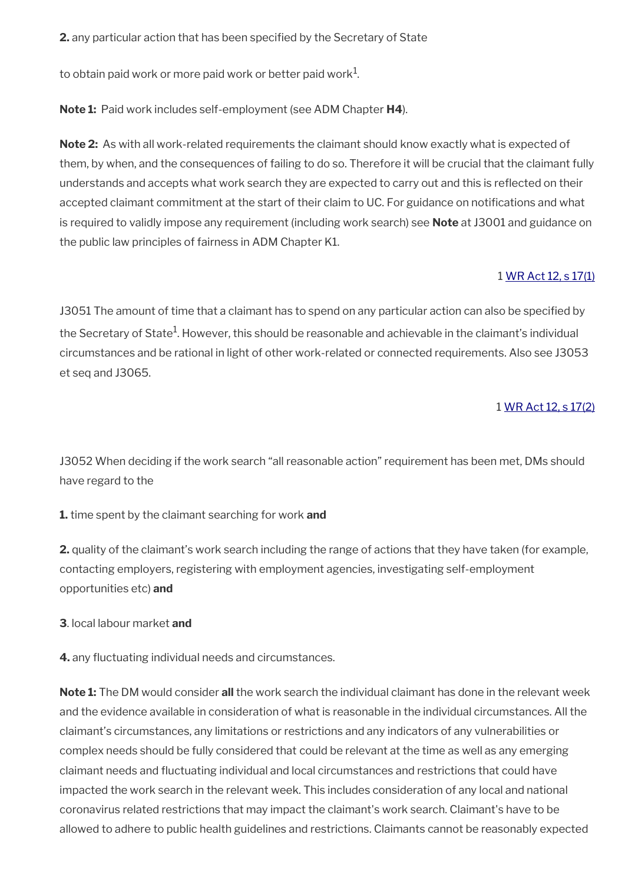**2.** any particular action that has been specified by the Secretary of State

to obtain paid work or more paid work or better paid work[1].

**Note 1:** Paid work includes self-employment (see ADM Chapter **H4**).

**Note 2:** As with all work-related requirements the claimant should know exactly what is expected of them, by when, and the consequences of failing to do so. Therefore it will be crucial that the claimant fully understands and accepts what work search they are expected to carry out and this is reflected on their accepted claimant commitment at the start of their claim to UC. For guidance on notifications and what is required to validly impose any requirement (including work search) see **Note** at J3001 and guidance on the public law principles of fairness in ADM Chapter K1.

1 WR Act 12, s 17(1)

J3051 The amount of time that a claimant has to spend on any particular action can also be specified by the Secretary of State[1]. However, this should be reasonable and achievable in the claimant's individual circumstances and be rational in light of other work-related or connected requirements. Also see J3053 et seq and J3065.

1 WR Act 12, s 17(2)

J3052 When deciding if the work search "all reasonable action" requirement has been met, DMs should have regard to the

**1.** time spent by the claimant searching for work **and**

**2.** quality of the claimant's work search including the range of actions that they have taken (for example, contacting employers, registering with employment agencies, investigating self-employment opportunities etc) **and**

**3**. local labour market **and**

**4.** any fluctuating individual needs and circumstances.

**Note 1:** The DM would consider **all** the work search the individual claimant has done in the relevant week and the evidence available in consideration of what is reasonable in the individual circumstances. All the claimant's circumstances, any limitations or restrictions and any indicators of any vulnerabilities or complex needs should be fully considered that could be relevant at the time as well as any emerging claimant needs and fluctuating individual and local circumstances and restrictions that could have impacted the work search in the relevant week. This includes consideration of any local and national coronavirus related restrictions that may impact the claimant's work search. Claimant's have to be allowed to adhere to public health guidelines and restrictions. Claimants cannot be reasonably expected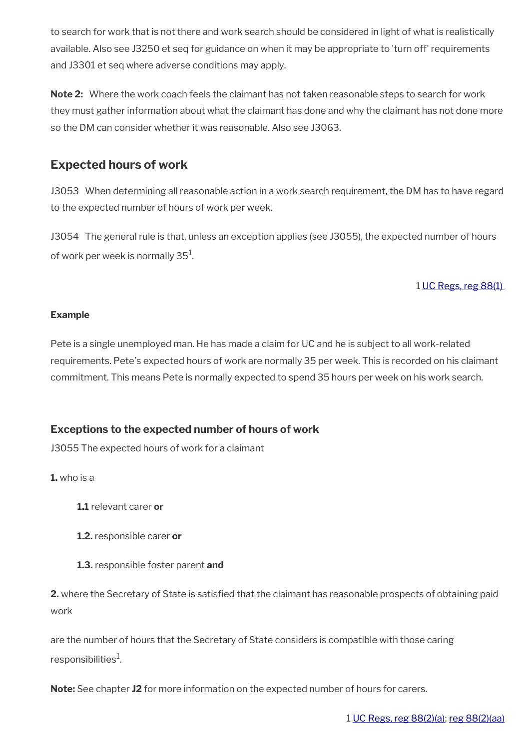to search for work that is not there and work search should be considered in light of what is realistically available. Also see J3250 et seq for guidance on when it may be appropriate to 'turn off' requirements and J3301 et seq where adverse conditions may apply.

**Note 2:** Where the work coach feels the claimant has not taken reasonable steps to search for work they must gather information about what the claimant has done and why the claimant has not done more so the DM can consider whether it was reasonable. Also see J3063.

## Expected hours of work

J3053 When determining all reasonable action in a work search requirement, the DM has to have regard to the expected number of hours of work per week.

J3054 The general rule is that, unless an exception applies (see J3055), the expected number of hours of work per week is normally 35[1].

1 UC Regs, reg 88(1)

**Example**

Pete is a single unemployed man. He has made a claim for UC and he is subject to all work-related requirements. Pete's expected hours of work are normally 35 per week. This is recorded on his claimant commitment. This means Pete is normally expected to spend 35 hours per week on his work search.

### Exceptions to the expected number of hours of work

J3055 The expected hours of work for a claimant

**1.** who is a

> **1.1** relevant carer **or**
>
> **1.2.** responsible carer **or**
>
> **1.3.** responsible foster parent **and**

**2.** where the Secretary of State is satisfied that the claimant has reasonable prospects of obtaining paid work

are the number of hours that the Secretary of State considers is compatible with those caring responsibilities[1].

**Note:** See chapter **J2** for more information on the expected number of hours for carers.

1 UC Regs, reg 88(2)(a); reg 88(2)(aa)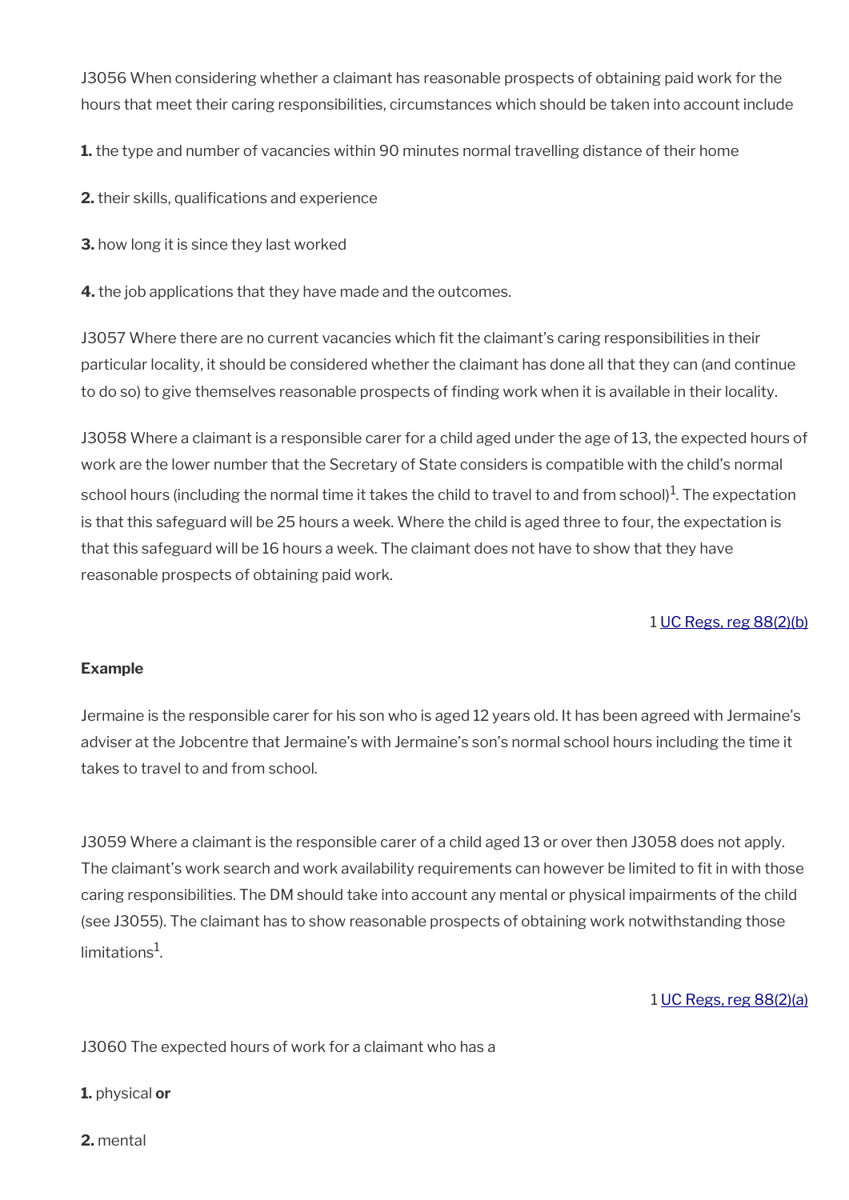J3056 When considering whether a claimant has reasonable prospects of obtaining paid work for the hours that meet their caring responsibilities, circumstances which should be taken into account include

**1.** the type and number of vacancies within 90 minutes normal travelling distance of their home

**2.** their skills, qualifications and experience

**3.** how long it is since they last worked

**4.** the job applications that they have made and the outcomes.

J3057 Where there are no current vacancies which fit the claimant's caring responsibilities in their particular locality, it should be considered whether the claimant has done all that they can (and continue to do so) to give themselves reasonable prospects of finding work when it is available in their locality.

J3058 Where a claimant is a responsible carer for a child aged under the age of 13, the expected hours of work are the lower number that the Secretary of State considers is compatible with the child's normal school hours (including the normal time it takes the child to travel to and from school)[1]. The expectation is that this safeguard will be 25 hours a week. Where the child is aged three to four, the expectation is that this safeguard will be 16 hours a week. The claimant does not have to show that they have reasonable prospects of obtaining paid work.

1 [UC Regs, reg 88(2)(b)]

**Example**

Jermaine is the responsible carer for his son who is aged 12 years old. It has been agreed with Jermaine's adviser at the Jobcentre that Jermaine's with Jermaine's son's normal school hours including the time it takes to travel to and from school.

J3059 Where a claimant is the responsible carer of a child aged 13 or over then J3058 does not apply. The claimant's work search and work availability requirements can however be limited to fit in with those caring responsibilities. The DM should take into account any mental or physical impairments of the child (see J3055). The claimant has to show reasonable prospects of obtaining work notwithstanding those limitations[1].

1 [UC Regs, reg 88(2)(a)]

J3060 The expected hours of work for a claimant who has a

**1.** physical **or**

**2.** mental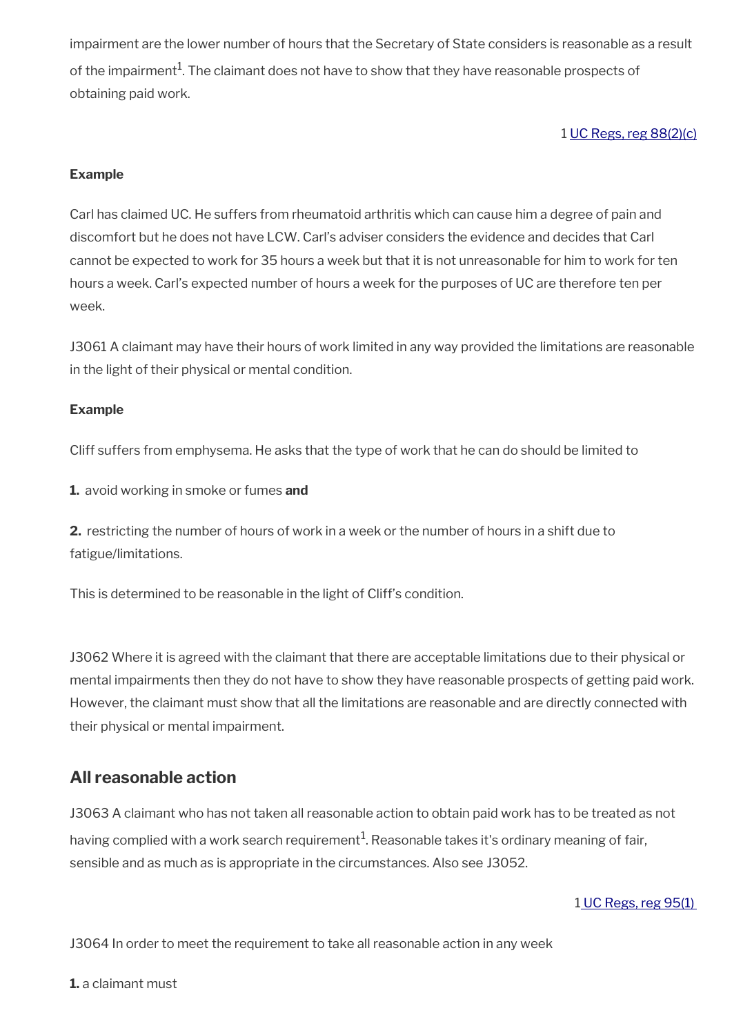impairment are the lower number of hours that the Secretary of State considers is reasonable as a result of the impairment[1]. The claimant does not have to show that they have reasonable prospects of obtaining paid work.

1 UC Regs, reg 88(2)(c)

**Example**

Carl has claimed UC. He suffers from rheumatoid arthritis which can cause him a degree of pain and discomfort but he does not have LCW. Carl's adviser considers the evidence and decides that Carl cannot be expected to work for 35 hours a week but that it is not unreasonable for him to work for ten hours a week. Carl's expected number of hours a week for the purposes of UC are therefore ten per week.

J3061 A claimant may have their hours of work limited in any way provided the limitations are reasonable in the light of their physical or mental condition.

**Example**

Cliff suffers from emphysema. He asks that the type of work that he can do should be limited to

**1.** avoid working in smoke or fumes **and**

**2.** restricting the number of hours of work in a week or the number of hours in a shift due to fatigue/limitations.

This is determined to be reasonable in the light of Cliff's condition.

J3062 Where it is agreed with the claimant that there are acceptable limitations due to their physical or mental impairments then they do not have to show they have reasonable prospects of getting paid work. However, the claimant must show that all the limitations are reasonable and are directly connected with their physical or mental impairment.

## All reasonable action

J3063 A claimant who has not taken all reasonable action to obtain paid work has to be treated as not having complied with a work search requirement[1]. Reasonable takes it's ordinary meaning of fair, sensible and as much as is appropriate in the circumstances. Also see J3052.

1 UC Regs, reg 95(1)

J3064 In order to meet the requirement to take all reasonable action in any week

**1.** a claimant must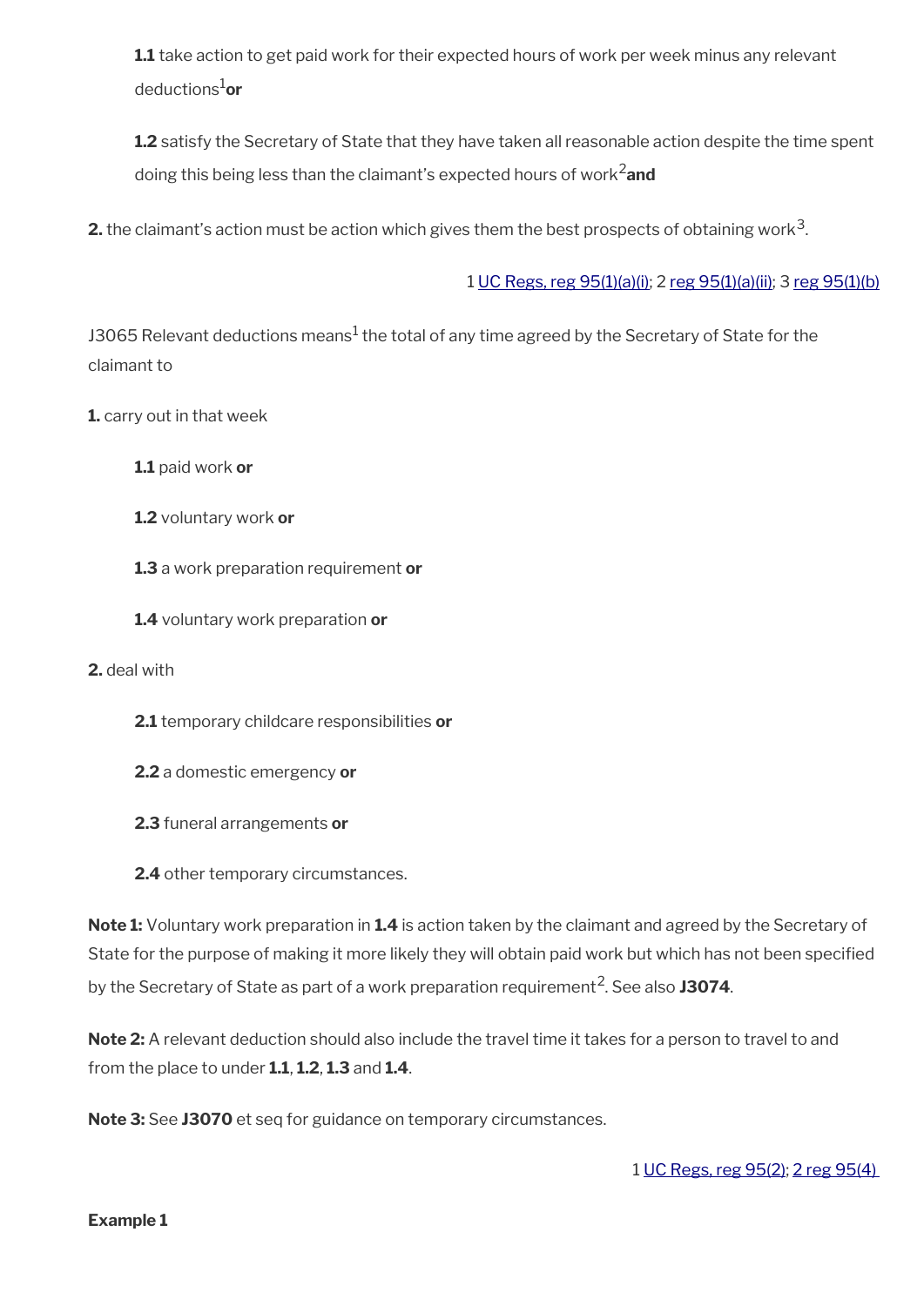**1.1** take action to get paid work for their expected hours of work per week minus any relevant deductions[1] **or**

**1.2** satisfy the Secretary of State that they have taken all reasonable action despite the time spent doing this being less than the claimant's expected hours of work[2] **and**

**2.** the claimant's action must be action which gives them the best prospects of obtaining work[3].

1 UC Regs, reg 95(1)(a)(i); 2 reg 95(1)(a)(ii); 3 reg 95(1)(b)

J3065 Relevant deductions means[1] the total of any time agreed by the Secretary of State for the claimant to

**1.** carry out in that week

**1.1** paid work **or**

**1.2** voluntary work **or**

**1.3** a work preparation requirement **or**

**1.4** voluntary work preparation **or**

**2.** deal with

**2.1** temporary childcare responsibilities **or**

**2.2** a domestic emergency **or**

**2.3** funeral arrangements **or**

**2.4** other temporary circumstances.

**Note 1:** Voluntary work preparation in **1.4** is action taken by the claimant and agreed by the Secretary of State for the purpose of making it more likely they will obtain paid work but which has not been specified by the Secretary of State as part of a work preparation requirement[2]. See also **J3074**.

**Note 2:** A relevant deduction should also include the travel time it takes for a person to travel to and from the place to under **1.1**, **1.2**, **1.3** and **1.4**.

**Note 3:** See **J3070** et seq for guidance on temporary circumstances.

1 UC Regs, reg 95(2); 2 reg 95(4)

**Example 1**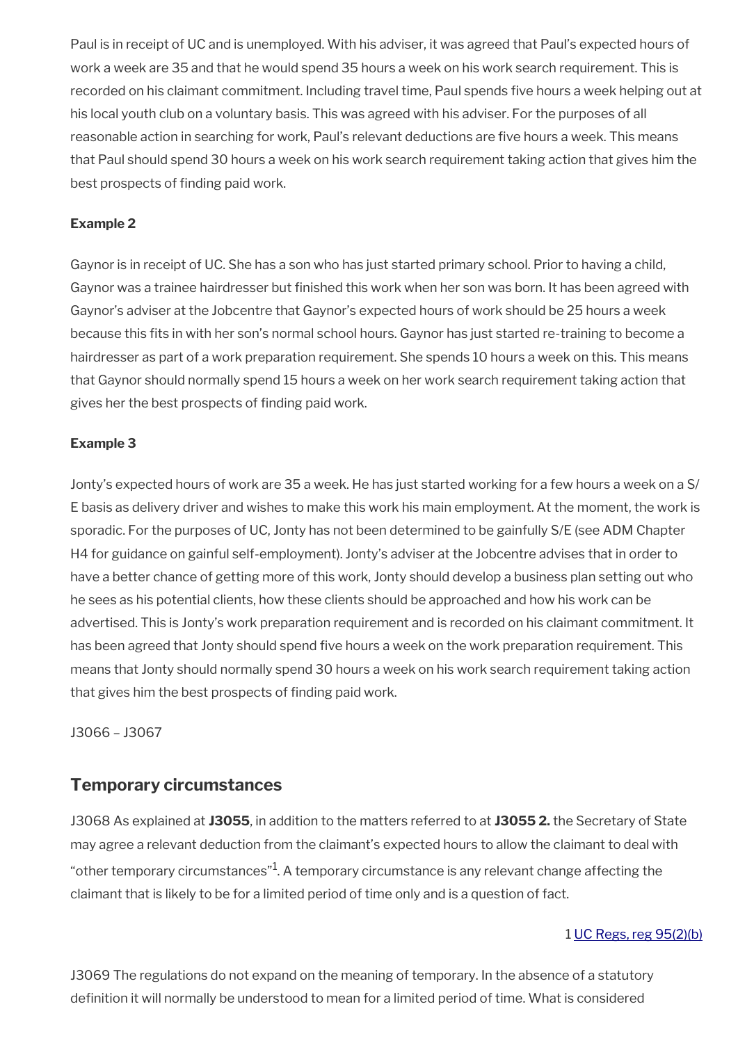Paul is in receipt of UC and is unemployed. With his adviser, it was agreed that Paul's expected hours of work a week are 35 and that he would spend 35 hours a week on his work search requirement. This is recorded on his claimant commitment. Including travel time, Paul spends five hours a week helping out at his local youth club on a voluntary basis. This was agreed with his adviser. For the purposes of all reasonable action in searching for work, Paul's relevant deductions are five hours a week. This means that Paul should spend 30 hours a week on his work search requirement taking action that gives him the best prospects of finding paid work.

**Example 2**

Gaynor is in receipt of UC. She has a son who has just started primary school. Prior to having a child, Gaynor was a trainee hairdresser but finished this work when her son was born. It has been agreed with Gaynor's adviser at the Jobcentre that Gaynor's expected hours of work should be 25 hours a week because this fits in with her son's normal school hours. Gaynor has just started re-training to become a hairdresser as part of a work preparation requirement. She spends 10 hours a week on this. This means that Gaynor should normally spend 15 hours a week on her work search requirement taking action that gives her the best prospects of finding paid work.

**Example 3**

Jonty's expected hours of work are 35 a week. He has just started working for a few hours a week on a S/E basis as delivery driver and wishes to make this work his main employment. At the moment, the work is sporadic. For the purposes of UC, Jonty has not been determined to be gainfully S/E (see ADM Chapter H4 for guidance on gainful self-employment). Jonty's adviser at the Jobcentre advises that in order to have a better chance of getting more of this work, Jonty should develop a business plan setting out who he sees as his potential clients, how these clients should be approached and how his work can be advertised. This is Jonty's work preparation requirement and is recorded on his claimant commitment. It has been agreed that Jonty should spend five hours a week on the work preparation requirement. This means that Jonty should normally spend 30 hours a week on his work search requirement taking action that gives him the best prospects of finding paid work.

J3066 – J3067

## Temporary circumstances

J3068 As explained at **J3055**, in addition to the matters referred to at **J3055 2.** the Secretary of State may agree a relevant deduction from the claimant's expected hours to allow the claimant to deal with "other temporary circumstances"[1]. A temporary circumstance is any relevant change affecting the claimant that is likely to be for a limited period of time only and is a question of fact.

1 UC Regs, reg 95(2)(b)

J3069 The regulations do not expand on the meaning of temporary. In the absence of a statutory definition it will normally be understood to mean for a limited period of time. What is considered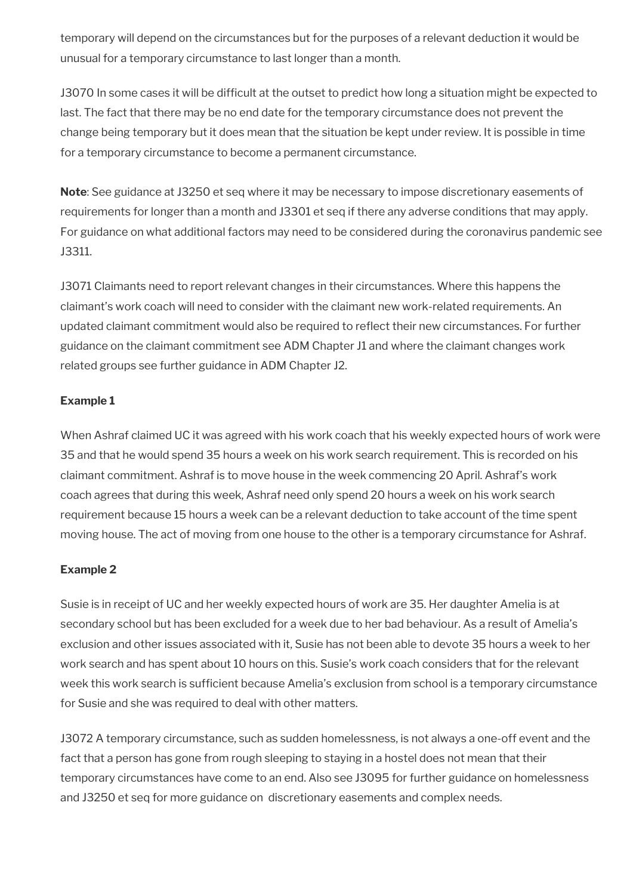temporary will depend on the circumstances but for the purposes of a relevant deduction it would be unusual for a temporary circumstance to last longer than a month.

J3070 In some cases it will be difficult at the outset to predict how long a situation might be expected to last. The fact that there may be no end date for the temporary circumstance does not prevent the change being temporary but it does mean that the situation be kept under review. It is possible in time for a temporary circumstance to become a permanent circumstance.

**Note**: See guidance at J3250 et seq where it may be necessary to impose discretionary easements of requirements for longer than a month and J3301 et seq if there any adverse conditions that may apply. For guidance on what additional factors may need to be considered during the coronavirus pandemic see J3311.

J3071 Claimants need to report relevant changes in their circumstances. Where this happens the claimant's work coach will need to consider with the claimant new work-related requirements. An updated claimant commitment would also be required to reflect their new circumstances. For further guidance on the claimant commitment see ADM Chapter J1 and where the claimant changes work related groups see further guidance in ADM Chapter J2.

**Example 1**

When Ashraf claimed UC it was agreed with his work coach that his weekly expected hours of work were 35 and that he would spend 35 hours a week on his work search requirement. This is recorded on his claimant commitment. Ashraf is to move house in the week commencing 20 April. Ashraf's work coach agrees that during this week, Ashraf need only spend 20 hours a week on his work search requirement because 15 hours a week can be a relevant deduction to take account of the time spent moving house. The act of moving from one house to the other is a temporary circumstance for Ashraf.

**Example 2**

Susie is in receipt of UC and her weekly expected hours of work are 35. Her daughter Amelia is at secondary school but has been excluded for a week due to her bad behaviour. As a result of Amelia's exclusion and other issues associated with it, Susie has not been able to devote 35 hours a week to her work search and has spent about 10 hours on this. Susie's work coach considers that for the relevant week this work search is sufficient because Amelia's exclusion from school is a temporary circumstance for Susie and she was required to deal with other matters.

J3072 A temporary circumstance, such as sudden homelessness, is not always a one-off event and the fact that a person has gone from rough sleeping to staying in a hostel does not mean that their temporary circumstances have come to an end. Also see J3095 for further guidance on homelessness and J3250 et seq for more guidance on discretionary easements and complex needs.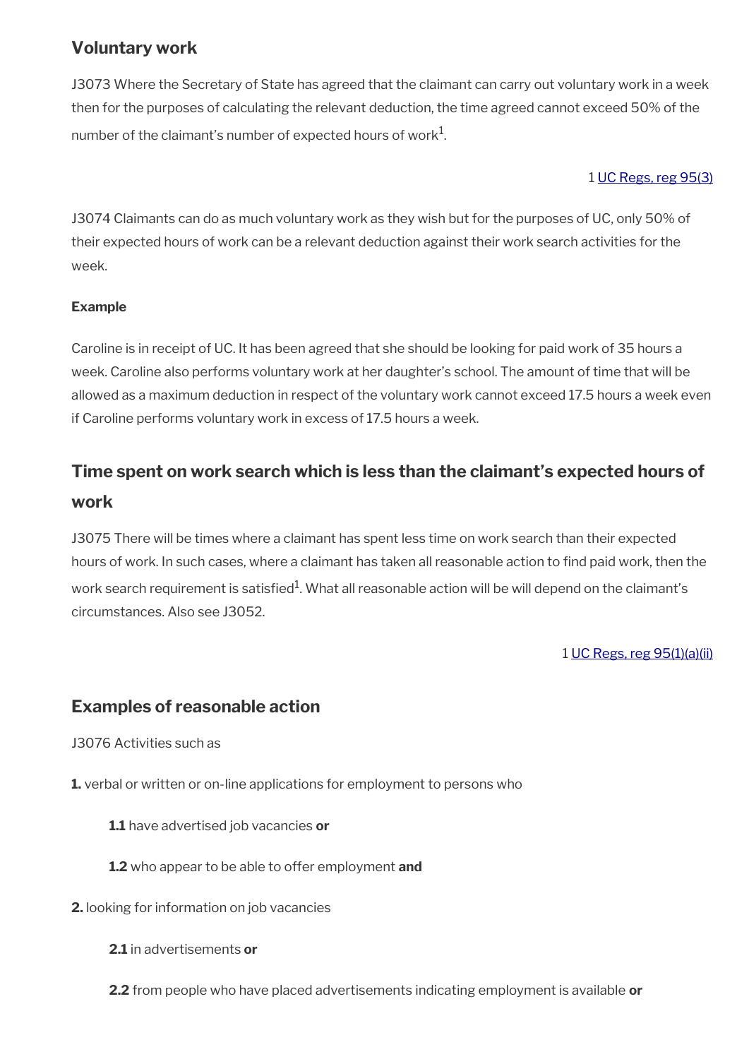## Voluntary work

J3073 Where the Secretary of State has agreed that the claimant can carry out voluntary work in a week then for the purposes of calculating the relevant deduction, the time agreed cannot exceed 50% of the number of the claimant's number of expected hours of work[1].

1 UC Regs, reg 95(3)

J3074 Claimants can do as much voluntary work as they wish but for the purposes of UC, only 50% of their expected hours of work can be a relevant deduction against their work search activities for the week.

**Example**

Caroline is in receipt of UC. It has been agreed that she should be looking for paid work of 35 hours a week. Caroline also performs voluntary work at her daughter's school. The amount of time that will be allowed as a maximum deduction in respect of the voluntary work cannot exceed 17.5 hours a week even if Caroline performs voluntary work in excess of 17.5 hours a week.

## Time spent on work search which is less than the claimant's expected hours of work

J3075 There will be times where a claimant has spent less time on work search than their expected hours of work. In such cases, where a claimant has taken all reasonable action to find paid work, then the work search requirement is satisfied[1]. What all reasonable action will be will depend on the claimant's circumstances. Also see J3052.

1 UC Regs, reg 95(1)(a)(ii)

## Examples of reasonable action

J3076 Activities such as

**1.** verbal or written or on-line applications for employment to persons who

> **1.1** have advertised job vacancies **or**
>
> **1.2** who appear to be able to offer employment **and**

**2.** looking for information on job vacancies

> **2.1** in advertisements **or**
>
> **2.2** from people who have placed advertisements indicating employment is available **or**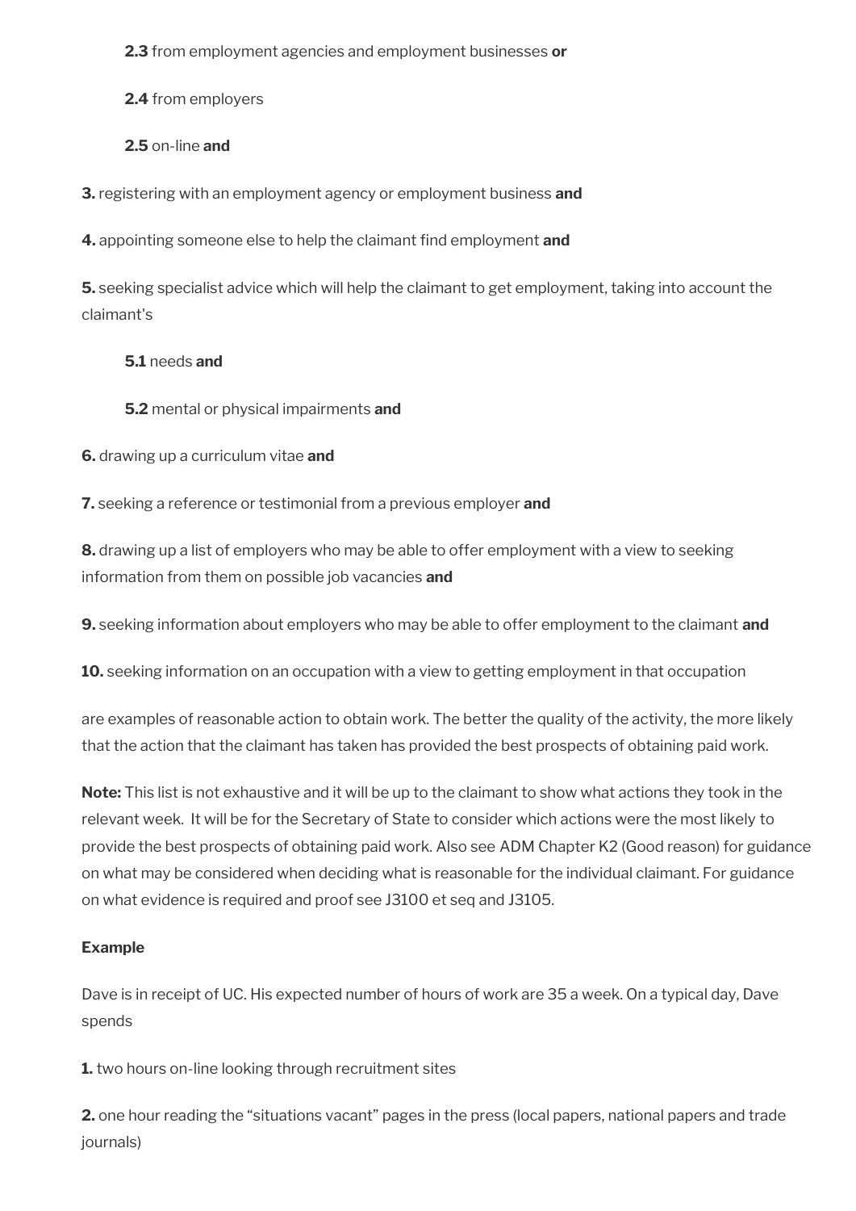**2.3** from employment agencies and employment businesses **or**

**2.4** from employers

**2.5** on-line **and**

**3.** registering with an employment agency or employment business **and**

**4.** appointing someone else to help the claimant find employment **and**

**5.** seeking specialist advice which will help the claimant to get employment, taking into account the claimant's

**5.1** needs **and**

**5.2** mental or physical impairments **and**

**6.** drawing up a curriculum vitae **and**

**7.** seeking a reference or testimonial from a previous employer **and**

**8.** drawing up a list of employers who may be able to offer employment with a view to seeking information from them on possible job vacancies **and**

**9.** seeking information about employers who may be able to offer employment to the claimant **and**

**10.** seeking information on an occupation with a view to getting employment in that occupation

are examples of reasonable action to obtain work. The better the quality of the activity, the more likely that the action that the claimant has taken has provided the best prospects of obtaining paid work.

**Note:** This list is not exhaustive and it will be up to the claimant to show what actions they took in the relevant week. It will be for the Secretary of State to consider which actions were the most likely to provide the best prospects of obtaining paid work. Also see ADM Chapter K2 (Good reason) for guidance on what may be considered when deciding what is reasonable for the individual claimant. For guidance on what evidence is required and proof see J3100 et seq and J3105.

**Example**

Dave is in receipt of UC. His expected number of hours of work are 35 a week. On a typical day, Dave spends

**1.** two hours on-line looking through recruitment sites

**2.** one hour reading the "situations vacant" pages in the press (local papers, national papers and trade journals)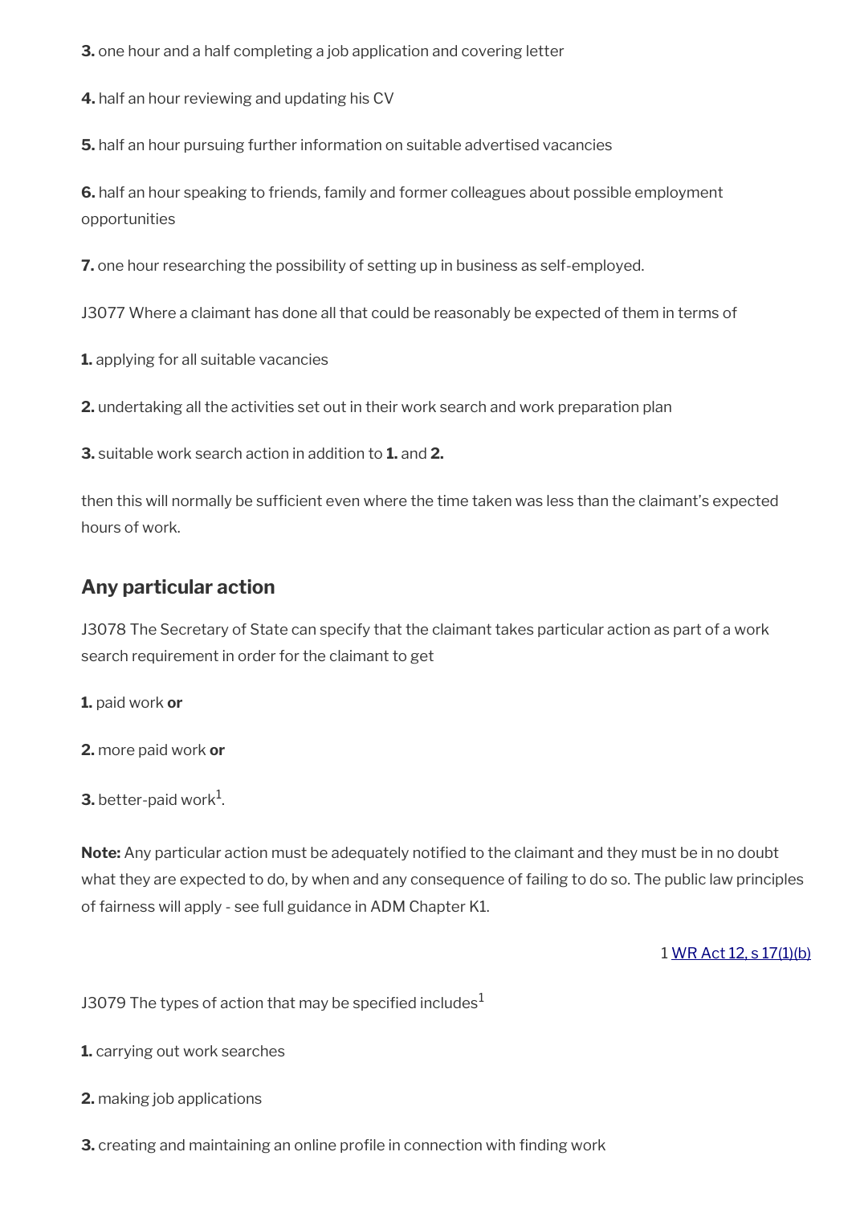**3.** one hour and a half completing a job application and covering letter

**4.** half an hour reviewing and updating his CV

**5.** half an hour pursuing further information on suitable advertised vacancies

**6.** half an hour speaking to friends, family and former colleagues about possible employment opportunities

**7.** one hour researching the possibility of setting up in business as self-employed.

J3077 Where a claimant has done all that could be reasonably be expected of them in terms of

**1.** applying for all suitable vacancies

**2.** undertaking all the activities set out in their work search and work preparation plan

**3.** suitable work search action in addition to **1.** and **2.**

then this will normally be sufficient even where the time taken was less than the claimant's expected hours of work.

## Any particular action

J3078 The Secretary of State can specify that the claimant takes particular action as part of a work search requirement in order for the claimant to get

**1.** paid work **or**

**2.** more paid work **or**

**3.** better-paid work[1].

**Note:** Any particular action must be adequately notified to the claimant and they must be in no doubt what they are expected to do, by when and any consequence of failing to do so. The public law principles of fairness will apply - see full guidance in ADM Chapter K1.

1 WR Act 12, s 17(1)(b)

J3079 The types of action that may be specified includes[1]

**1.** carrying out work searches

**2.** making job applications

**3.** creating and maintaining an online profile in connection with finding work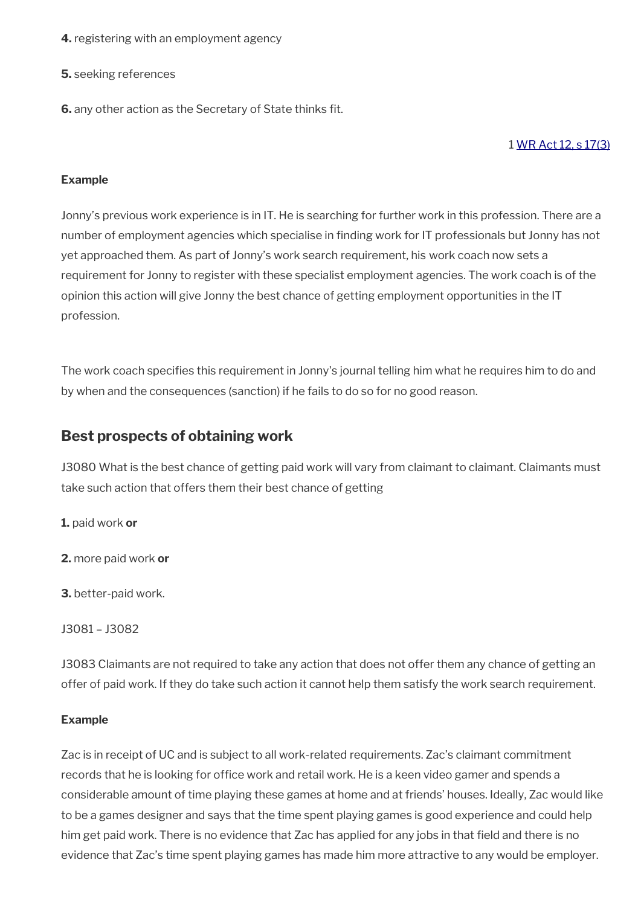**4.** registering with an employment agency

**5.** seeking references

**6.** any other action as the Secretary of State thinks fit.

1 WR Act 12, s 17(3)

**Example**

Jonny's previous work experience is in IT. He is searching for further work in this profession. There are a number of employment agencies which specialise in finding work for IT professionals but Jonny has not yet approached them. As part of Jonny's work search requirement, his work coach now sets a requirement for Jonny to register with these specialist employment agencies. The work coach is of the opinion this action will give Jonny the best chance of getting employment opportunities in the IT profession.

The work coach specifies this requirement in Jonny's journal telling him what he requires him to do and by when and the consequences (sanction) if he fails to do so for no good reason.

## Best prospects of obtaining work

J3080 What is the best chance of getting paid work will vary from claimant to claimant. Claimants must take such action that offers them their best chance of getting

**1.** paid work **or**

**2.** more paid work **or**

**3.** better-paid work.

J3081 – J3082

J3083 Claimants are not required to take any action that does not offer them any chance of getting an offer of paid work. If they do take such action it cannot help them satisfy the work search requirement.

**Example**

Zac is in receipt of UC and is subject to all work-related requirements. Zac's claimant commitment records that he is looking for office work and retail work. He is a keen video gamer and spends a considerable amount of time playing these games at home and at friends' houses. Ideally, Zac would like to be a games designer and says that the time spent playing games is good experience and could help him get paid work. There is no evidence that Zac has applied for any jobs in that field and there is no evidence that Zac's time spent playing games has made him more attractive to any would be employer.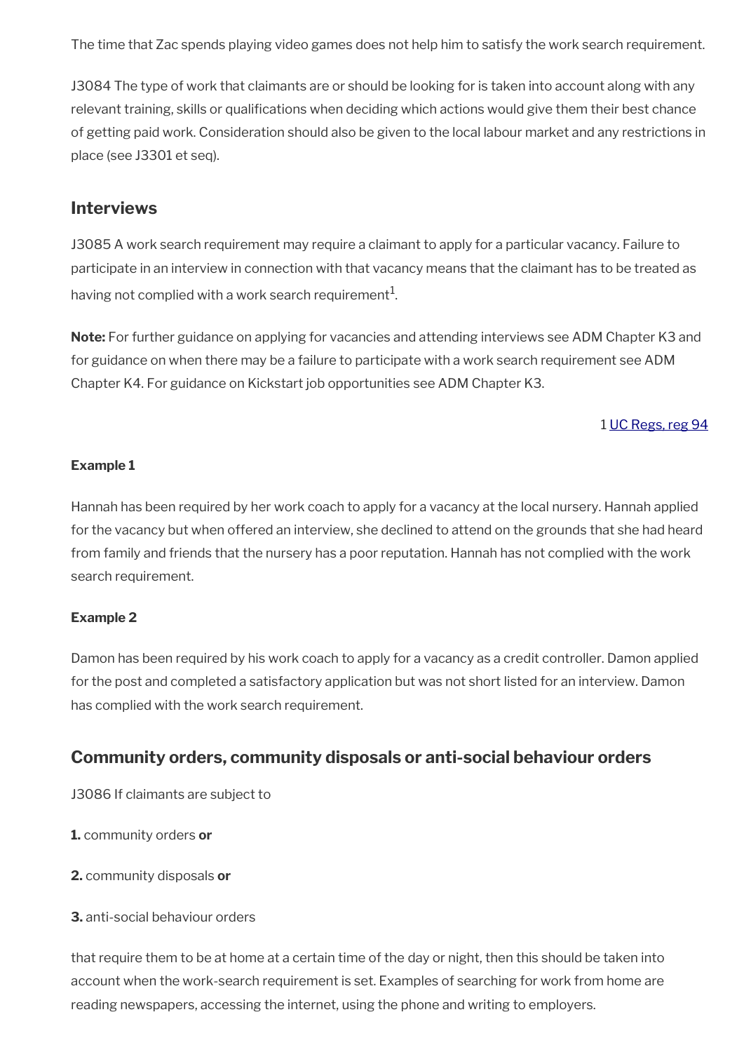The time that Zac spends playing video games does not help him to satisfy the work search requirement.

J3084 The type of work that claimants are or should be looking for is taken into account along with any relevant training, skills or qualifications when deciding which actions would give them their best chance of getting paid work. Consideration should also be given to the local labour market and any restrictions in place (see J3301 et seq).

## Interviews

J3085 A work search requirement may require a claimant to apply for a particular vacancy. Failure to participate in an interview in connection with that vacancy means that the claimant has to be treated as having not complied with a work search requirement[1].

**Note:** For further guidance on applying for vacancies and attending interviews see ADM Chapter K3 and for guidance on when there may be a failure to participate with a work search requirement see ADM Chapter K4. For guidance on Kickstart job opportunities see ADM Chapter K3.

1 UC Regs, reg 94

**Example 1**

Hannah has been required by her work coach to apply for a vacancy at the local nursery. Hannah applied for the vacancy but when offered an interview, she declined to attend on the grounds that she had heard from family and friends that the nursery has a poor reputation. Hannah has not complied with the work search requirement.

**Example 2**

Damon has been required by his work coach to apply for a vacancy as a credit controller. Damon applied for the post and completed a satisfactory application but was not short listed for an interview. Damon has complied with the work search requirement.

## Community orders, community disposals or anti-social behaviour orders

J3086 If claimants are subject to

**1.** community orders **or**

**2.** community disposals **or**

**3.** anti-social behaviour orders

that require them to be at home at a certain time of the day or night, then this should be taken into account when the work-search requirement is set. Examples of searching for work from home are reading newspapers, accessing the internet, using the phone and writing to employers.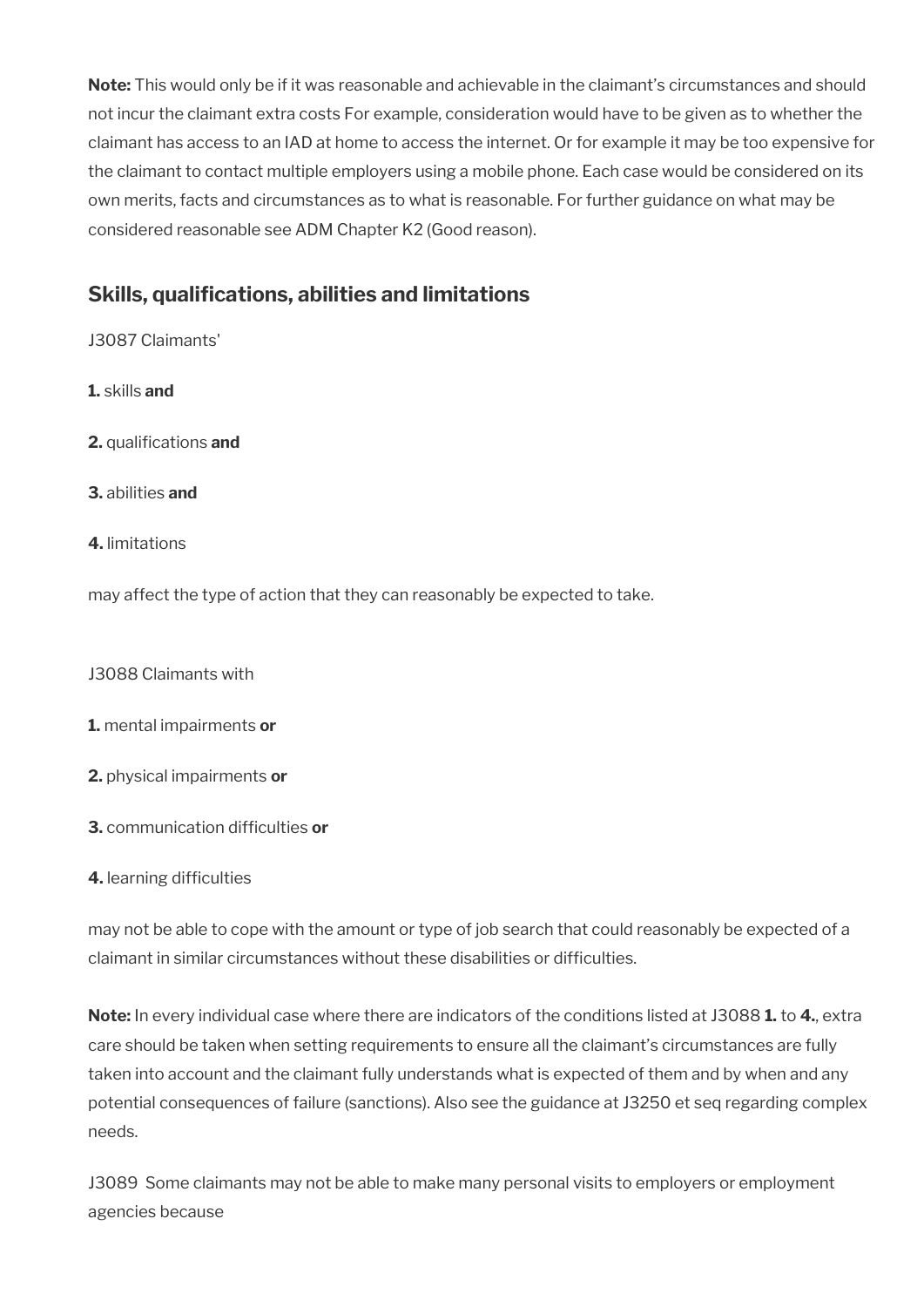**Note:** This would only be if it was reasonable and achievable in the claimant's circumstances and should not incur the claimant extra costs For example, consideration would have to be given as to whether the claimant has access to an IAD at home to access the internet. Or for example it may be too expensive for the claimant to contact multiple employers using a mobile phone. Each case would be considered on its own merits, facts and circumstances as to what is reasonable. For further guidance on what may be considered reasonable see ADM Chapter K2 (Good reason).

## Skills, qualifications, abilities and limitations

J3087 Claimants'

**1.** skills **and**

**2.** qualifications **and**

**3.** abilities **and**

**4.** limitations

may affect the type of action that they can reasonably be expected to take.

J3088 Claimants with

**1.** mental impairments **or**

**2.** physical impairments **or**

**3.** communication difficulties **or**

**4.** learning difficulties

may not be able to cope with the amount or type of job search that could reasonably be expected of a claimant in similar circumstances without these disabilities or difficulties.

**Note:** In every individual case where there are indicators of the conditions listed at J3088 **1.** to **4.**, extra care should be taken when setting requirements to ensure all the claimant's circumstances are fully taken into account and the claimant fully understands what is expected of them and by when and any potential consequences of failure (sanctions). Also see the guidance at J3250 et seq regarding complex needs.

J3089 Some claimants may not be able to make many personal visits to employers or employment agencies because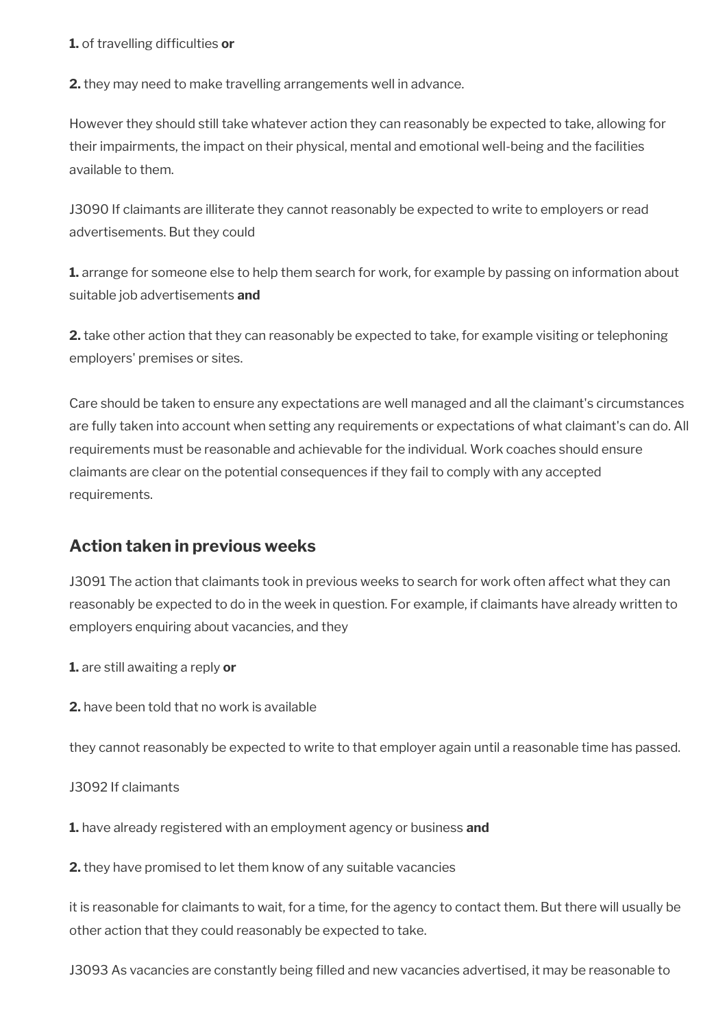**1.** of travelling difficulties **or**

**2.** they may need to make travelling arrangements well in advance.

However they should still take whatever action they can reasonably be expected to take, allowing for their impairments, the impact on their physical, mental and emotional well-being and the facilities available to them.

J3090 If claimants are illiterate they cannot reasonably be expected to write to employers or read advertisements. But they could

**1.** arrange for someone else to help them search for work, for example by passing on information about suitable job advertisements **and**

**2.** take other action that they can reasonably be expected to take, for example visiting or telephoning employers' premises or sites.

Care should be taken to ensure any expectations are well managed and all the claimant's circumstances are fully taken into account when setting any requirements or expectations of what claimant's can do. All requirements must be reasonable and achievable for the individual. Work coaches should ensure claimants are clear on the potential consequences if they fail to comply with any accepted requirements.

## Action taken in previous weeks

J3091 The action that claimants took in previous weeks to search for work often affect what they can reasonably be expected to do in the week in question. For example, if claimants have already written to employers enquiring about vacancies, and they

**1.** are still awaiting a reply **or**

**2.** have been told that no work is available

they cannot reasonably be expected to write to that employer again until a reasonable time has passed.

J3092 If claimants

**1.** have already registered with an employment agency or business **and**

**2.** they have promised to let them know of any suitable vacancies

it is reasonable for claimants to wait, for a time, for the agency to contact them. But there will usually be other action that they could reasonably be expected to take.

J3093 As vacancies are constantly being filled and new vacancies advertised, it may be reasonable to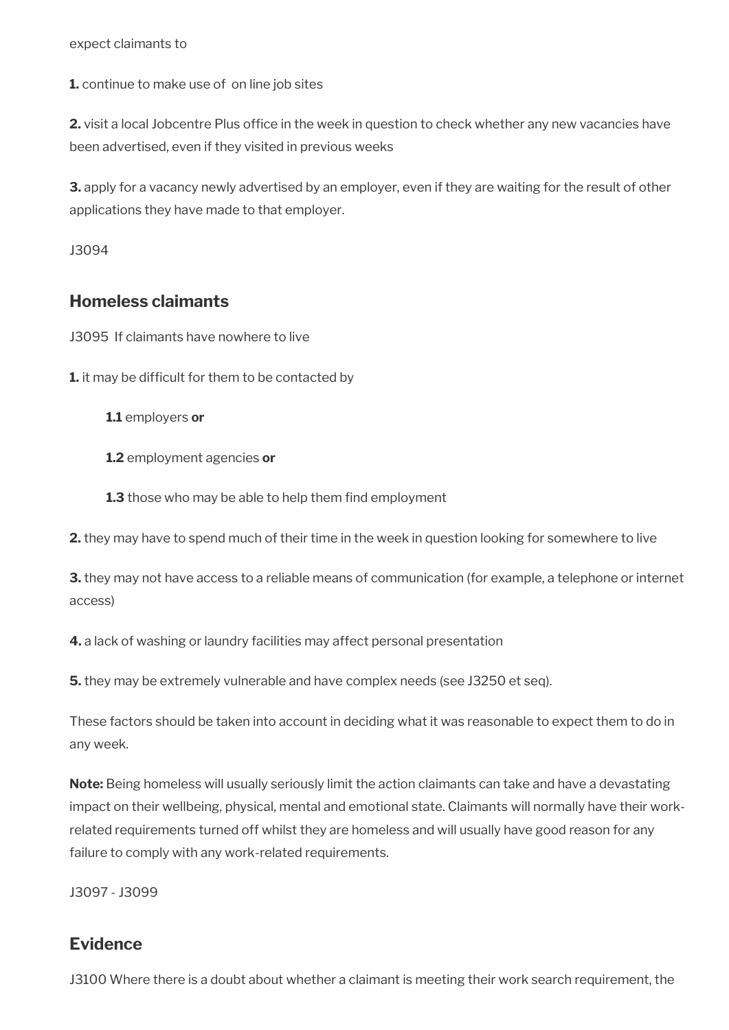expect claimants to

**1.** continue to make use of  on line job sites

**2.** visit a local Jobcentre Plus office in the week in question to check whether any new vacancies have been advertised, even if they visited in previous weeks

**3.** apply for a vacancy newly advertised by an employer, even if they are waiting for the result of other applications they have made to that employer.

J3094

## Homeless claimants

J3095  If claimants have nowhere to live

**1.** it may be difficult for them to be contacted by

> **1.1** employers **or**
>
> **1.2** employment agencies **or**
>
> **1.3** those who may be able to help them find employment

**2.** they may have to spend much of their time in the week in question looking for somewhere to live

**3.** they may not have access to a reliable means of communication (for example, a telephone or internet access)

**4.** a lack of washing or laundry facilities may affect personal presentation

**5.** they may be extremely vulnerable and have complex needs (see J3250 et seq).

These factors should be taken into account in deciding what it was reasonable to expect them to do in any week.

**Note:** Being homeless will usually seriously limit the action claimants can take and have a devastating impact on their wellbeing, physical, mental and emotional state. Claimants will normally have their work-related requirements turned off whilst they are homeless and will usually have good reason for any failure to comply with any work-related requirements.

J3097 - J3099

## Evidence

J3100 Where there is a doubt about whether a claimant is meeting their work search requirement, the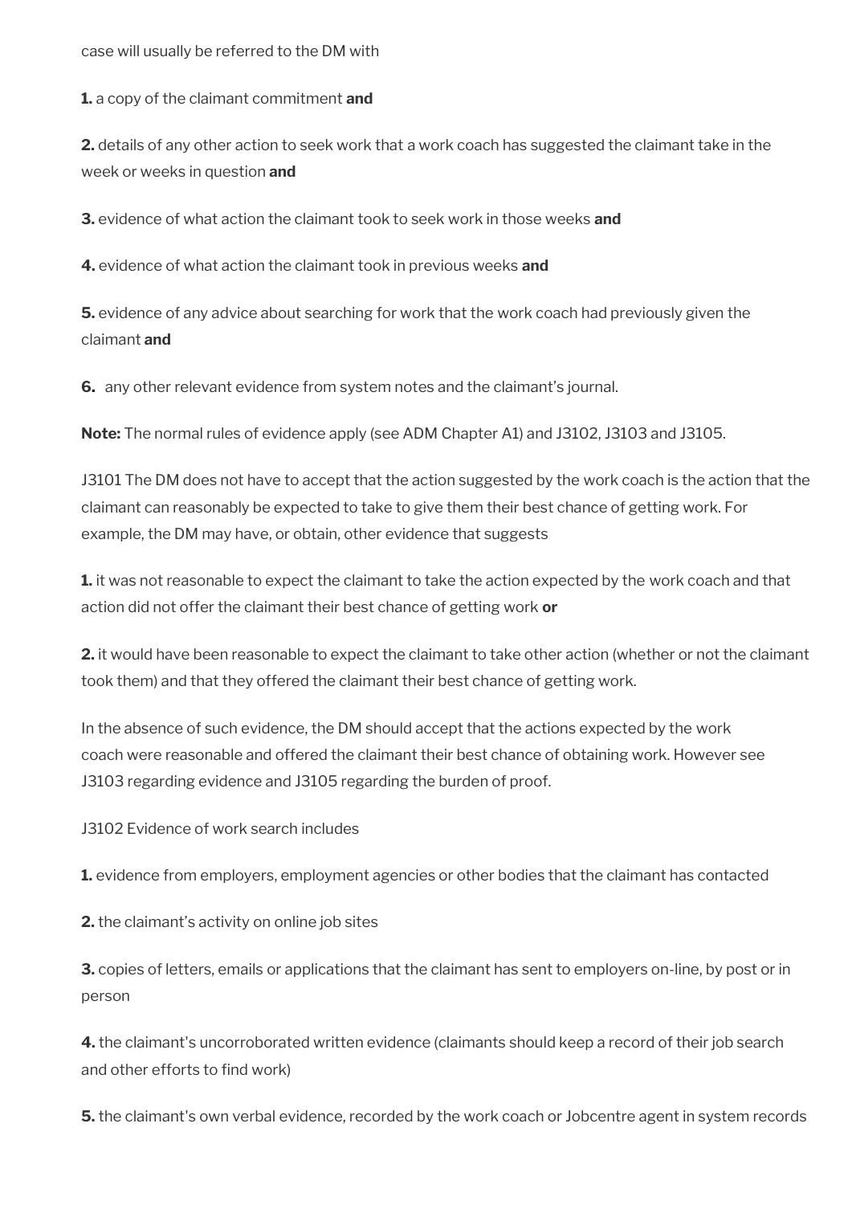case will usually be referred to the DM with

**1.** a copy of the claimant commitment **and**

**2.** details of any other action to seek work that a work coach has suggested the claimant take in the week or weeks in question **and**

**3.** evidence of what action the claimant took to seek work in those weeks **and**

**4.** evidence of what action the claimant took in previous weeks **and**

**5.** evidence of any advice about searching for work that the work coach had previously given the claimant **and**

**6.** any other relevant evidence from system notes and the claimant's journal.

**Note:** The normal rules of evidence apply (see ADM Chapter A1) and J3102, J3103 and J3105.

J3101 The DM does not have to accept that the action suggested by the work coach is the action that the claimant can reasonably be expected to take to give them their best chance of getting work. For example, the DM may have, or obtain, other evidence that suggests

**1.** it was not reasonable to expect the claimant to take the action expected by the work coach and that action did not offer the claimant their best chance of getting work **or**

**2.** it would have been reasonable to expect the claimant to take other action (whether or not the claimant took them) and that they offered the claimant their best chance of getting work.

In the absence of such evidence, the DM should accept that the actions expected by the work coach were reasonable and offered the claimant their best chance of obtaining work. However see J3103 regarding evidence and J3105 regarding the burden of proof.

J3102 Evidence of work search includes

**1.** evidence from employers, employment agencies or other bodies that the claimant has contacted

**2.** the claimant's activity on online job sites

**3.** copies of letters, emails or applications that the claimant has sent to employers on-line, by post or in person

**4.** the claimant's uncorroborated written evidence (claimants should keep a record of their job search and other efforts to find work)

**5.** the claimant's own verbal evidence, recorded by the work coach or Jobcentre agent in system records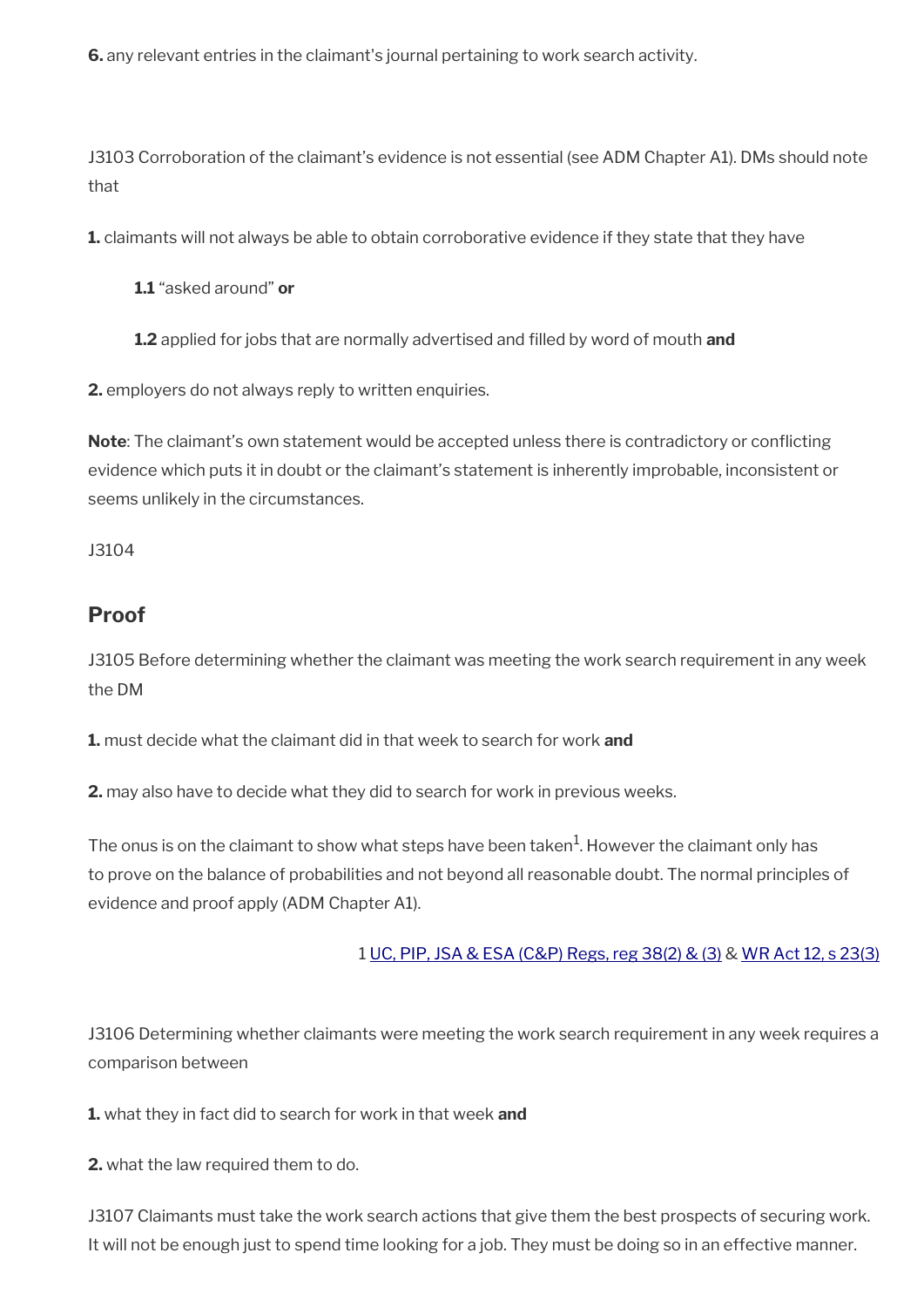**6.** any relevant entries in the claimant's journal pertaining to work search activity.

J3103 Corroboration of the claimant's evidence is not essential (see ADM Chapter A1). DMs should note that

**1.** claimants will not always be able to obtain corroborative evidence if they state that they have

> **1.1** "asked around" **or**
>
> **1.2** applied for jobs that are normally advertised and filled by word of mouth **and**

**2.** employers do not always reply to written enquiries.

**Note**: The claimant's own statement would be accepted unless there is contradictory or conflicting evidence which puts it in doubt or the claimant's statement is inherently improbable, inconsistent or seems unlikely in the circumstances.

J3104

## Proof

J3105 Before determining whether the claimant was meeting the work search requirement in any week the DM

**1.** must decide what the claimant did in that week to search for work **and**

**2.** may also have to decide what they did to search for work in previous weeks.

The onus is on the claimant to show what steps have been taken[1]. However the claimant only has to prove on the balance of probabilities and not beyond all reasonable doubt. The normal principles of evidence and proof apply (ADM Chapter A1).

1 UC, PIP, JSA & ESA (C&P) Regs, reg 38(2) & (3) & WR Act 12, s 23(3)

J3106 Determining whether claimants were meeting the work search requirement in any week requires a comparison between

**1.** what they in fact did to search for work in that week **and**

**2.** what the law required them to do.

J3107 Claimants must take the work search actions that give them the best prospects of securing work. It will not be enough just to spend time looking for a job. They must be doing so in an effective manner.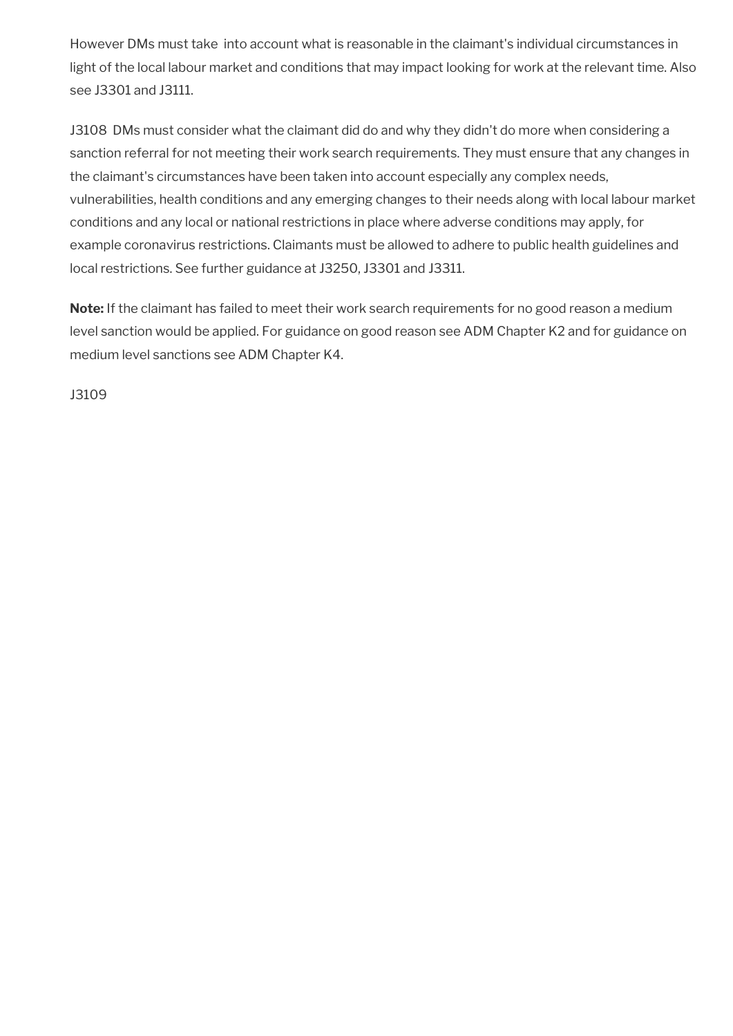However DMs must take into account what is reasonable in the claimant's individual circumstances in light of the local labour market and conditions that may impact looking for work at the relevant time. Also see J3301 and J3111.

J3108 DMs must consider what the claimant did do and why they didn't do more when considering a sanction referral for not meeting their work search requirements. They must ensure that any changes in the claimant's circumstances have been taken into account especially any complex needs, vulnerabilities, health conditions and any emerging changes to their needs along with local labour market conditions and any local or national restrictions in place where adverse conditions may apply, for example coronavirus restrictions. Claimants must be allowed to adhere to public health guidelines and local restrictions. See further guidance at J3250, J3301 and J3311.

**Note:** If the claimant has failed to meet their work search requirements for no good reason a medium level sanction would be applied. For guidance on good reason see ADM Chapter K2 and for guidance on medium level sanctions see ADM Chapter K4.

J3109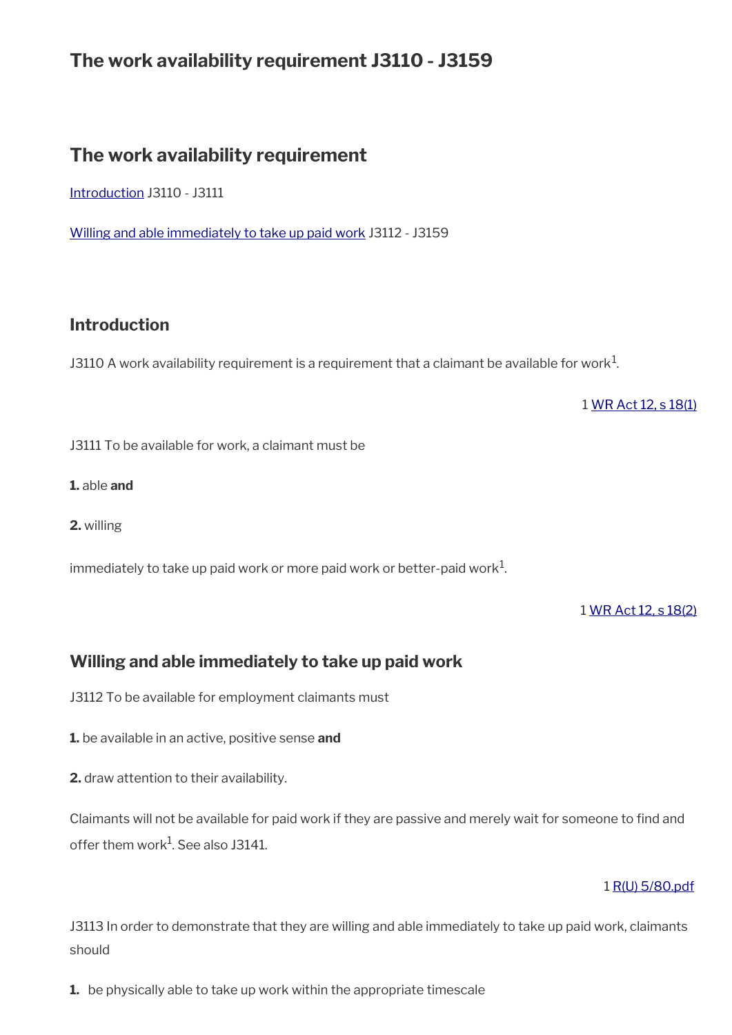# The work availability requirement J3110 - J3159

## The work availability requirement

[Introduction](#) J3110 - J3111

[Willing and able immediately to take up paid work](#) J3112 - J3159

### Introduction

J3110 A work availability requirement is a requirement that a claimant be available for work[1].

1 [WR Act 12, s 18(1)](#)

J3111 To be available for work, a claimant must be

**1.** able **and**

**2.** willing

immediately to take up paid work or more paid work or better-paid work[1].

1 [WR Act 12, s 18(2)](#)

### Willing and able immediately to take up paid work

J3112 To be available for employment claimants must

**1.** be available in an active, positive sense **and**

**2.** draw attention to their availability.

Claimants will not be available for paid work if they are passive and merely wait for someone to find and offer them work[1]. See also J3141.

1 [R(U) 5/80.pdf](#)

J3113 In order to demonstrate that they are willing and able immediately to take up paid work, claimants should

**1.** be physically able to take up work within the appropriate timescale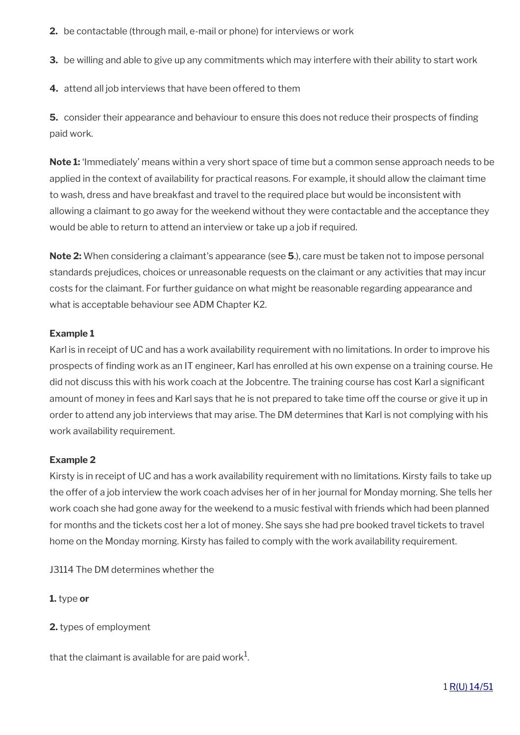**2.** be contactable (through mail, e-mail or phone) for interviews or work

**3.** be willing and able to give up any commitments which may interfere with their ability to start work

**4.** attend all job interviews that have been offered to them

**5.** consider their appearance and behaviour to ensure this does not reduce their prospects of finding paid work.

**Note 1:** 'Immediately' means within a very short space of time but a common sense approach needs to be applied in the context of availability for practical reasons. For example, it should allow the claimant time to wash, dress and have breakfast and travel to the required place but would be inconsistent with allowing a claimant to go away for the weekend without they were contactable and the acceptance they would be able to return to attend an interview or take up a job if required.

**Note 2:** When considering a claimant's appearance (see **5**.), care must be taken not to impose personal standards prejudices, choices or unreasonable requests on the claimant or any activities that may incur costs for the claimant. For further guidance on what might be reasonable regarding appearance and what is acceptable behaviour see ADM Chapter K2.

**Example 1**

Karl is in receipt of UC and has a work availability requirement with no limitations. In order to improve his prospects of finding work as an IT engineer, Karl has enrolled at his own expense on a training course. He did not discuss this with his work coach at the Jobcentre. The training course has cost Karl a significant amount of money in fees and Karl says that he is not prepared to take time off the course or give it up in order to attend any job interviews that may arise. The DM determines that Karl is not complying with his work availability requirement.

**Example 2**

Kirsty is in receipt of UC and has a work availability requirement with no limitations. Kirsty fails to take up the offer of a job interview the work coach advises her of in her journal for Monday morning. She tells her work coach she had gone away for the weekend to a music festival with friends which had been planned for months and the tickets cost her a lot of money. She says she had pre booked travel tickets to travel home on the Monday morning. Kirsty has failed to comply with the work availability requirement.

J3114 The DM determines whether the

**1.** type **or**

**2.** types of employment

that the claimant is available for are paid work[1].

1 R(U) 14/51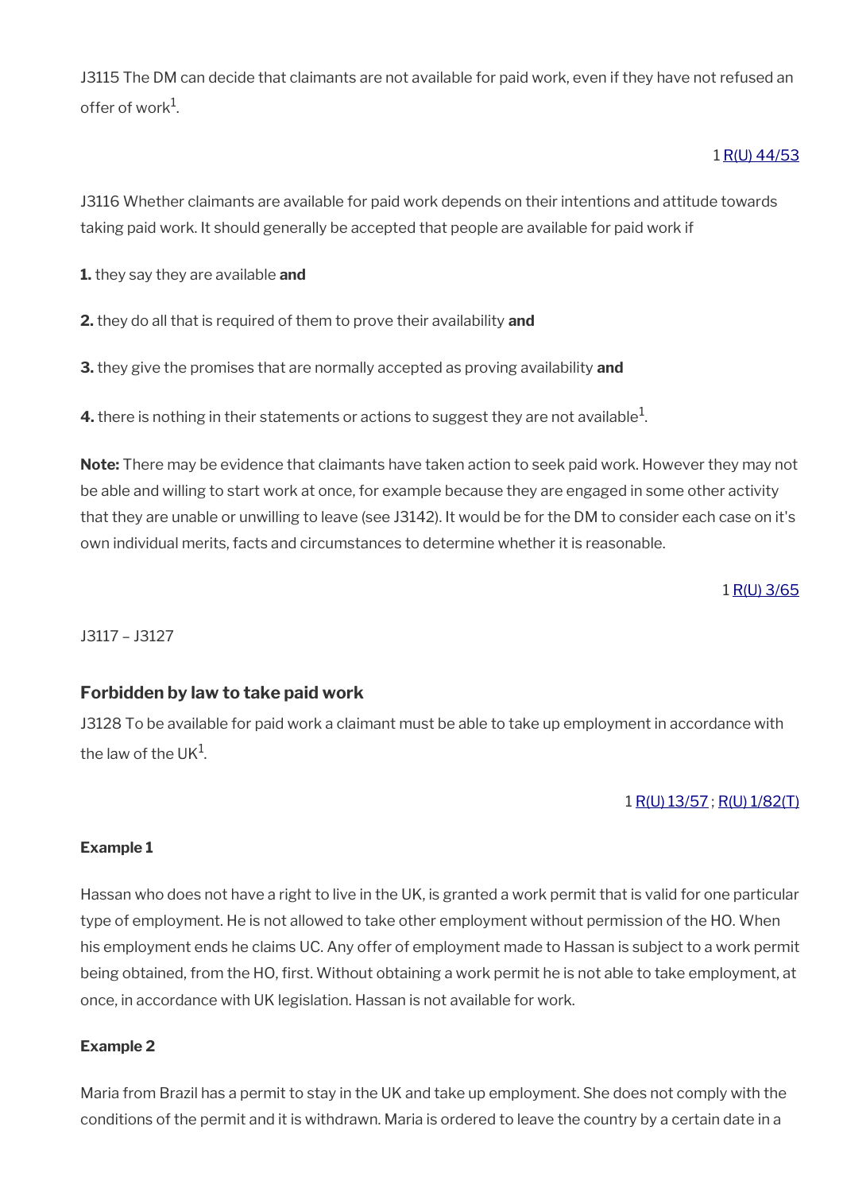J3115 The DM can decide that claimants are not available for paid work, even if they have not refused an offer of work[1].

1 R(U) 44/53

J3116 Whether claimants are available for paid work depends on their intentions and attitude towards taking paid work. It should generally be accepted that people are available for paid work if

**1.** they say they are available **and**

**2.** they do all that is required of them to prove their availability **and**

**3.** they give the promises that are normally accepted as proving availability **and**

**4.** there is nothing in their statements or actions to suggest they are not available[1].

**Note:** There may be evidence that claimants have taken action to seek paid work. However they may not be able and willing to start work at once, for example because they are engaged in some other activity that they are unable or unwilling to leave (see J3142). It would be for the DM to consider each case on it's own individual merits, facts and circumstances to determine whether it is reasonable.

1 R(U) 3/65

J3117 – J3127

### Forbidden by law to take paid work

J3128 To be available for paid work a claimant must be able to take up employment in accordance with the law of the UK[1].

1 R(U) 13/57 ; R(U) 1/82(T)

**Example 1**

Hassan who does not have a right to live in the UK, is granted a work permit that is valid for one particular type of employment. He is not allowed to take other employment without permission of the HO. When his employment ends he claims UC. Any offer of employment made to Hassan is subject to a work permit being obtained, from the HO, first. Without obtaining a work permit he is not able to take employment, at once, in accordance with UK legislation. Hassan is not available for work.

**Example 2**

Maria from Brazil has a permit to stay in the UK and take up employment. She does not comply with the conditions of the permit and it is withdrawn. Maria is ordered to leave the country by a certain date in a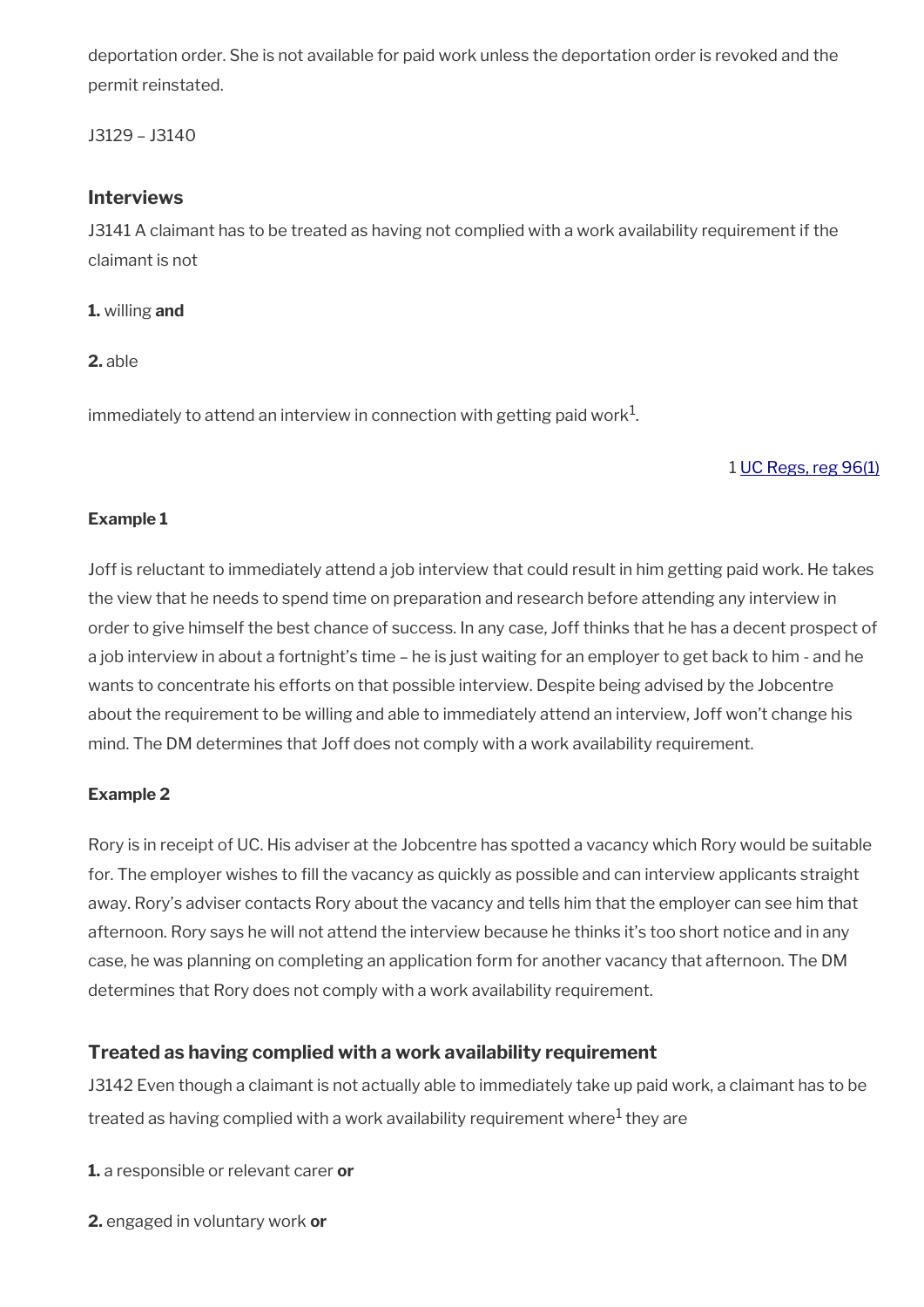deportation order. She is not available for paid work unless the deportation order is revoked and the permit reinstated.

J3129 – J3140

### Interviews

J3141 A claimant has to be treated as having not complied with a work availability requirement if the claimant is not

**1.** willing **and**

**2.** able

immediately to attend an interview in connection with getting paid work[1].

1 UC Regs, reg 96(1)

**Example 1**

Joff is reluctant to immediately attend a job interview that could result in him getting paid work. He takes the view that he needs to spend time on preparation and research before attending any interview in order to give himself the best chance of success. In any case, Joff thinks that he has a decent prospect of a job interview in about a fortnight's time – he is just waiting for an employer to get back to him - and he wants to concentrate his efforts on that possible interview. Despite being advised by the Jobcentre about the requirement to be willing and able to immediately attend an interview, Joff won't change his mind. The DM determines that Joff does not comply with a work availability requirement.

**Example 2**

Rory is in receipt of UC. His adviser at the Jobcentre has spotted a vacancy which Rory would be suitable for. The employer wishes to fill the vacancy as quickly as possible and can interview applicants straight away. Rory's adviser contacts Rory about the vacancy and tells him that the employer can see him that afternoon. Rory says he will not attend the interview because he thinks it's too short notice and in any case, he was planning on completing an application form for another vacancy that afternoon. The DM determines that Rory does not comply with a work availability requirement.

### Treated as having complied with a work availability requirement

J3142 Even though a claimant is not actually able to immediately take up paid work, a claimant has to be treated as having complied with a work availability requirement where[1] they are

**1.** a responsible or relevant carer **or**

**2.** engaged in voluntary work **or**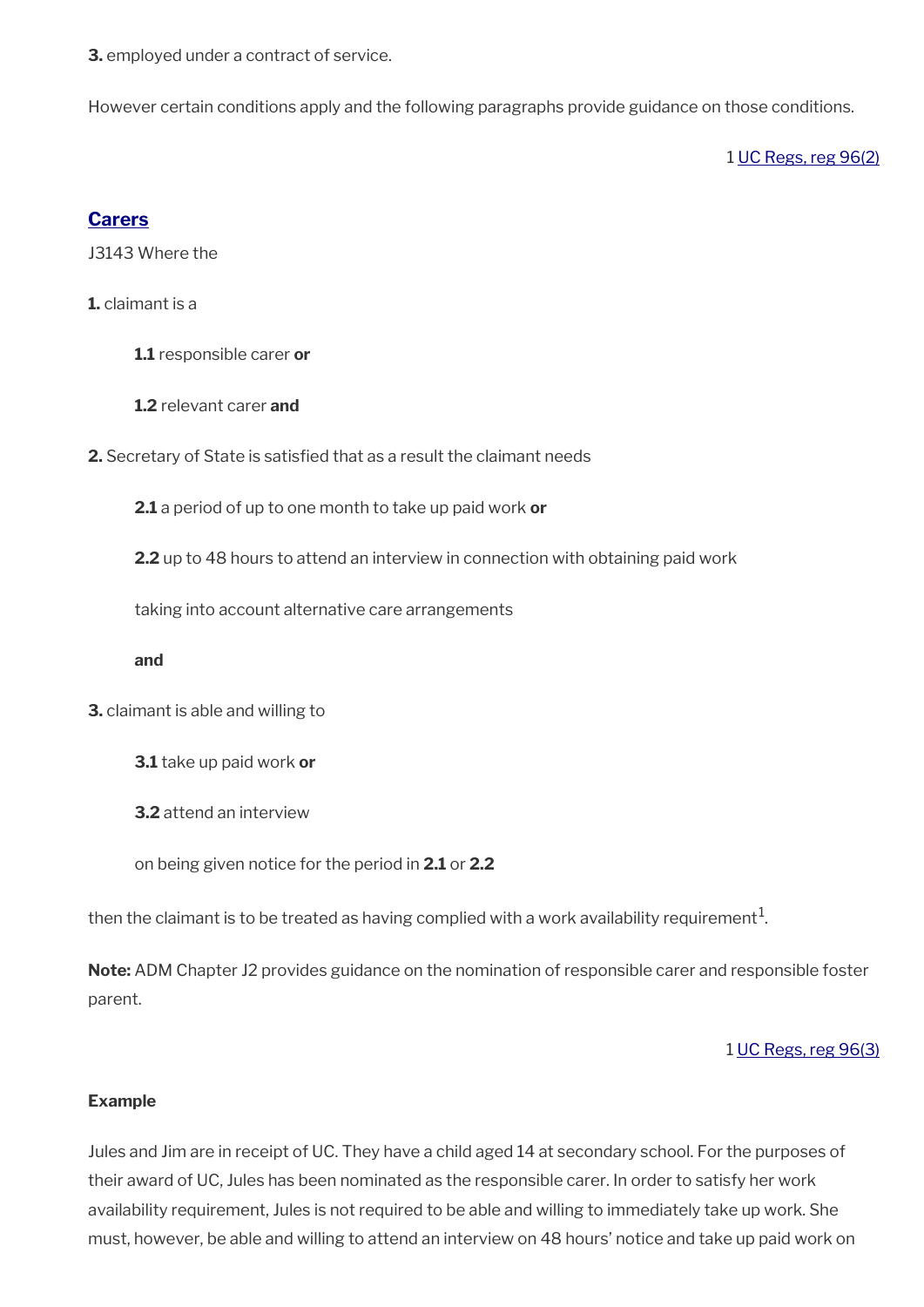**3.** employed under a contract of service.

However certain conditions apply and the following paragraphs provide guidance on those conditions.

1 UC Regs, reg 96(2)

## Carers

J3143 Where the

**1.** claimant is a

**1.1** responsible carer **or**

**1.2** relevant carer **and**

**2.** Secretary of State is satisfied that as a result the claimant needs

**2.1** a period of up to one month to take up paid work **or**

**2.2** up to 48 hours to attend an interview in connection with obtaining paid work

taking into account alternative care arrangements

**and**

**3.** claimant is able and willing to

**3.1** take up paid work **or**

**3.2** attend an interview

on being given notice for the period in **2.1** or **2.2**

then the claimant is to be treated as having complied with a work availability requirement[1].

**Note:** ADM Chapter J2 provides guidance on the nomination of responsible carer and responsible foster parent.

1 UC Regs, reg 96(3)

**Example**

Jules and Jim are in receipt of UC. They have a child aged 14 at secondary school. For the purposes of their award of UC, Jules has been nominated as the responsible carer. In order to satisfy her work availability requirement, Jules is not required to be able and willing to immediately take up work. She must, however, be able and willing to attend an interview on 48 hours' notice and take up paid work on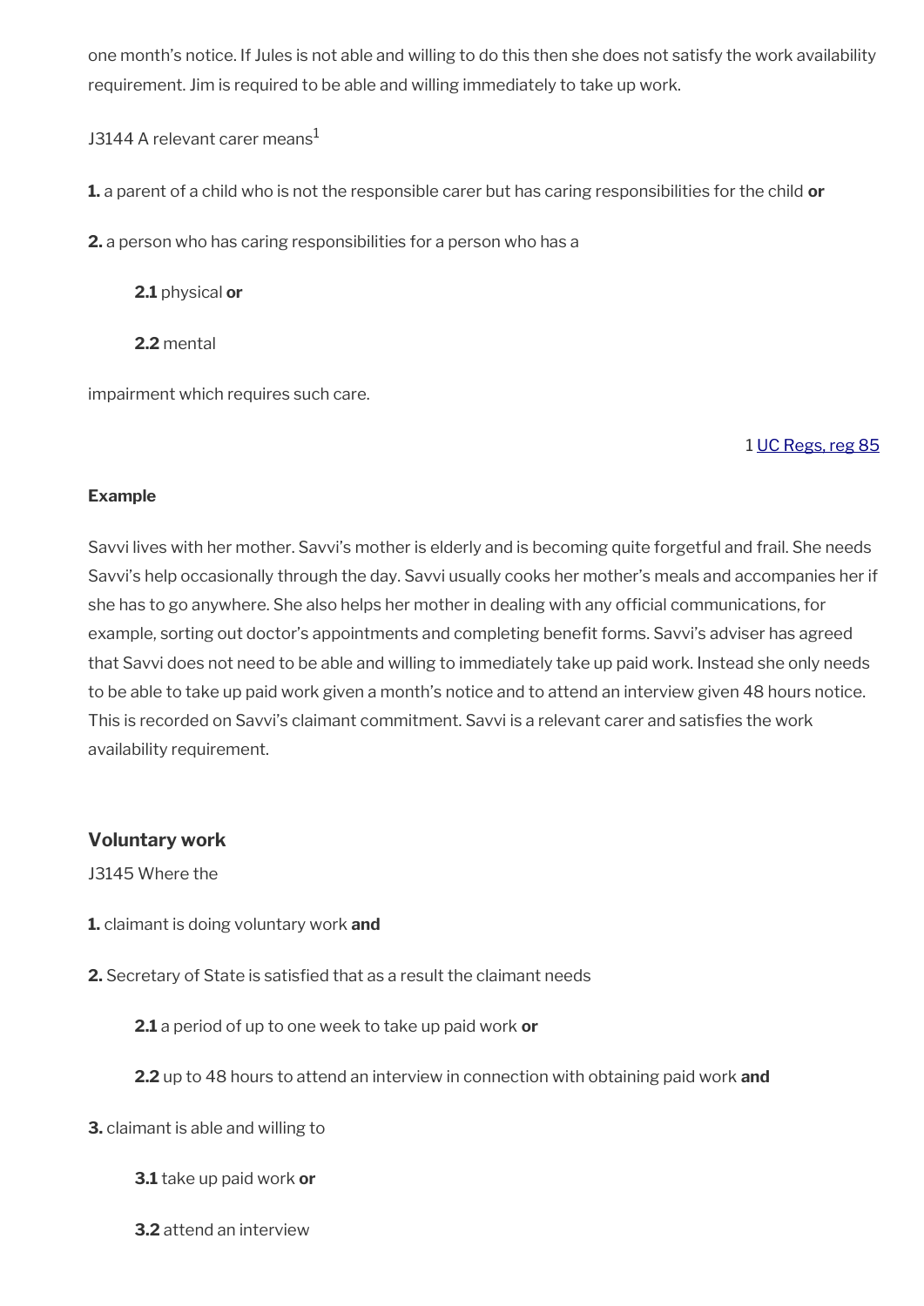one month's notice. If Jules is not able and willing to do this then she does not satisfy the work availability requirement. Jim is required to be able and willing immediately to take up work.

J3144 A relevant carer means[1]

**1.** a parent of a child who is not the responsible carer but has caring responsibilities for the child **or**

**2.** a person who has caring responsibilities for a person who has a

> **2.1** physical **or**
>
> **2.2** mental

impairment which requires such care.

1 UC Regs, reg 85

**Example**

Savvi lives with her mother. Savvi's mother is elderly and is becoming quite forgetful and frail. She needs Savvi's help occasionally through the day. Savvi usually cooks her mother's meals and accompanies her if she has to go anywhere. She also helps her mother in dealing with any official communications, for example, sorting out doctor's appointments and completing benefit forms. Savvi's adviser has agreed that Savvi does not need to be able and willing to immediately take up paid work. Instead she only needs to be able to take up paid work given a month's notice and to attend an interview given 48 hours notice. This is recorded on Savvi's claimant commitment. Savvi is a relevant carer and satisfies the work availability requirement.

### Voluntary work

J3145 Where the

**1.** claimant is doing voluntary work **and**

**2.** Secretary of State is satisfied that as a result the claimant needs

> **2.1** a period of up to one week to take up paid work **or**
>
> **2.2** up to 48 hours to attend an interview in connection with obtaining paid work **and**

**3.** claimant is able and willing to

> **3.1** take up paid work **or**
>
> **3.2** attend an interview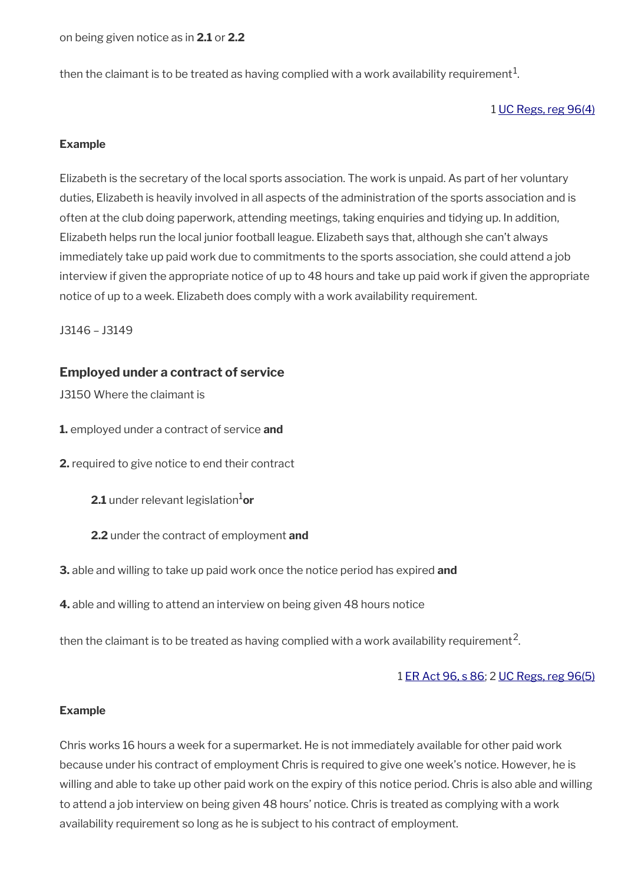on being given notice as in **2.1** or **2.2**

then the claimant is to be treated as having complied with a work availability requirement[1].

1 UC Regs, reg 96(4)

**Example**

Elizabeth is the secretary of the local sports association. The work is unpaid. As part of her voluntary duties, Elizabeth is heavily involved in all aspects of the administration of the sports association and is often at the club doing paperwork, attending meetings, taking enquiries and tidying up. In addition, Elizabeth helps run the local junior football league. Elizabeth says that, although she can't always immediately take up paid work due to commitments to the sports association, she could attend a job interview if given the appropriate notice of up to 48 hours and take up paid work if given the appropriate notice of up to a week. Elizabeth does comply with a work availability requirement.

J3146 – J3149

### Employed under a contract of service

J3150 Where the claimant is

**1.** employed under a contract of service **and**

**2.** required to give notice to end their contract

> **2.1** under relevant legislation[1] **or**
>
> **2.2** under the contract of employment **and**

**3.** able and willing to take up paid work once the notice period has expired **and**

**4.** able and willing to attend an interview on being given 48 hours notice

then the claimant is to be treated as having complied with a work availability requirement[2].

1 ER Act 96, s 86; 2 UC Regs, reg 96(5)

**Example**

Chris works 16 hours a week for a supermarket. He is not immediately available for other paid work because under his contract of employment Chris is required to give one week's notice. However, he is willing and able to take up other paid work on the expiry of this notice period. Chris is also able and willing to attend a job interview on being given 48 hours' notice. Chris is treated as complying with a work availability requirement so long as he is subject to his contract of employment.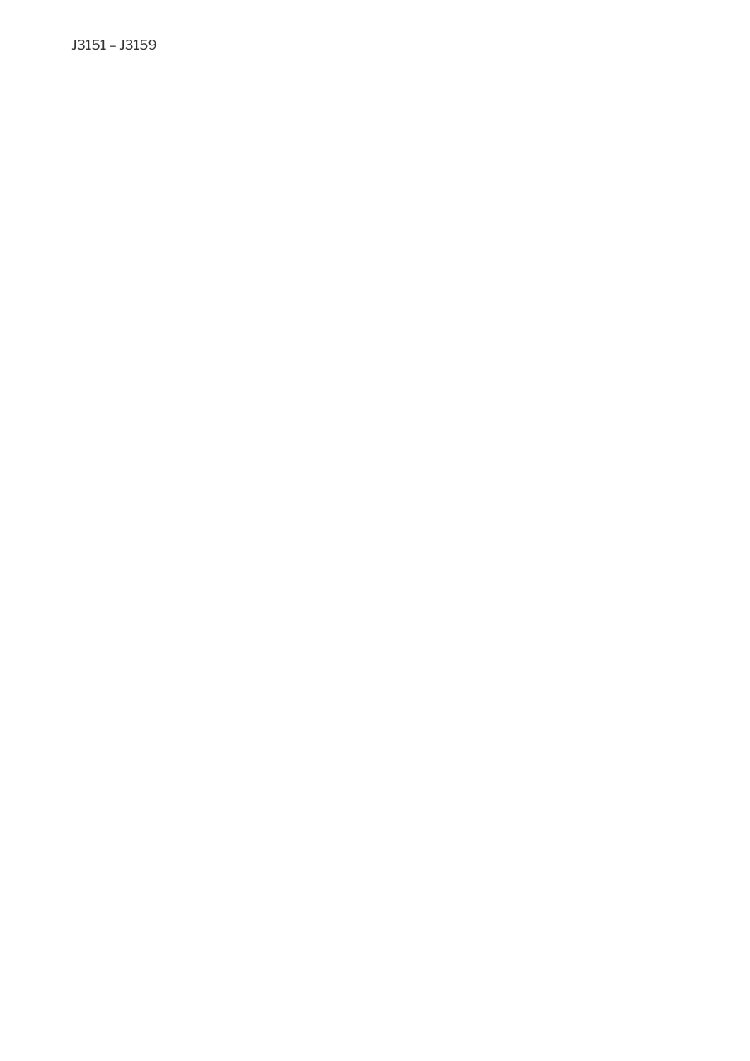J3151 – J3159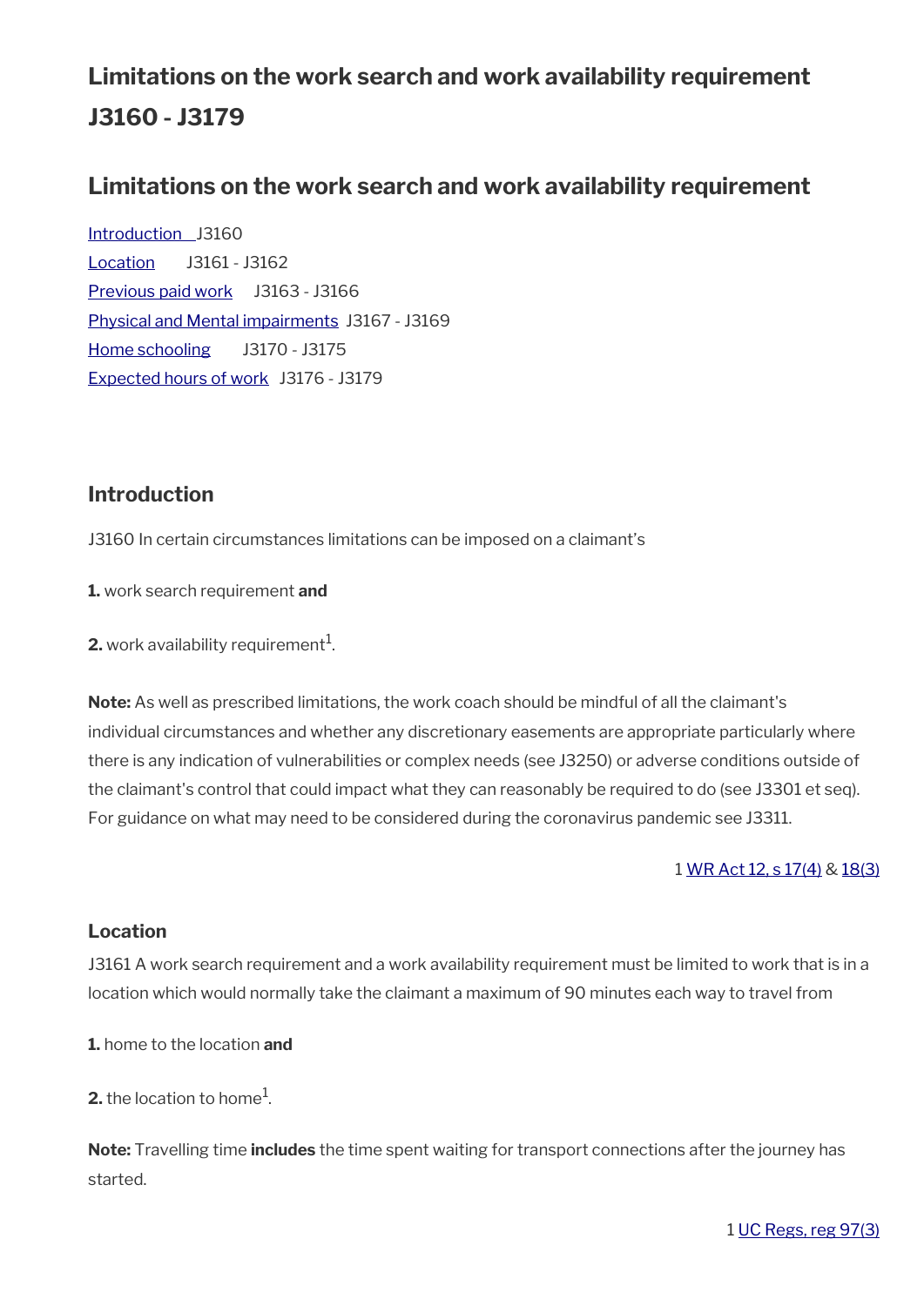# Limitations on the work search and work availability requirement J3160 - J3179

## Limitations on the work search and work availability requirement

[Introduction](#) J3160
[Location](#) J3161 - J3162
[Previous paid work](#) J3163 - J3166
[Physical and Mental impairments](#) J3167 - J3169
[Home schooling](#) J3170 - J3175
[Expected hours of work](#) J3176 - J3179

### Introduction

J3160 In certain circumstances limitations can be imposed on a claimant's

**1.** work search requirement **and**

**2.** work availability requirement[1].

**Note:** As well as prescribed limitations, the work coach should be mindful of all the claimant's individual circumstances and whether any discretionary easements are appropriate particularly where there is any indication of vulnerabilities or complex needs (see J3250) or adverse conditions outside of the claimant's control that could impact what they can reasonably be required to do (see J3301 et seq). For guidance on what may need to be considered during the coronavirus pandemic see J3311.

1 WR Act 12, s 17(4) & 18(3)

### Location

J3161 A work search requirement and a work availability requirement must be limited to work that is in a location which would normally take the claimant a maximum of 90 minutes each way to travel from

**1.** home to the location **and**

**2.** the location to home[1].

**Note:** Travelling time **includes** the time spent waiting for transport connections after the journey has started.

1 UC Regs, reg 97(3)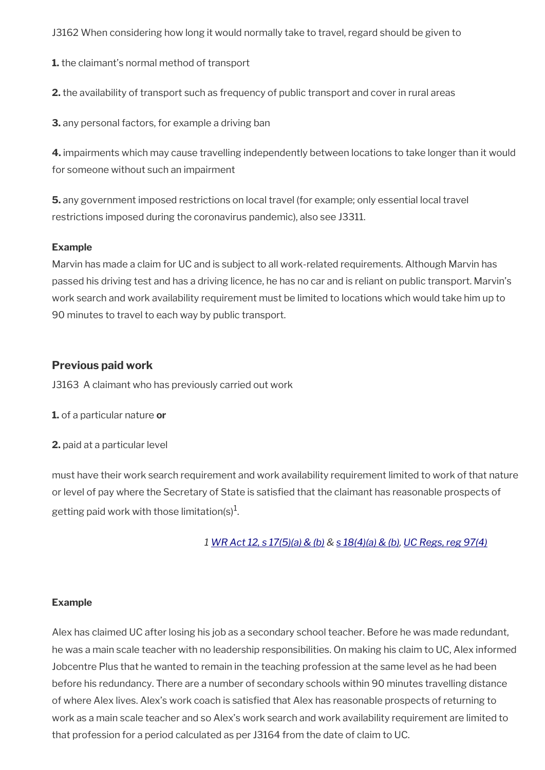J3162 When considering how long it would normally take to travel, regard should be given to

**1.** the claimant's normal method of transport

**2.** the availability of transport such as frequency of public transport and cover in rural areas

**3.** any personal factors, for example a driving ban

**4.** impairments which may cause travelling independently between locations to take longer than it would for someone without such an impairment

**5.** any government imposed restrictions on local travel (for example; only essential local travel restrictions imposed during the coronavirus pandemic), also see J3311.

**Example**
Marvin has made a claim for UC and is subject to all work-related requirements. Although Marvin has passed his driving test and has a driving licence, he has no car and is reliant on public transport. Marvin's work search and work availability requirement must be limited to locations which would take him up to 90 minutes to travel to each way by public transport.

### Previous paid work

J3163 A claimant who has previously carried out work

**1.** of a particular nature **or**

**2.** paid at a particular level

must have their work search requirement and work availability requirement limited to work of that nature or level of pay where the Secretary of State is satisfied that the claimant has reasonable prospects of getting paid work with those limitation(s)[1].

*1 WR Act 12, s 17(5)(a) & (b) & s 18(4)(a) & (b), UC Regs, reg 97(4)*

**Example**

Alex has claimed UC after losing his job as a secondary school teacher. Before he was made redundant, he was a main scale teacher with no leadership responsibilities. On making his claim to UC, Alex informed Jobcentre Plus that he wanted to remain in the teaching profession at the same level as he had been before his redundancy. There are a number of secondary schools within 90 minutes travelling distance of where Alex lives. Alex's work coach is satisfied that Alex has reasonable prospects of returning to work as a main scale teacher and so Alex's work search and work availability requirement are limited to that profession for a period calculated as per J3164 from the date of claim to UC.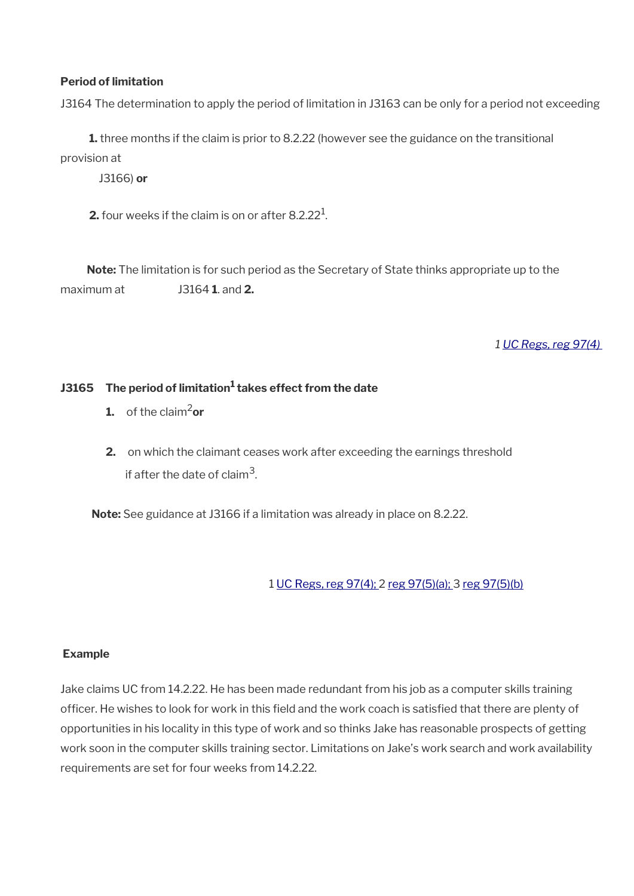**Period of limitation**

J3164 The determination to apply the period of limitation in J3163 can be only for a period not exceeding

**1.** three months if the claim is prior to 8.2.22 (however see the guidance on the transitional provision at J3166) **or**

**2.** four weeks if the claim is on or after 8.2.22[1].

**Note:** The limitation is for such period as the Secretary of State thinks appropriate up to the maximum at J3164 **1**. and **2.**

*1 UC Regs, reg 97(4)*

**J3165 The period of limitation[1] takes effect from the date**

1. of the claim[2] **or**
2. on which the claimant ceases work after exceeding the earnings threshold if after the date of claim[3].

**Note:** See guidance at J3166 if a limitation was already in place on 8.2.22.

1 UC Regs, reg 97(4); 2 reg 97(5)(a); 3 reg 97(5)(b)

**Example**

Jake claims UC from 14.2.22. He has been made redundant from his job as a computer skills training officer. He wishes to look for work in this field and the work coach is satisfied that there are plenty of opportunities in his locality in this type of work and so thinks Jake has reasonable prospects of getting work soon in the computer skills training sector. Limitations on Jake's work search and work availability requirements are set for four weeks from 14.2.22.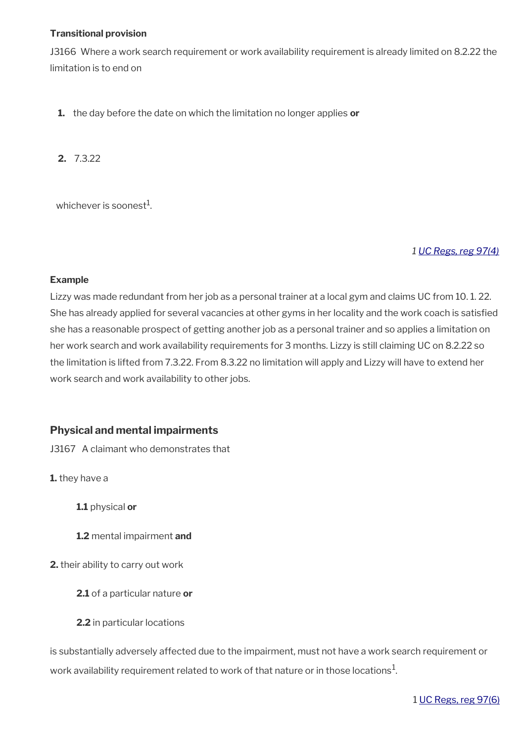**Transitional provision**

J3166 Where a work search requirement or work availability requirement is already limited on 8.2.22 the limitation is to end on

1. the day before the date on which the limitation no longer applies **or**
2. 7.3.22

whichever is soonest[1].

*1 UC Regs, reg 97(4)*

**Example**

Lizzy was made redundant from her job as a personal trainer at a local gym and claims UC from 10. 1. 22. She has already applied for several vacancies at other gyms in her locality and the work coach is satisfied she has a reasonable prospect of getting another job as a personal trainer and so applies a limitation on her work search and work availability requirements for 3 months. Lizzy is still claiming UC on 8.2.22 so the limitation is lifted from 7.3.22. From 8.3.22 no limitation will apply and Lizzy will have to extend her work search and work availability to other jobs.

## Physical and mental impairments

J3167 A claimant who demonstrates that

**1.** they have a

**1.1** physical **or**

**1.2** mental impairment **and**

**2.** their ability to carry out work

**2.1** of a particular nature **or**

**2.2** in particular locations

is substantially adversely affected due to the impairment, must not have a work search requirement or work availability requirement related to work of that nature or in those locations[1].

1 UC Regs, reg 97(6)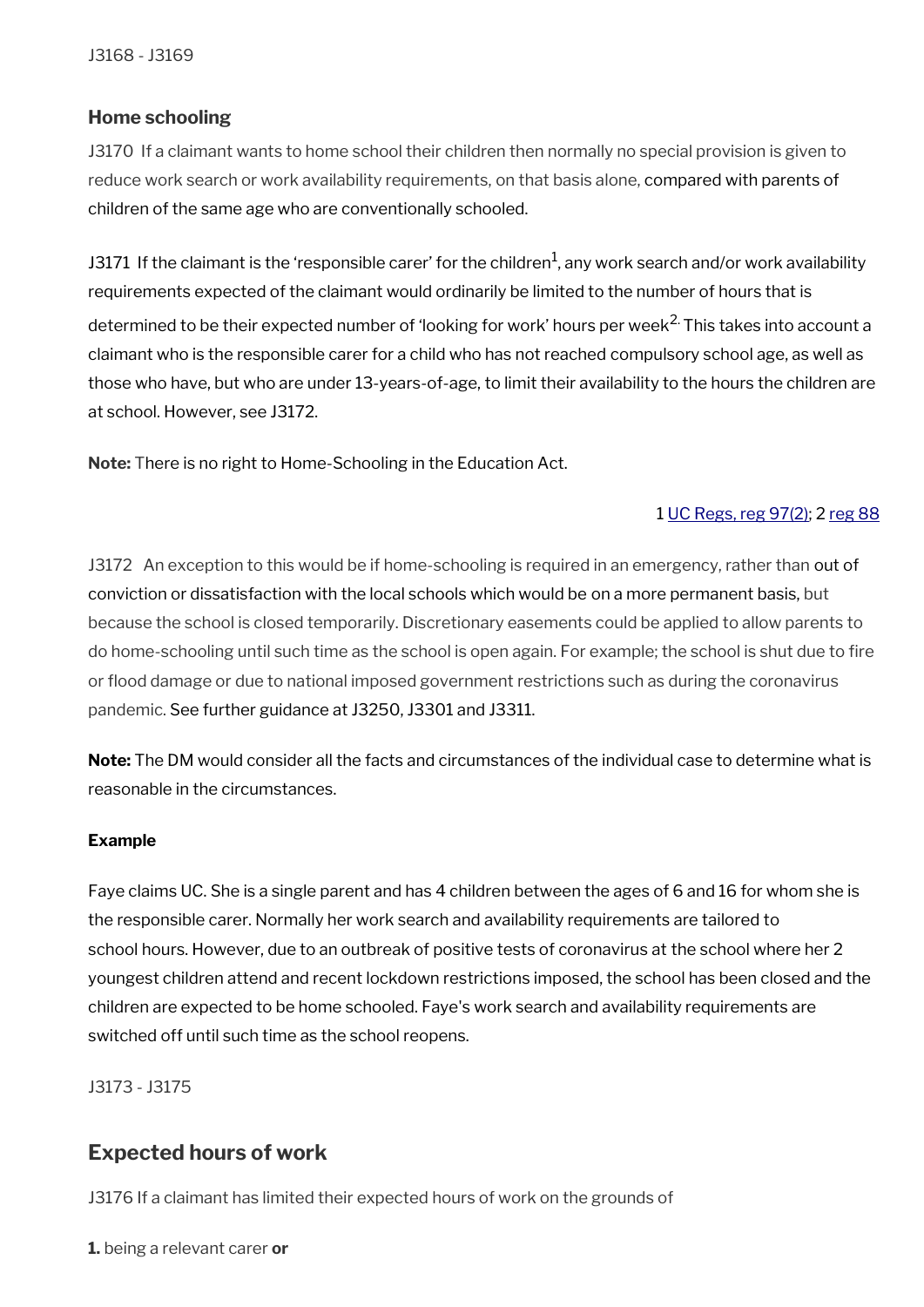J3168 - J3169

### Home schooling

J3170 If a claimant wants to home school their children then normally no special provision is given to reduce work search or work availability requirements, on that basis alone, compared with parents of children of the same age who are conventionally schooled.

J3171 If the claimant is the 'responsible carer' for the children[1], any work search and/or work availability requirements expected of the claimant would ordinarily be limited to the number of hours that is determined to be their expected number of 'looking for work' hours per week[2]. This takes into account a claimant who is the responsible carer for a child who has not reached compulsory school age, as well as those who have, but who are under 13-years-of-age, to limit their availability to the hours the children are at school. However, see J3172.

**Note:** There is no right to Home-Schooling in the Education Act.

1 UC Regs, reg 97(2); 2 reg 88

J3172 An exception to this would be if home-schooling is required in an emergency, rather than out of conviction or dissatisfaction with the local schools which would be on a more permanent basis, but because the school is closed temporarily. Discretionary easements could be applied to allow parents to do home-schooling until such time as the school is open again. For example; the school is shut due to fire or flood damage or due to national imposed government restrictions such as during the coronavirus pandemic. See further guidance at J3250, J3301 and J3311.

**Note:** The DM would consider all the facts and circumstances of the individual case to determine what is reasonable in the circumstances.

**Example**

Faye claims UC. She is a single parent and has 4 children between the ages of 6 and 16 for whom she is the responsible carer. Normally her work search and availability requirements are tailored to school hours. However, due to an outbreak of positive tests of coronavirus at the school where her 2 youngest children attend and recent lockdown restrictions imposed, the school has been closed and the children are expected to be home schooled. Faye's work search and availability requirements are switched off until such time as the school reopens.

J3173 - J3175

## Expected hours of work

J3176 If a claimant has limited their expected hours of work on the grounds of

**1.** being a relevant carer **or**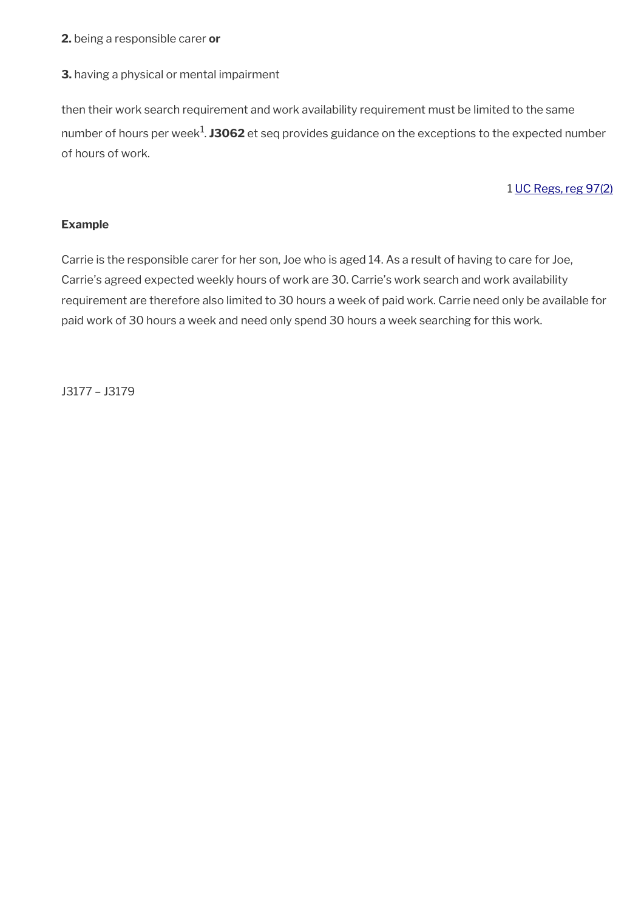**2.** being a responsible carer **or**

**3.** having a physical or mental impairment

then their work search requirement and work availability requirement must be limited to the same number of hours per week[1]. **J3062** et seq provides guidance on the exceptions to the expected number of hours of work.

1 UC Regs, reg 97(2)

**Example**

Carrie is the responsible carer for her son, Joe who is aged 14. As a result of having to care for Joe, Carrie's agreed expected weekly hours of work are 30. Carrie's work search and work availability requirement are therefore also limited to 30 hours a week of paid work. Carrie need only be available for paid work of 30 hours a week and need only spend 30 hours a week searching for this work.

J3177 – J3179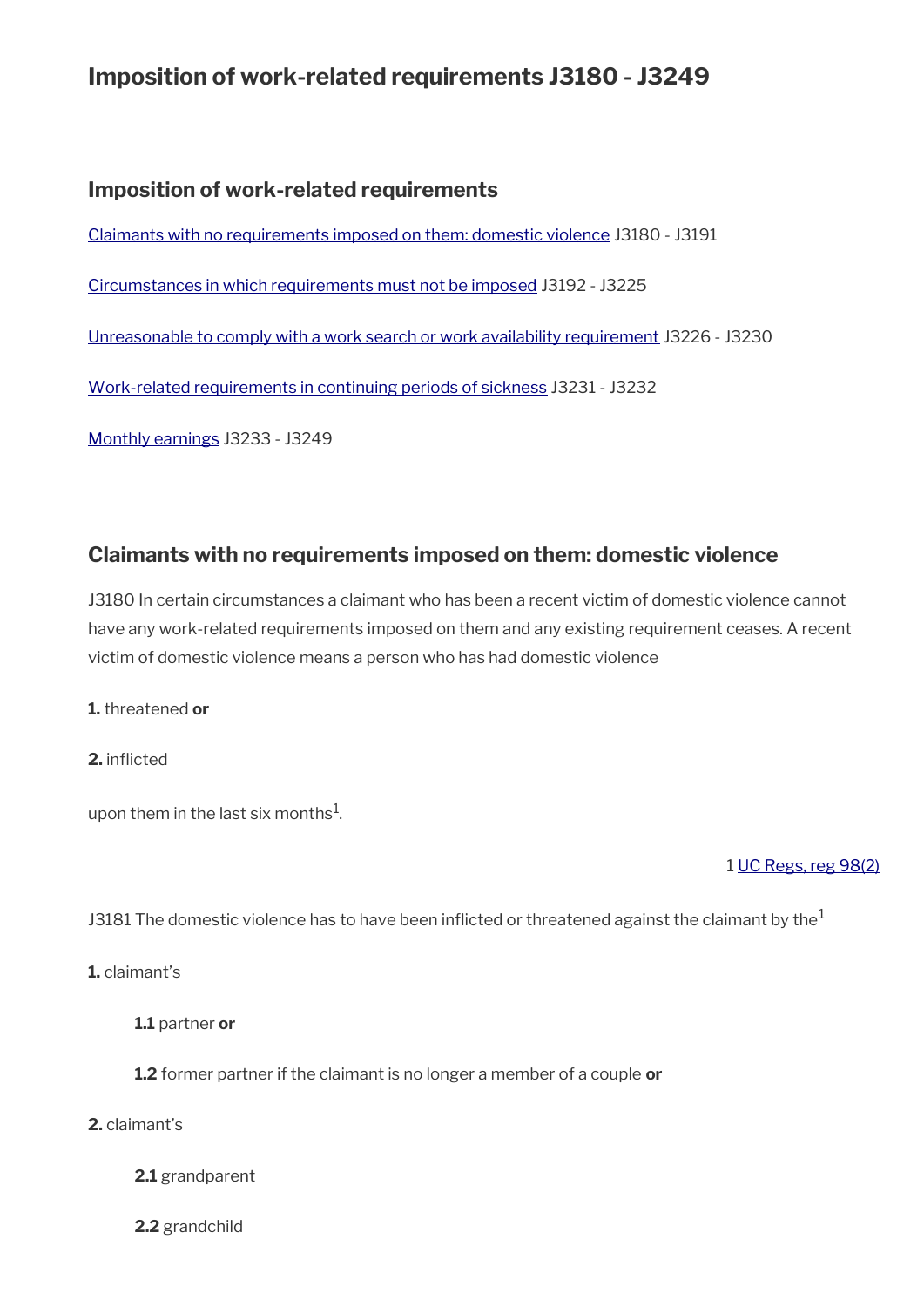# Imposition of work-related requirements J3180 - J3249

## Imposition of work-related requirements

Claimants with no requirements imposed on them: domestic violence J3180 - J3191

Circumstances in which requirements must not be imposed J3192 - J3225

Unreasonable to comply with a work search or work availability requirement J3226 - J3230

Work-related requirements in continuing periods of sickness J3231 - J3232

Monthly earnings J3233 - J3249

## Claimants with no requirements imposed on them: domestic violence

J3180 In certain circumstances a claimant who has been a recent victim of domestic violence cannot have any work-related requirements imposed on them and any existing requirement ceases. A recent victim of domestic violence means a person who has had domestic violence

**1.** threatened **or**

**2.** inflicted

upon them in the last six months[1].

1 UC Regs, reg 98(2)

J3181 The domestic violence has to have been inflicted or threatened against the claimant by the[1]

**1.** claimant's

**1.1** partner **or**

**1.2** former partner if the claimant is no longer a member of a couple **or**

**2.** claimant's

**2.1** grandparent

**2.2** grandchild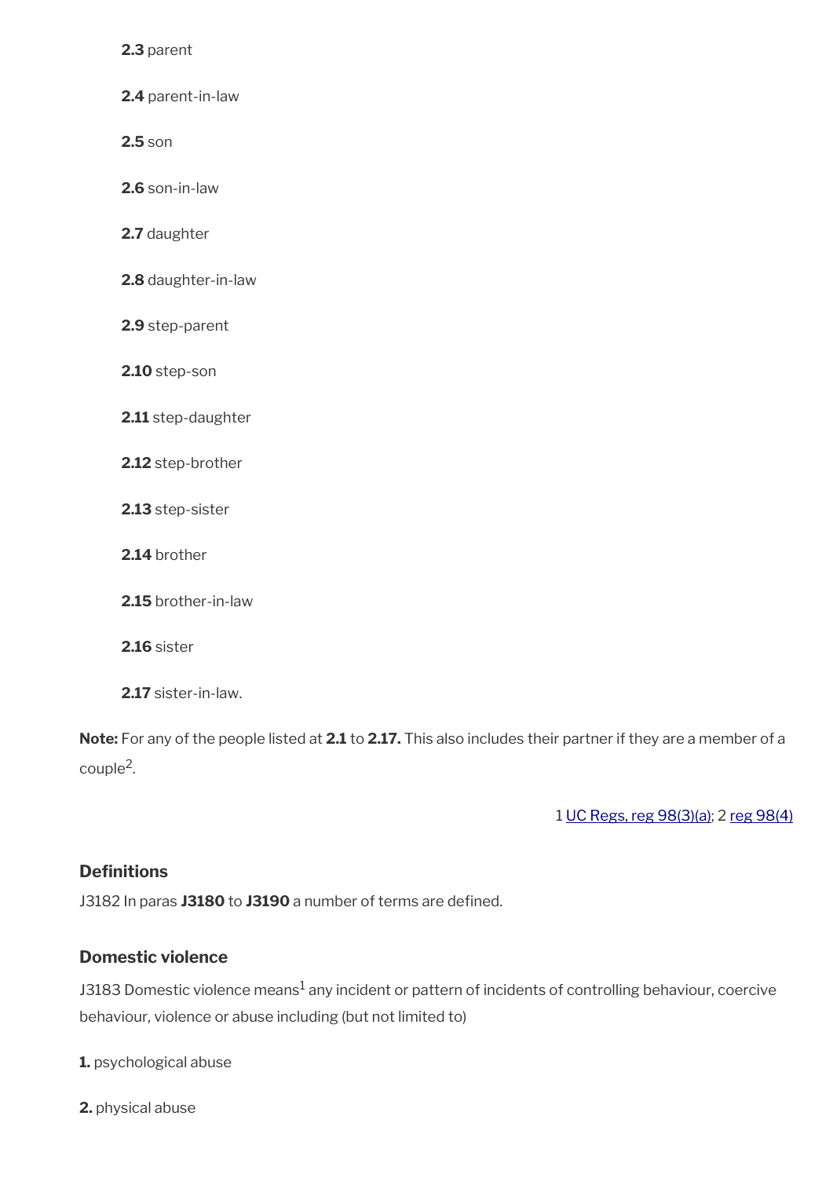**2.3** parent

**2.4** parent-in-law

**2.5** son

**2.6** son-in-law

**2.7** daughter

**2.8** daughter-in-law

**2.9** step-parent

**2.10** step-son

**2.11** step-daughter

**2.12** step-brother

**2.13** step-sister

**2.14** brother

**2.15** brother-in-law

**2.16** sister

**2.17** sister-in-law.

**Note:** For any of the people listed at **2.1** to **2.17.** This also includes their partner if they are a member of a couple[2].

1 UC Regs, reg 98(3)(a); 2 reg 98(4)

### Definitions

J3182 In paras **J3180** to **J3190** a number of terms are defined.

### Domestic violence

J3183 Domestic violence means[1] any incident or pattern of incidents of controlling behaviour, coercive behaviour, violence or abuse including (but not limited to)

**1.** psychological abuse

**2.** physical abuse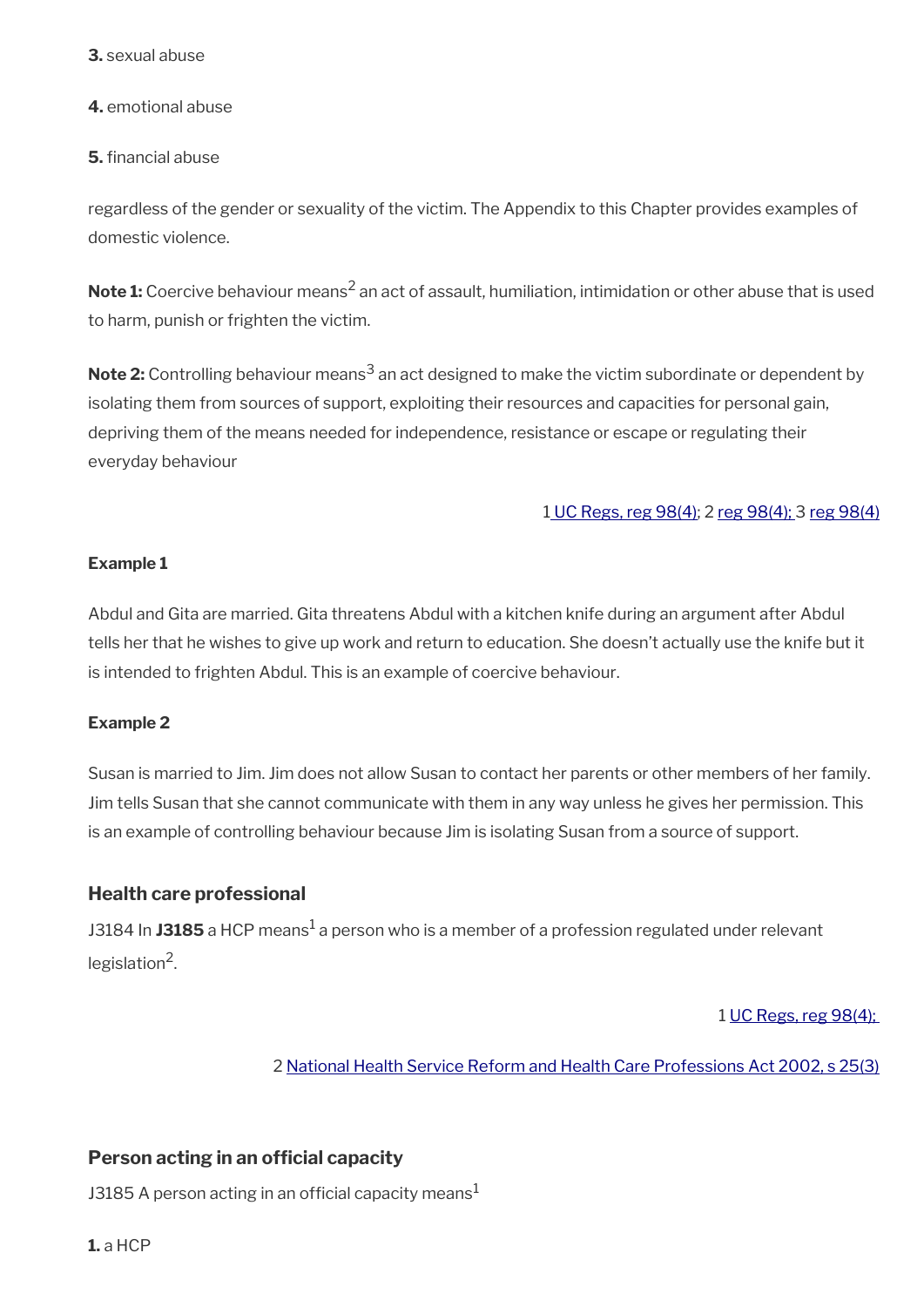**3.** sexual abuse

**4.** emotional abuse

**5.** financial abuse

regardless of the gender or sexuality of the victim. The Appendix to this Chapter provides examples of domestic violence.

**Note 1:** Coercive behaviour means[2] an act of assault, humiliation, intimidation or other abuse that is used to harm, punish or frighten the victim.

**Note 2:** Controlling behaviour means[3] an act designed to make the victim subordinate or dependent by isolating them from sources of support, exploiting their resources and capacities for personal gain, depriving them of the means needed for independence, resistance or escape or regulating their everyday behaviour

1 UC Regs, reg 98(4); 2 reg 98(4); 3 reg 98(4)

**Example 1**

Abdul and Gita are married. Gita threatens Abdul with a kitchen knife during an argument after Abdul tells her that he wishes to give up work and return to education. She doesn't actually use the knife but it is intended to frighten Abdul. This is an example of coercive behaviour.

**Example 2**

Susan is married to Jim. Jim does not allow Susan to contact her parents or other members of her family. Jim tells Susan that she cannot communicate with them in any way unless he gives her permission. This is an example of controlling behaviour because Jim is isolating Susan from a source of support.

### Health care professional

J3184 In **J3185** a HCP means[1] a person who is a member of a profession regulated under relevant legislation[2].

1 UC Regs, reg 98(4);

2 National Health Service Reform and Health Care Professions Act 2002, s 25(3)

### Person acting in an official capacity

J3185 A person acting in an official capacity means[1]

**1.** a HCP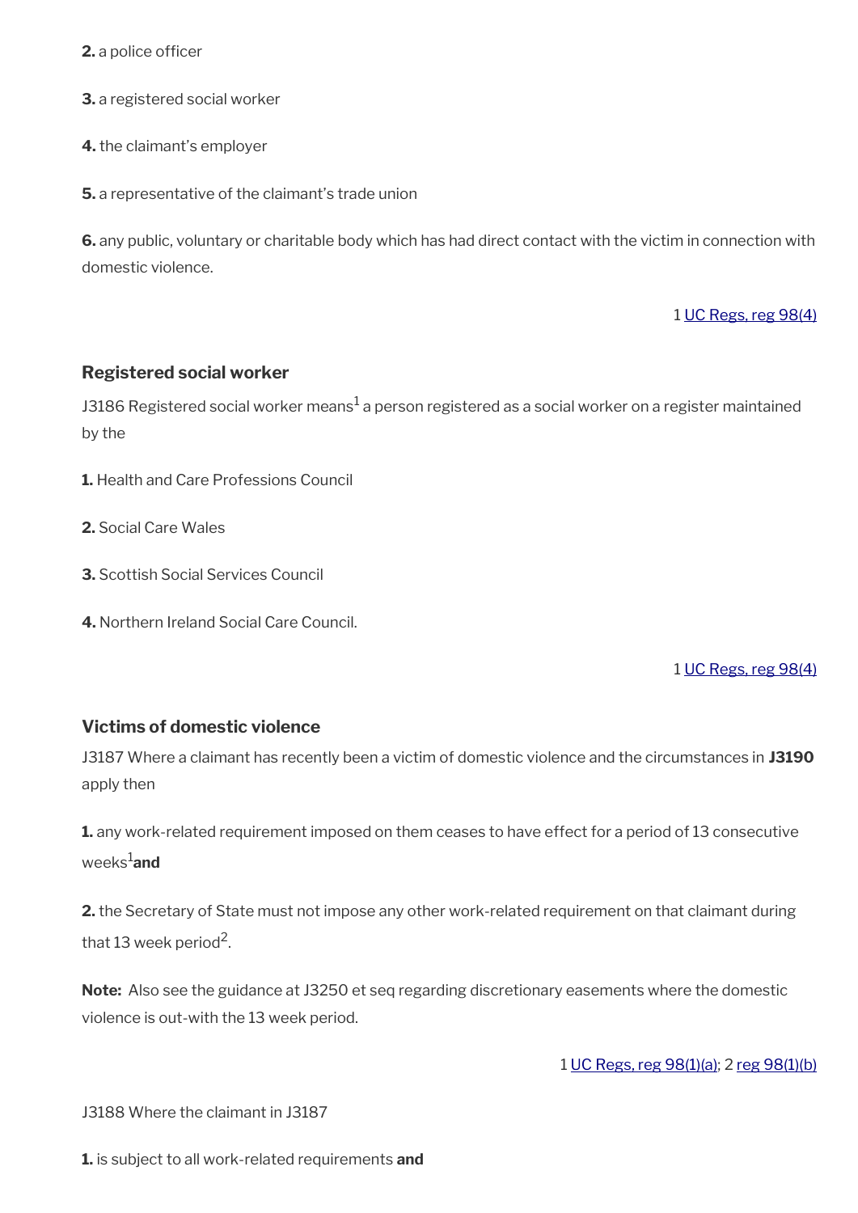**2.** a police officer

**3.** a registered social worker

**4.** the claimant's employer

**5.** a representative of the claimant's trade union

**6.** any public, voluntary or charitable body which has had direct contact with the victim in connection with domestic violence.

1 UC Regs, reg 98(4)

### Registered social worker

J3186 Registered social worker means[1] a person registered as a social worker on a register maintained by the

**1.** Health and Care Professions Council

**2.** Social Care Wales

**3.** Scottish Social Services Council

**4.** Northern Ireland Social Care Council.

1 UC Regs, reg 98(4)

### Victims of domestic violence

J3187 Where a claimant has recently been a victim of domestic violence and the circumstances in **J3190** apply then

**1.** any work-related requirement imposed on them ceases to have effect for a period of 13 consecutive weeks[1] **and**

**2.** the Secretary of State must not impose any other work-related requirement on that claimant during that 13 week period[2].

**Note:** Also see the guidance at J3250 et seq regarding discretionary easements where the domestic violence is out-with the 13 week period.

1 UC Regs, reg 98(1)(a); 2 reg 98(1)(b)

J3188 Where the claimant in J3187

**1.** is subject to all work-related requirements **and**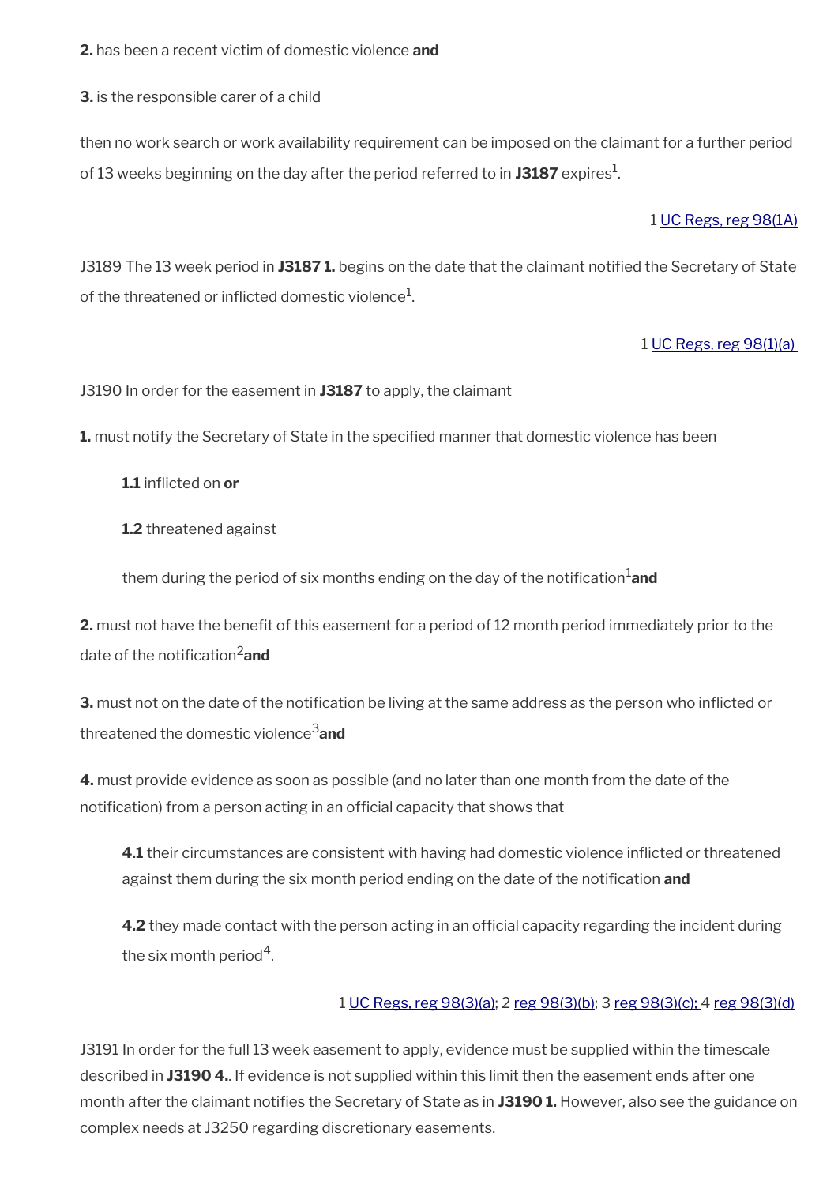**2.** has been a recent victim of domestic violence **and**

**3.** is the responsible carer of a child

then no work search or work availability requirement can be imposed on the claimant for a further period of 13 weeks beginning on the day after the period referred to in **J3187** expires[1].

1 UC Regs, reg 98(1A)

J3189 The 13 week period in **J3187 1.** begins on the date that the claimant notified the Secretary of State of the threatened or inflicted domestic violence[1].

1 UC Regs, reg 98(1)(a)

J3190 In order for the easement in **J3187** to apply, the claimant

**1.** must notify the Secretary of State in the specified manner that domestic violence has been

> **1.1** inflicted on **or**
>
> **1.2** threatened against
>
> them during the period of six months ending on the day of the notification[1]**and**

**2.** must not have the benefit of this easement for a period of 12 month period immediately prior to the date of the notification[2]**and**

**3.** must not on the date of the notification be living at the same address as the person who inflicted or threatened the domestic violence[3]**and**

**4.** must provide evidence as soon as possible (and no later than one month from the date of the notification) from a person acting in an official capacity that shows that

> **4.1** their circumstances are consistent with having had domestic violence inflicted or threatened against them during the six month period ending on the date of the notification **and**
>
> **4.2** they made contact with the person acting in an official capacity regarding the incident during the six month period[4].

1 UC Regs, reg 98(3)(a); 2 reg 98(3)(b); 3 reg 98(3)(c); 4 reg 98(3)(d)

J3191 In order for the full 13 week easement to apply, evidence must be supplied within the timescale described in **J3190 4.**. If evidence is not supplied within this limit then the easement ends after one month after the claimant notifies the Secretary of State as in **J3190 1.** However, also see the guidance on complex needs at J3250 regarding discretionary easements.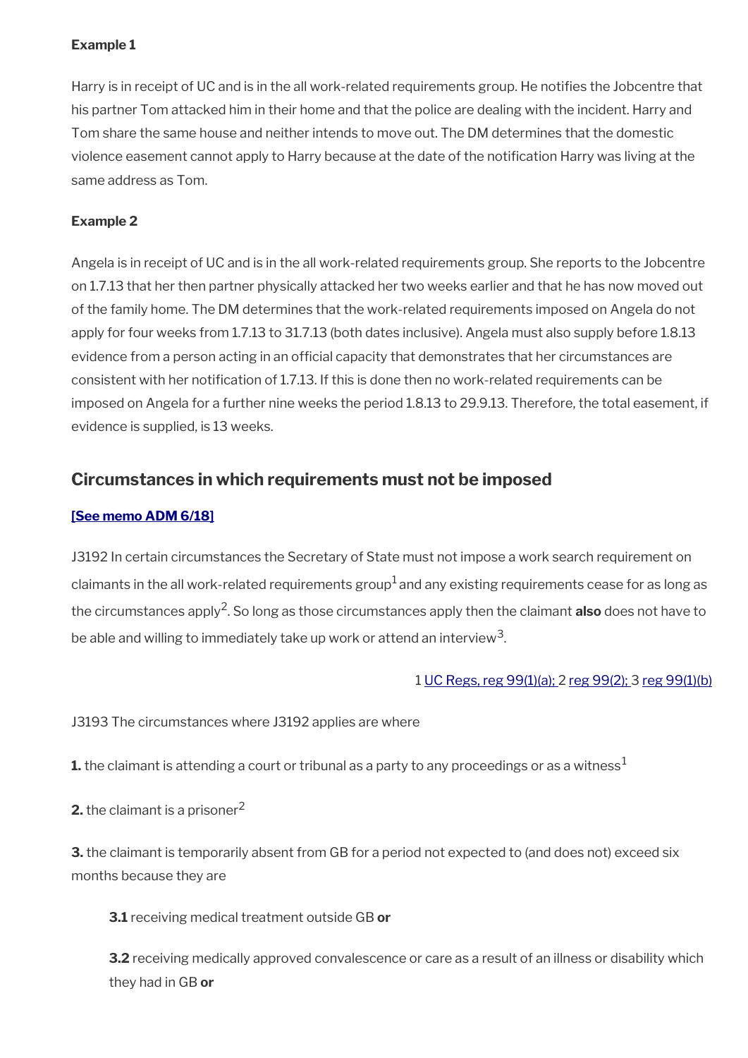**Example 1**

Harry is in receipt of UC and is in the all work-related requirements group. He notifies the Jobcentre that his partner Tom attacked him in their home and that the police are dealing with the incident. Harry and Tom share the same house and neither intends to move out. The DM determines that the domestic violence easement cannot apply to Harry because at the date of the notification Harry was living at the same address as Tom.

**Example 2**

Angela is in receipt of UC and is in the all work-related requirements group. She reports to the Jobcentre on 1.7.13 that her then partner physically attacked her two weeks earlier and that he has now moved out of the family home. The DM determines that the work-related requirements imposed on Angela do not apply for four weeks from 1.7.13 to 31.7.13 (both dates inclusive). Angela must also supply before 1.8.13 evidence from a person acting in an official capacity that demonstrates that her circumstances are consistent with her notification of 1.7.13. If this is done then no work-related requirements can be imposed on Angela for a further nine weeks the period 1.8.13 to 29.9.13. Therefore, the total easement, if evidence is supplied, is 13 weeks.

## Circumstances in which requirements must not be imposed

**[See memo ADM 6/18]**

J3192 In certain circumstances the Secretary of State must not impose a work search requirement on claimants in the all work-related requirements group[1] and any existing requirements cease for as long as the circumstances apply[2]. So long as those circumstances apply then the claimant **also** does not have to be able and willing to immediately take up work or attend an interview[3].

1 UC Regs, reg 99(1)(a); 2 reg 99(2); 3 reg 99(1)(b)

J3193 The circumstances where J3192 applies are where

**1.** the claimant is attending a court or tribunal as a party to any proceedings or as a witness[1]

**2.** the claimant is a prisoner[2]

**3.** the claimant is temporarily absent from GB for a period not expected to (and does not) exceed six months because they are

**3.1** receiving medical treatment outside GB **or**

**3.2** receiving medically approved convalescence or care as a result of an illness or disability which they had in GB **or**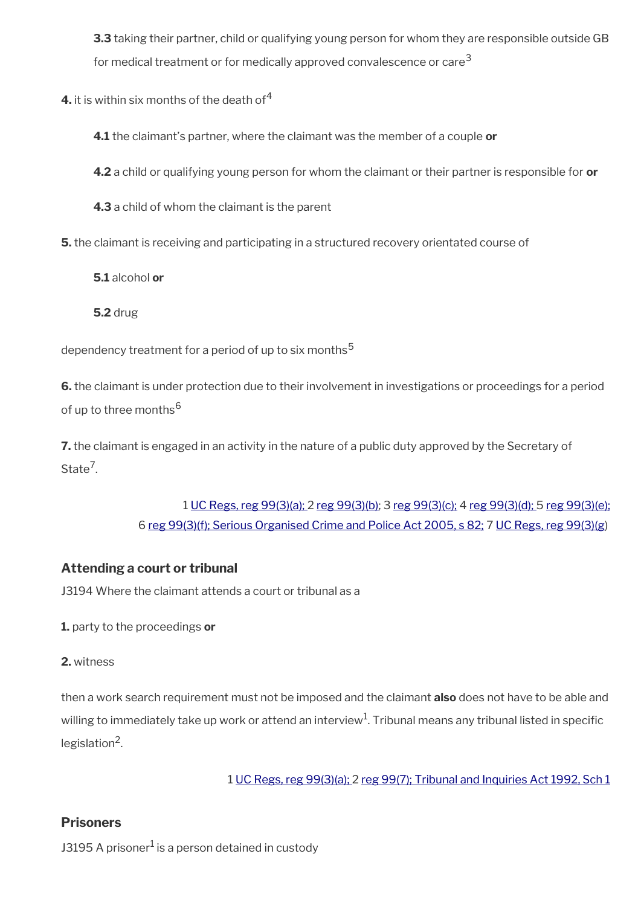**3.3** taking their partner, child or qualifying young person for whom they are responsible outside GB for medical treatment or for medically approved convalescence or care[3]

**4.** it is within six months of the death of[4]

**4.1** the claimant's partner, where the claimant was the member of a couple **or**

**4.2** a child or qualifying young person for whom the claimant or their partner is responsible for **or**

**4.3** a child of whom the claimant is the parent

**5.** the claimant is receiving and participating in a structured recovery orientated course of

**5.1** alcohol **or**

**5.2** drug

dependency treatment for a period of up to six months[5]

**6.** the claimant is under protection due to their involvement in investigations or proceedings for a period of up to three months[6]

**7.** the claimant is engaged in an activity in the nature of a public duty approved by the Secretary of State[7].

1 UC Regs, reg 99(3)(a); 2 reg 99(3)(b); 3 reg 99(3)(c); 4 reg 99(3)(d); 5 reg 99(3)(e); 6 reg 99(3)(f); Serious Organised Crime and Police Act 2005, s 82; 7 UC Regs, reg 99(3)(g)

### Attending a court or tribunal

J3194 Where the claimant attends a court or tribunal as a

**1.** party to the proceedings **or**

**2.** witness

then a work search requirement must not be imposed and the claimant **also** does not have to be able and willing to immediately take up work or attend an interview[1]. Tribunal means any tribunal listed in specific legislation[2].

1 UC Regs, reg 99(3)(a); 2 reg 99(7); Tribunal and Inquiries Act 1992, Sch 1

### Prisoners

J3195 A prisoner[1] is a person detained in custody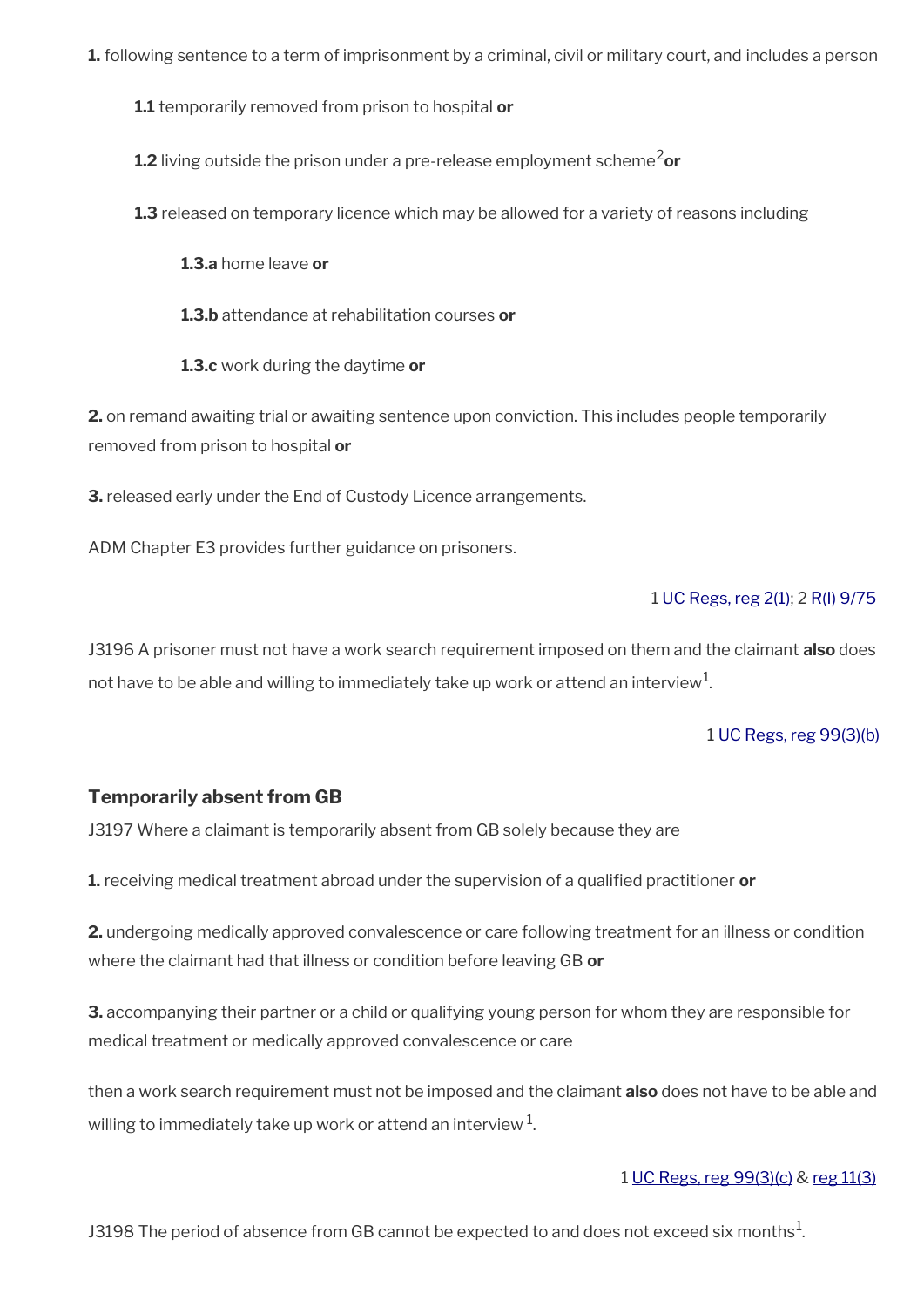**1.** following sentence to a term of imprisonment by a criminal, civil or military court, and includes a person

**1.1** temporarily removed from prison to hospital **or**

**1.2** living outside the prison under a pre-release employment scheme[2] **or**

**1.3** released on temporary licence which may be allowed for a variety of reasons including

**1.3.a** home leave **or**

**1.3.b** attendance at rehabilitation courses **or**

**1.3.c** work during the daytime **or**

**2.** on remand awaiting trial or awaiting sentence upon conviction. This includes people temporarily removed from prison to hospital **or**

**3.** released early under the End of Custody Licence arrangements.

ADM Chapter E3 provides further guidance on prisoners.

1 UC Regs, reg 2(1); 2 R(I) 9/75

J3196 A prisoner must not have a work search requirement imposed on them and the claimant **also** does not have to be able and willing to immediately take up work or attend an interview[1].

1 UC Regs, reg 99(3)(b)

### Temporarily absent from GB

J3197 Where a claimant is temporarily absent from GB solely because they are

**1.** receiving medical treatment abroad under the supervision of a qualified practitioner **or**

**2.** undergoing medically approved convalescence or care following treatment for an illness or condition where the claimant had that illness or condition before leaving GB **or**

**3.** accompanying their partner or a child or qualifying young person for whom they are responsible for medical treatment or medically approved convalescence or care

then a work search requirement must not be imposed and the claimant **also** does not have to be able and willing to immediately take up work or attend an interview [1].

1 UC Regs, reg 99(3)(c) & reg 11(3)

J3198 The period of absence from GB cannot be expected to and does not exceed six months[1].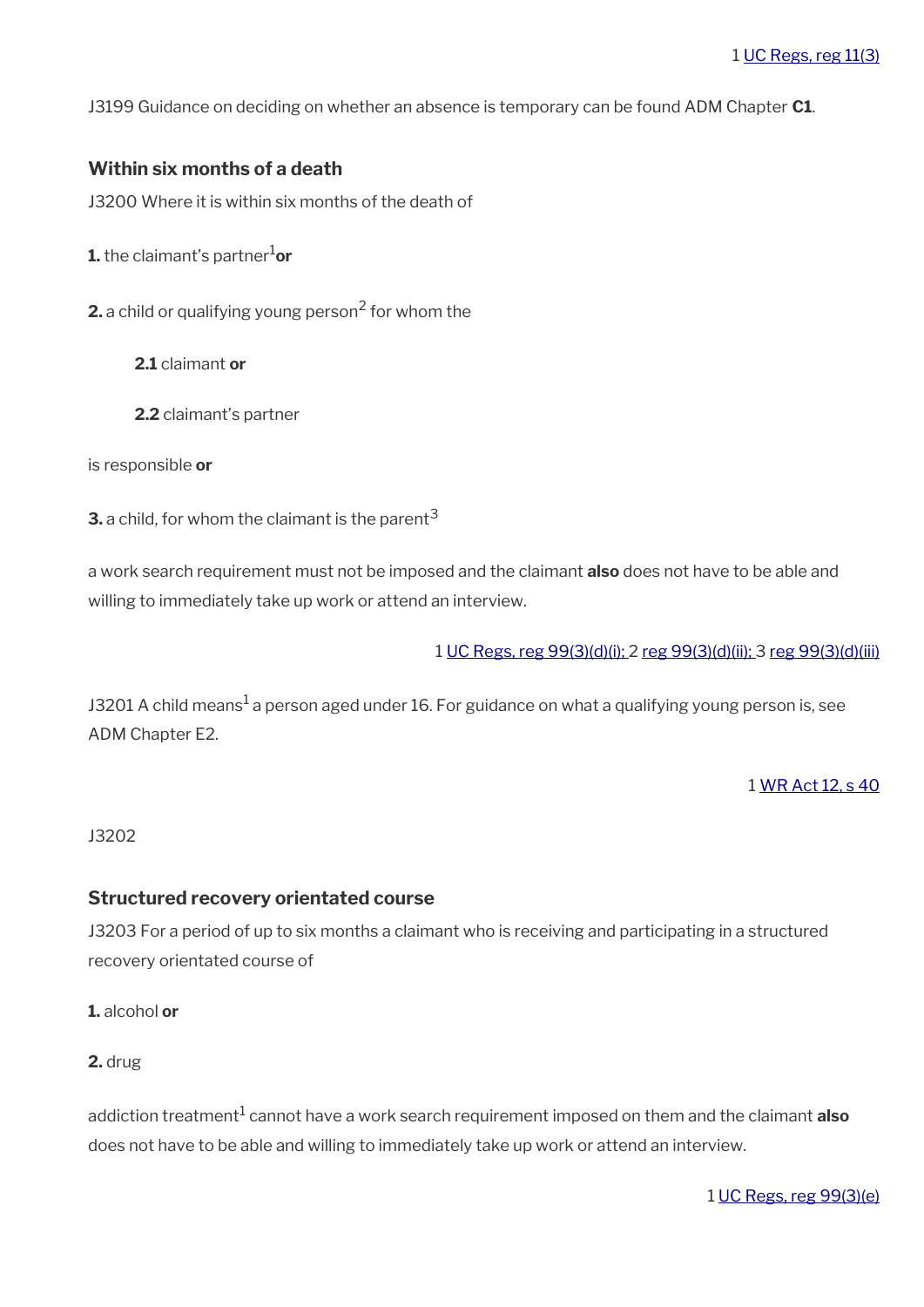1 UC Regs, reg 11(3)

J3199 Guidance on deciding on whether an absence is temporary can be found ADM Chapter **C1**.

### Within six months of a death

J3200 Where it is within six months of the death of

**1.** the claimant's partner[1] **or**

**2.** a child or qualifying young person[2] for whom the

> **2.1** claimant **or**
>
> **2.2** claimant's partner

is responsible **or**

**3.** a child, for whom the claimant is the parent[3]

a work search requirement must not be imposed and the claimant **also** does not have to be able and willing to immediately take up work or attend an interview.

1 UC Regs, reg 99(3)(d)(i); 2 reg 99(3)(d)(ii); 3 reg 99(3)(d)(iii)

J3201 A child means[1] a person aged under 16. For guidance on what a qualifying young person is, see ADM Chapter E2.

1 WR Act 12, s 40

J3202

### Structured recovery orientated course

J3203 For a period of up to six months a claimant who is receiving and participating in a structured recovery orientated course of

**1.** alcohol **or**

**2.** drug

addiction treatment[1] cannot have a work search requirement imposed on them and the claimant **also** does not have to be able and willing to immediately take up work or attend an interview.

1 UC Regs, reg 99(3)(e)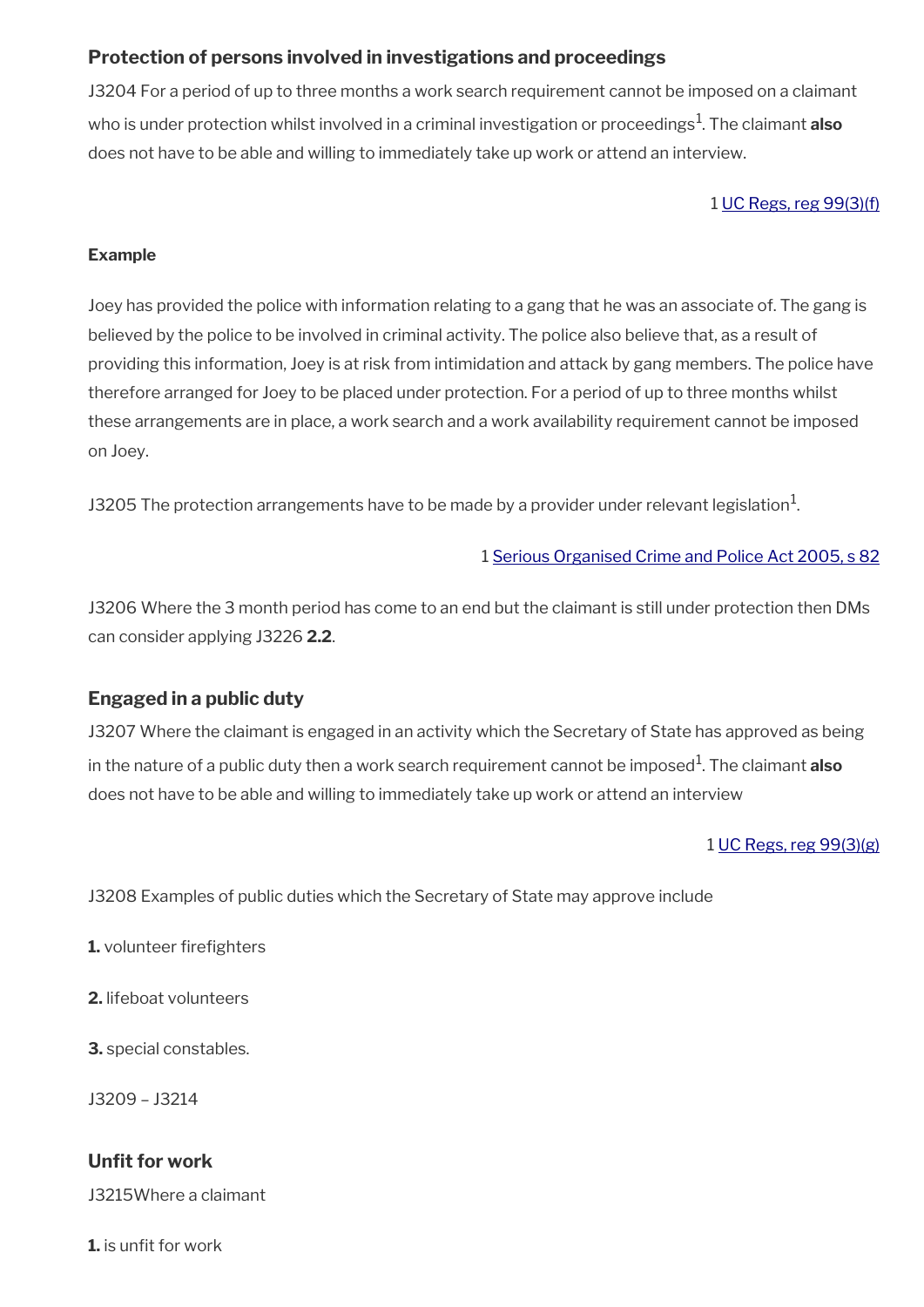### Protection of persons involved in investigations and proceedings

J3204 For a period of up to three months a work search requirement cannot be imposed on a claimant who is under protection whilst involved in a criminal investigation or proceedings[1]. The claimant **also** does not have to be able and willing to immediately take up work or attend an interview.

1 UC Regs, reg 99(3)(f)

**Example**

Joey has provided the police with information relating to a gang that he was an associate of. The gang is believed by the police to be involved in criminal activity. The police also believe that, as a result of providing this information, Joey is at risk from intimidation and attack by gang members. The police have therefore arranged for Joey to be placed under protection. For a period of up to three months whilst these arrangements are in place, a work search and a work availability requirement cannot be imposed on Joey.

J3205 The protection arrangements have to be made by a provider under relevant legislation[1].

1 Serious Organised Crime and Police Act 2005, s 82

J3206 Where the 3 month period has come to an end but the claimant is still under protection then DMs can consider applying J3226 **2.2**.

### Engaged in a public duty

J3207 Where the claimant is engaged in an activity which the Secretary of State has approved as being in the nature of a public duty then a work search requirement cannot be imposed[1]. The claimant **also** does not have to be able and willing to immediately take up work or attend an interview

1 UC Regs, reg 99(3)(g)

J3208 Examples of public duties which the Secretary of State may approve include

**1.** volunteer firefighters

**2.** lifeboat volunteers

**3.** special constables.

J3209 – J3214

### Unfit for work

J3215Where a claimant

**1.** is unfit for work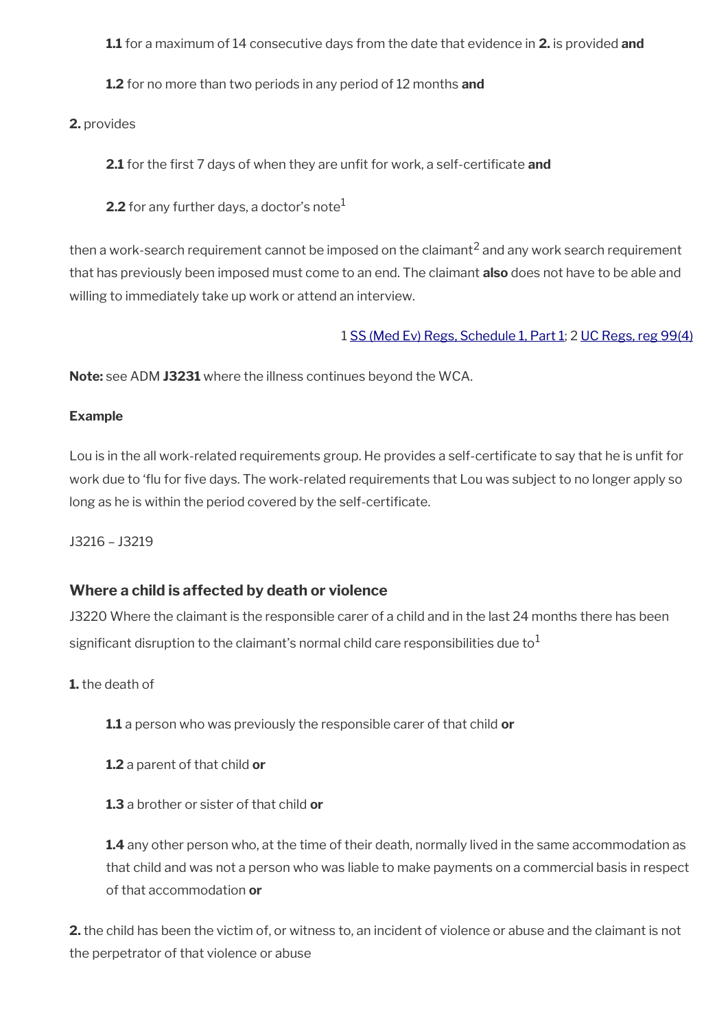**1.1** for a maximum of 14 consecutive days from the date that evidence in **2.** is provided **and**

**1.2** for no more than two periods in any period of 12 months **and**

**2.** provides

**2.1** for the first 7 days of when they are unfit for work, a self-certificate **and**

**2.2** for any further days, a doctor's note[1]

then a work-search requirement cannot be imposed on the claimant[2] and any work search requirement that has previously been imposed must come to an end. The claimant **also** does not have to be able and willing to immediately take up work or attend an interview.

1 SS (Med Ev) Regs, Schedule 1, Part 1; 2 UC Regs, reg 99(4)

**Note:** see ADM **J3231** where the illness continues beyond the WCA.

**Example**

Lou is in the all work-related requirements group. He provides a self-certificate to say that he is unfit for work due to 'flu for five days. The work-related requirements that Lou was subject to no longer apply so long as he is within the period covered by the self-certificate.

J3216 – J3219

### Where a child is affected by death or violence

J3220 Where the claimant is the responsible carer of a child and in the last 24 months there has been significant disruption to the claimant's normal child care responsibilities due to[1]

**1.** the death of

**1.1** a person who was previously the responsible carer of that child **or**

**1.2** a parent of that child **or**

**1.3** a brother or sister of that child **or**

**1.4** any other person who, at the time of their death, normally lived in the same accommodation as that child and was not a person who was liable to make payments on a commercial basis in respect of that accommodation **or**

**2.** the child has been the victim of, or witness to, an incident of violence or abuse and the claimant is not the perpetrator of that violence or abuse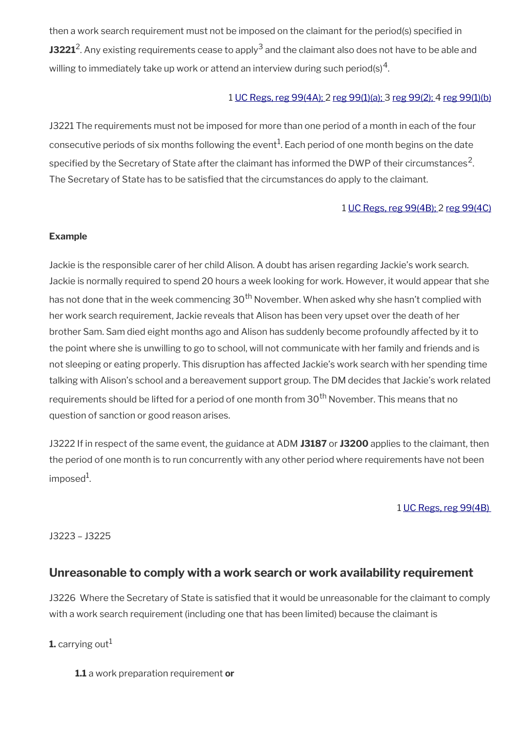then a work search requirement must not be imposed on the claimant for the period(s) specified in **J3221**[2]. Any existing requirements cease to apply[3] and the claimant also does not have to be able and willing to immediately take up work or attend an interview during such period(s)[4].

1 UC Regs, reg 99(4A); 2 reg 99(1)(a); 3 reg 99(2); 4 reg 99(1)(b)

J3221 The requirements must not be imposed for more than one period of a month in each of the four consecutive periods of six months following the event[1]. Each period of one month begins on the date specified by the Secretary of State after the claimant has informed the DWP of their circumstances[2]. The Secretary of State has to be satisfied that the circumstances do apply to the claimant.

1 UC Regs, reg 99(4B); 2 reg 99(4C)

**Example**

Jackie is the responsible carer of her child Alison. A doubt has arisen regarding Jackie's work search. Jackie is normally required to spend 20 hours a week looking for work. However, it would appear that she has not done that in the week commencing 30th November. When asked why she hasn't complied with her work search requirement, Jackie reveals that Alison has been very upset over the death of her brother Sam. Sam died eight months ago and Alison has suddenly become profoundly affected by it to the point where she is unwilling to go to school, will not communicate with her family and friends and is not sleeping or eating properly. This disruption has affected Jackie's work search with her spending time talking with Alison's school and a bereavement support group. The DM decides that Jackie's work related requirements should be lifted for a period of one month from 30th November. This means that no question of sanction or good reason arises.

J3222 If in respect of the same event, the guidance at ADM **J3187** or **J3200** applies to the claimant, then the period of one month is to run concurrently with any other period where requirements have not been imposed[1].

1 UC Regs, reg 99(4B)

J3223 – J3225

## Unreasonable to comply with a work search or work availability requirement

J3226 Where the Secretary of State is satisfied that it would be unreasonable for the claimant to comply with a work search requirement (including one that has been limited) because the claimant is

**1.** carrying out[1]

  **1.1** a work preparation requirement **or**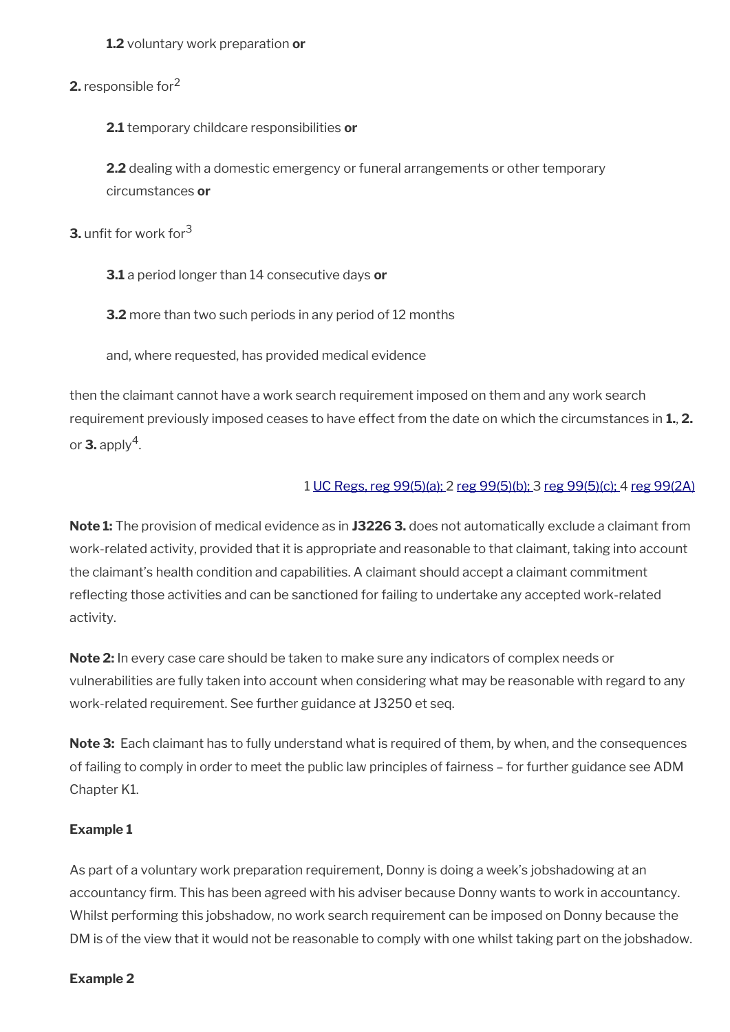**1.2** voluntary work preparation **or**

**2.** responsible for[2]

**2.1** temporary childcare responsibilities **or**

**2.2** dealing with a domestic emergency or funeral arrangements or other temporary circumstances **or**

**3.** unfit for work for[3]

**3.1** a period longer than 14 consecutive days **or**

**3.2** more than two such periods in any period of 12 months

and, where requested, has provided medical evidence

then the claimant cannot have a work search requirement imposed on them and any work search requirement previously imposed ceases to have effect from the date on which the circumstances in **1.**, **2.** or **3.** apply[4].

1 UC Regs, reg 99(5)(a); 2 reg 99(5)(b); 3 reg 99(5)(c); 4 reg 99(2A)

**Note 1:** The provision of medical evidence as in **J3226 3.** does not automatically exclude a claimant from work-related activity, provided that it is appropriate and reasonable to that claimant, taking into account the claimant's health condition and capabilities. A claimant should accept a claimant commitment reflecting those activities and can be sanctioned for failing to undertake any accepted work-related activity.

**Note 2:** In every case care should be taken to make sure any indicators of complex needs or vulnerabilities are fully taken into account when considering what may be reasonable with regard to any work-related requirement. See further guidance at J3250 et seq.

**Note 3:** Each claimant has to fully understand what is required of them, by when, and the consequences of failing to comply in order to meet the public law principles of fairness – for further guidance see ADM Chapter K1.

**Example 1**

As part of a voluntary work preparation requirement, Donny is doing a week's jobshadowing at an accountancy firm. This has been agreed with his adviser because Donny wants to work in accountancy. Whilst performing this jobshadow, no work search requirement can be imposed on Donny because the DM is of the view that it would not be reasonable to comply with one whilst taking part on the jobshadow.

**Example 2**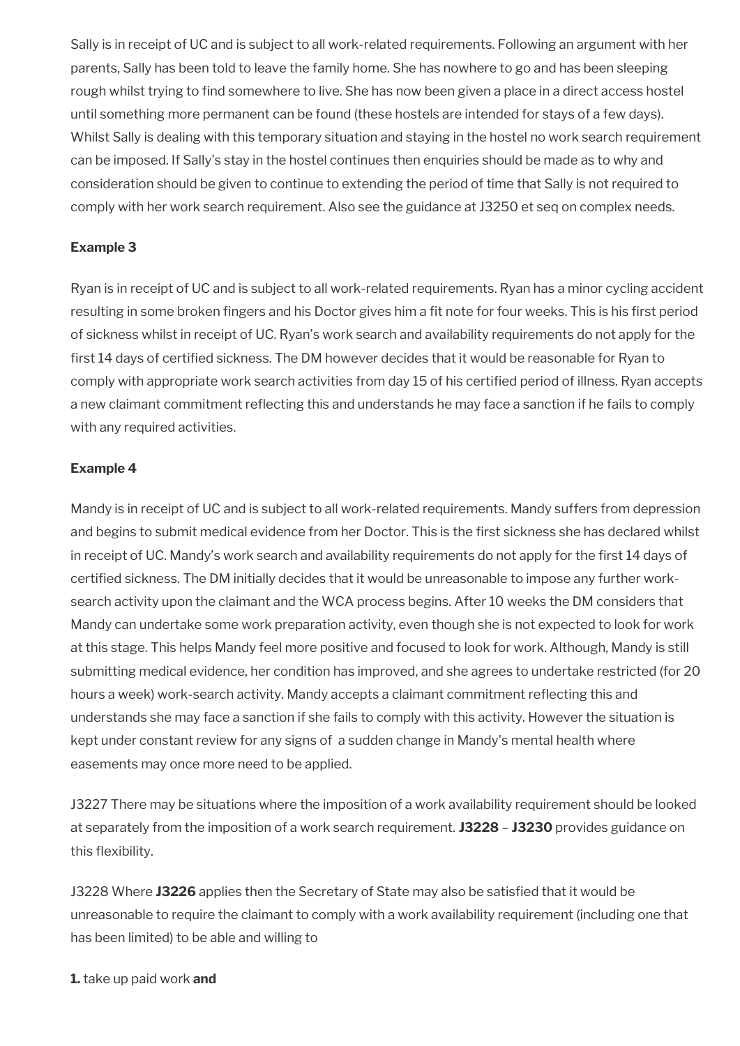Sally is in receipt of UC and is subject to all work-related requirements. Following an argument with her parents, Sally has been told to leave the family home. She has nowhere to go and has been sleeping rough whilst trying to find somewhere to live. She has now been given a place in a direct access hostel until something more permanent can be found (these hostels are intended for stays of a few days). Whilst Sally is dealing with this temporary situation and staying in the hostel no work search requirement can be imposed. If Sally's stay in the hostel continues then enquiries should be made as to why and consideration should be given to continue to extending the period of time that Sally is not required to comply with her work search requirement. Also see the guidance at J3250 et seq on complex needs.

**Example 3**

Ryan is in receipt of UC and is subject to all work-related requirements. Ryan has a minor cycling accident resulting in some broken fingers and his Doctor gives him a fit note for four weeks. This is his first period of sickness whilst in receipt of UC. Ryan's work search and availability requirements do not apply for the first 14 days of certified sickness. The DM however decides that it would be reasonable for Ryan to comply with appropriate work search activities from day 15 of his certified period of illness. Ryan accepts a new claimant commitment reflecting this and understands he may face a sanction if he fails to comply with any required activities.

**Example 4**

Mandy is in receipt of UC and is subject to all work-related requirements. Mandy suffers from depression and begins to submit medical evidence from her Doctor. This is the first sickness she has declared whilst in receipt of UC. Mandy's work search and availability requirements do not apply for the first 14 days of certified sickness. The DM initially decides that it would be unreasonable to impose any further work-search activity upon the claimant and the WCA process begins. After 10 weeks the DM considers that Mandy can undertake some work preparation activity, even though she is not expected to look for work at this stage. This helps Mandy feel more positive and focused to look for work. Although, Mandy is still submitting medical evidence, her condition has improved, and she agrees to undertake restricted (for 20 hours a week) work-search activity. Mandy accepts a claimant commitment reflecting this and understands she may face a sanction if she fails to comply with this activity. However the situation is kept under constant review for any signs of a sudden change in Mandy's mental health where easements may once more need to be applied.

J3227 There may be situations where the imposition of a work availability requirement should be looked at separately from the imposition of a work search requirement. **J3228** – **J3230** provides guidance on this flexibility.

J3228 Where **J3226** applies then the Secretary of State may also be satisfied that it would be unreasonable to require the claimant to comply with a work availability requirement (including one that has been limited) to be able and willing to

**1.** take up paid work **and**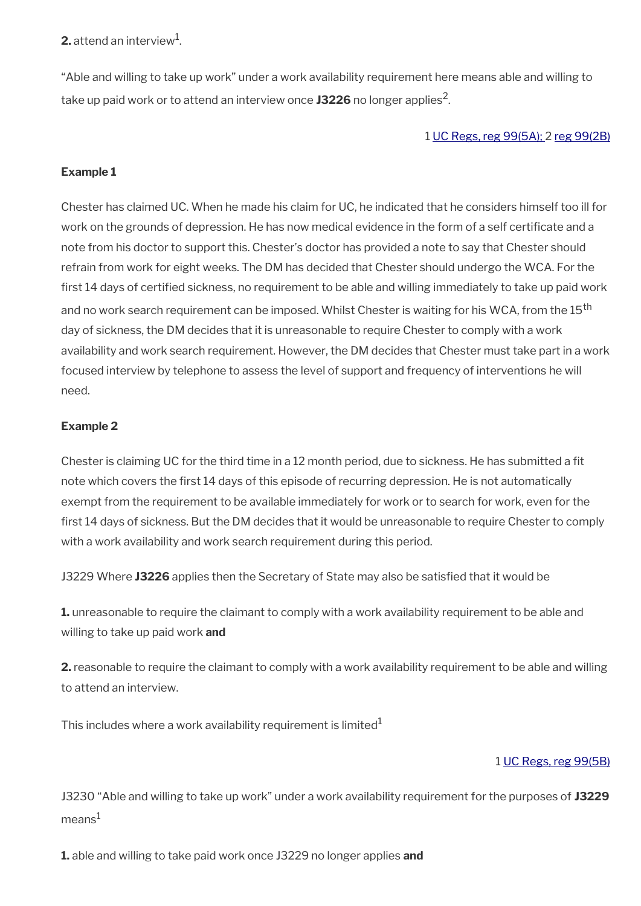**2.** attend an interview[1].

“Able and willing to take up work” under a work availability requirement here means able and willing to take up paid work or to attend an interview once **J3226** no longer applies[2].

1 UC Regs, reg 99(5A); 2 reg 99(2B)

**Example 1**

Chester has claimed UC. When he made his claim for UC, he indicated that he considers himself too ill for work on the grounds of depression. He has now medical evidence in the form of a self certificate and a note from his doctor to support this. Chester’s doctor has provided a note to say that Chester should refrain from work for eight weeks. The DM has decided that Chester should undergo the WCA. For the first 14 days of certified sickness, no requirement to be able and willing immediately to take up paid work and no work search requirement can be imposed. Whilst Chester is waiting for his WCA, from the 15th day of sickness, the DM decides that it is unreasonable to require Chester to comply with a work availability and work search requirement. However, the DM decides that Chester must take part in a work focused interview by telephone to assess the level of support and frequency of interventions he will need.

**Example 2**

Chester is claiming UC for the third time in a 12 month period, due to sickness. He has submitted a fit note which covers the first 14 days of this episode of recurring depression. He is not automatically exempt from the requirement to be available immediately for work or to search for work, even for the first 14 days of sickness. But the DM decides that it would be unreasonable to require Chester to comply with a work availability and work search requirement during this period.

J3229 Where **J3226** applies then the Secretary of State may also be satisfied that it would be

**1.** unreasonable to require the claimant to comply with a work availability requirement to be able and willing to take up paid work **and**

**2.** reasonable to require the claimant to comply with a work availability requirement to be able and willing to attend an interview.

This includes where a work availability requirement is limited[1]

1 UC Regs, reg 99(5B)

J3230 “Able and willing to take up work” under a work availability requirement for the purposes of **J3229** means[1]

**1.** able and willing to take paid work once J3229 no longer applies **and**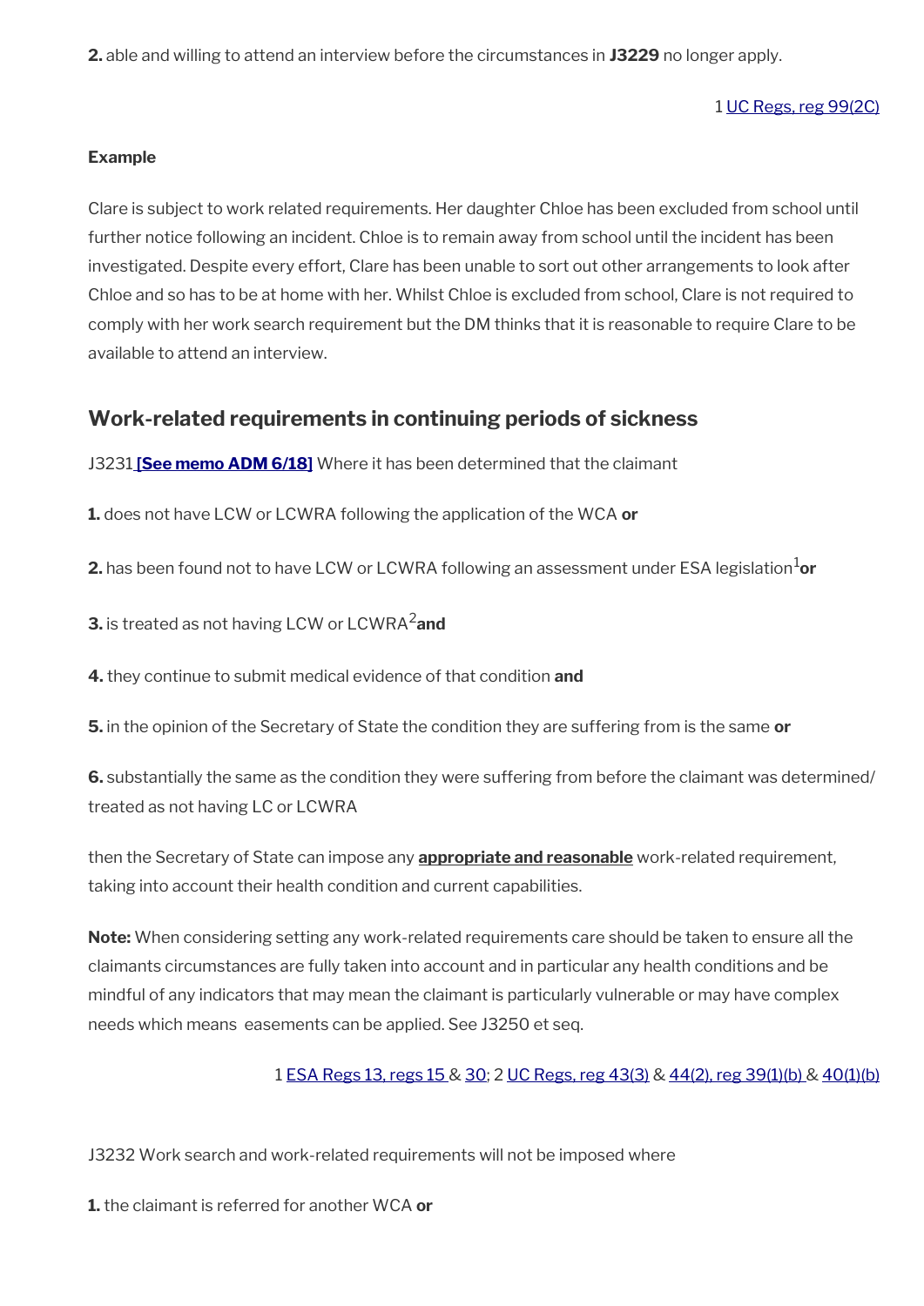**2.** able and willing to attend an interview before the circumstances in **J3229** no longer apply.

1 UC Regs, reg 99(2C)

**Example**

Clare is subject to work related requirements. Her daughter Chloe has been excluded from school until further notice following an incident. Chloe is to remain away from school until the incident has been investigated. Despite every effort, Clare has been unable to sort out other arrangements to look after Chloe and so has to be at home with her. Whilst Chloe is excluded from school, Clare is not required to comply with her work search requirement but the DM thinks that it is reasonable to require Clare to be available to attend an interview.

## Work-related requirements in continuing periods of sickness

J3231 **[See memo ADM 6/18]** Where it has been determined that the claimant

**1.** does not have LCW or LCWRA following the application of the WCA **or**

**2.** has been found not to have LCW or LCWRA following an assessment under ESA legislation[1] **or**

**3.** is treated as not having LCW or LCWRA[2] **and**

**4.** they continue to submit medical evidence of that condition **and**

**5.** in the opinion of the Secretary of State the condition they are suffering from is the same **or**

**6.** substantially the same as the condition they were suffering from before the claimant was determined/ treated as not having LC or LCWRA

then the Secretary of State can impose any **appropriate and reasonable** work-related requirement, taking into account their health condition and current capabilities.

**Note:** When considering setting any work-related requirements care should be taken to ensure all the claimants circumstances are fully taken into account and in particular any health conditions and be mindful of any indicators that may mean the claimant is particularly vulnerable or may have complex needs which means easements can be applied. See J3250 et seq.

1 ESA Regs 13, regs 15 & 30; 2 UC Regs, reg 43(3) & 44(2), reg 39(1)(b) & 40(1)(b)

J3232 Work search and work-related requirements will not be imposed where

**1.** the claimant is referred for another WCA **or**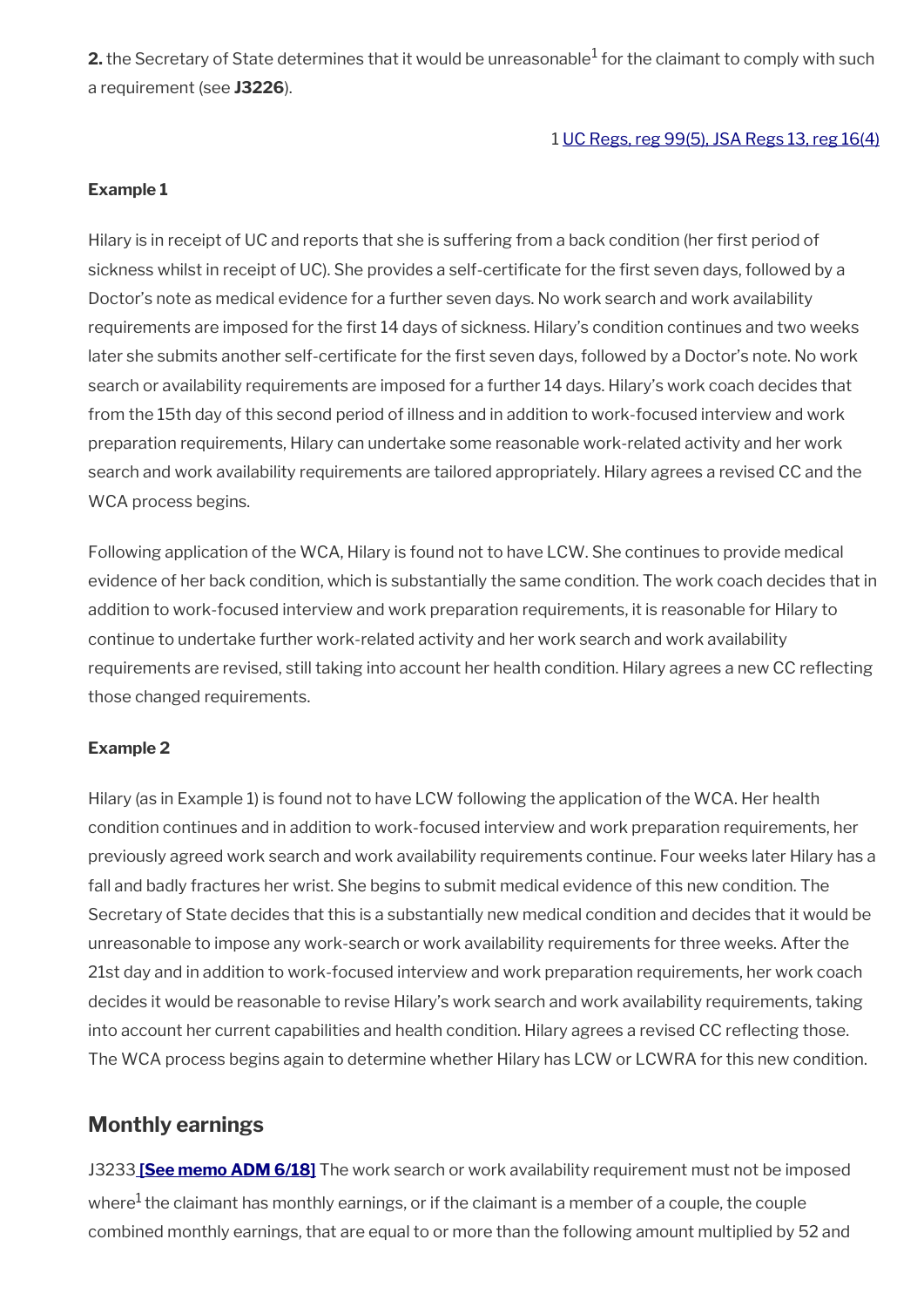**2.** the Secretary of State determines that it would be unreasonable[1] for the claimant to comply with such a requirement (see **J3226**).

1 UC Regs, reg 99(5), JSA Regs 13, reg 16(4)

**Example 1**

Hilary is in receipt of UC and reports that she is suffering from a back condition (her first period of sickness whilst in receipt of UC). She provides a self-certificate for the first seven days, followed by a Doctor's note as medical evidence for a further seven days. No work search and work availability requirements are imposed for the first 14 days of sickness. Hilary's condition continues and two weeks later she submits another self-certificate for the first seven days, followed by a Doctor's note. No work search or availability requirements are imposed for a further 14 days. Hilary's work coach decides that from the 15th day of this second period of illness and in addition to work-focused interview and work preparation requirements, Hilary can undertake some reasonable work-related activity and her work search and work availability requirements are tailored appropriately. Hilary agrees a revised CC and the WCA process begins.

Following application of the WCA, Hilary is found not to have LCW. She continues to provide medical evidence of her back condition, which is substantially the same condition. The work coach decides that in addition to work-focused interview and work preparation requirements, it is reasonable for Hilary to continue to undertake further work-related activity and her work search and work availability requirements are revised, still taking into account her health condition. Hilary agrees a new CC reflecting those changed requirements.

**Example 2**

Hilary (as in Example 1) is found not to have LCW following the application of the WCA. Her health condition continues and in addition to work-focused interview and work preparation requirements, her previously agreed work search and work availability requirements continue. Four weeks later Hilary has a fall and badly fractures her wrist. She begins to submit medical evidence of this new condition. The Secretary of State decides that this is a substantially new medical condition and decides that it would be unreasonable to impose any work-search or work availability requirements for three weeks. After the 21st day and in addition to work-focused interview and work preparation requirements, her work coach decides it would be reasonable to revise Hilary's work search and work availability requirements, taking into account her current capabilities and health condition. Hilary agrees a revised CC reflecting those. The WCA process begins again to determine whether Hilary has LCW or LCWRA for this new condition.

## Monthly earnings

J3233 **[See memo ADM 6/18]** The work search or work availability requirement must not be imposed where[1] the claimant has monthly earnings, or if the claimant is a member of a couple, the couple combined monthly earnings, that are equal to or more than the following amount multiplied by 52 and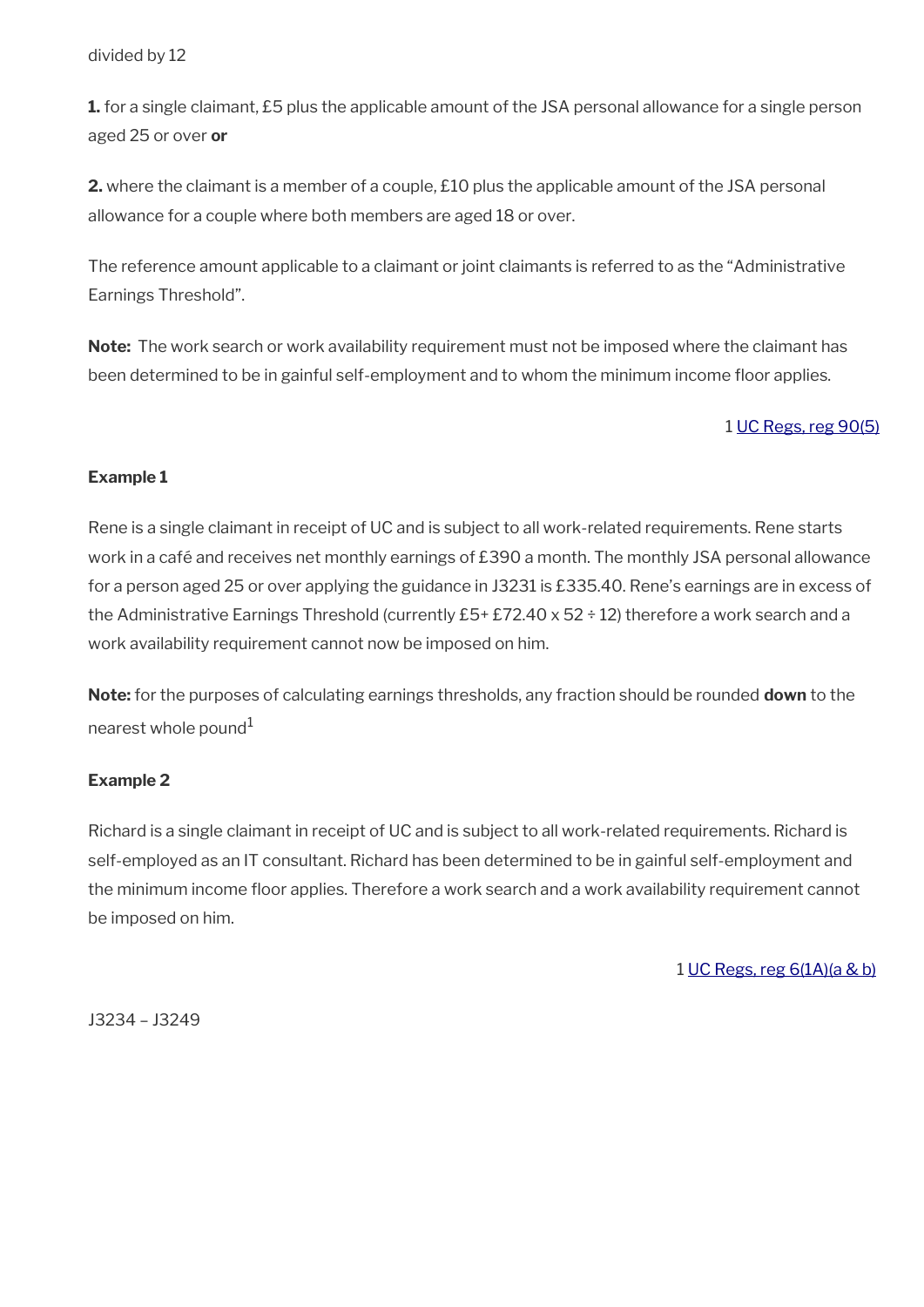divided by 12

**1.** for a single claimant, £5 plus the applicable amount of the JSA personal allowance for a single person aged 25 or over **or**

**2.** where the claimant is a member of a couple, £10 plus the applicable amount of the JSA personal allowance for a couple where both members are aged 18 or over.

The reference amount applicable to a claimant or joint claimants is referred to as the "Administrative Earnings Threshold".

**Note:** The work search or work availability requirement must not be imposed where the claimant has been determined to be in gainful self-employment and to whom the minimum income floor applies.

1 UC Regs, reg 90(5)

**Example 1**

Rene is a single claimant in receipt of UC and is subject to all work-related requirements. Rene starts work in a café and receives net monthly earnings of £390 a month. The monthly JSA personal allowance for a person aged 25 or over applying the guidance in J3231 is £335.40. Rene's earnings are in excess of the Administrative Earnings Threshold (currently £5+ £72.40 x 52 ÷ 12) therefore a work search and a work availability requirement cannot now be imposed on him.

**Note:** for the purposes of calculating earnings thresholds, any fraction should be rounded **down** to the nearest whole pound[1]

**Example 2**

Richard is a single claimant in receipt of UC and is subject to all work-related requirements. Richard is self-employed as an IT consultant. Richard has been determined to be in gainful self-employment and the minimum income floor applies. Therefore a work search and a work availability requirement cannot be imposed on him.

1 UC Regs, reg 6(1A)(a & b)

J3234 – J3249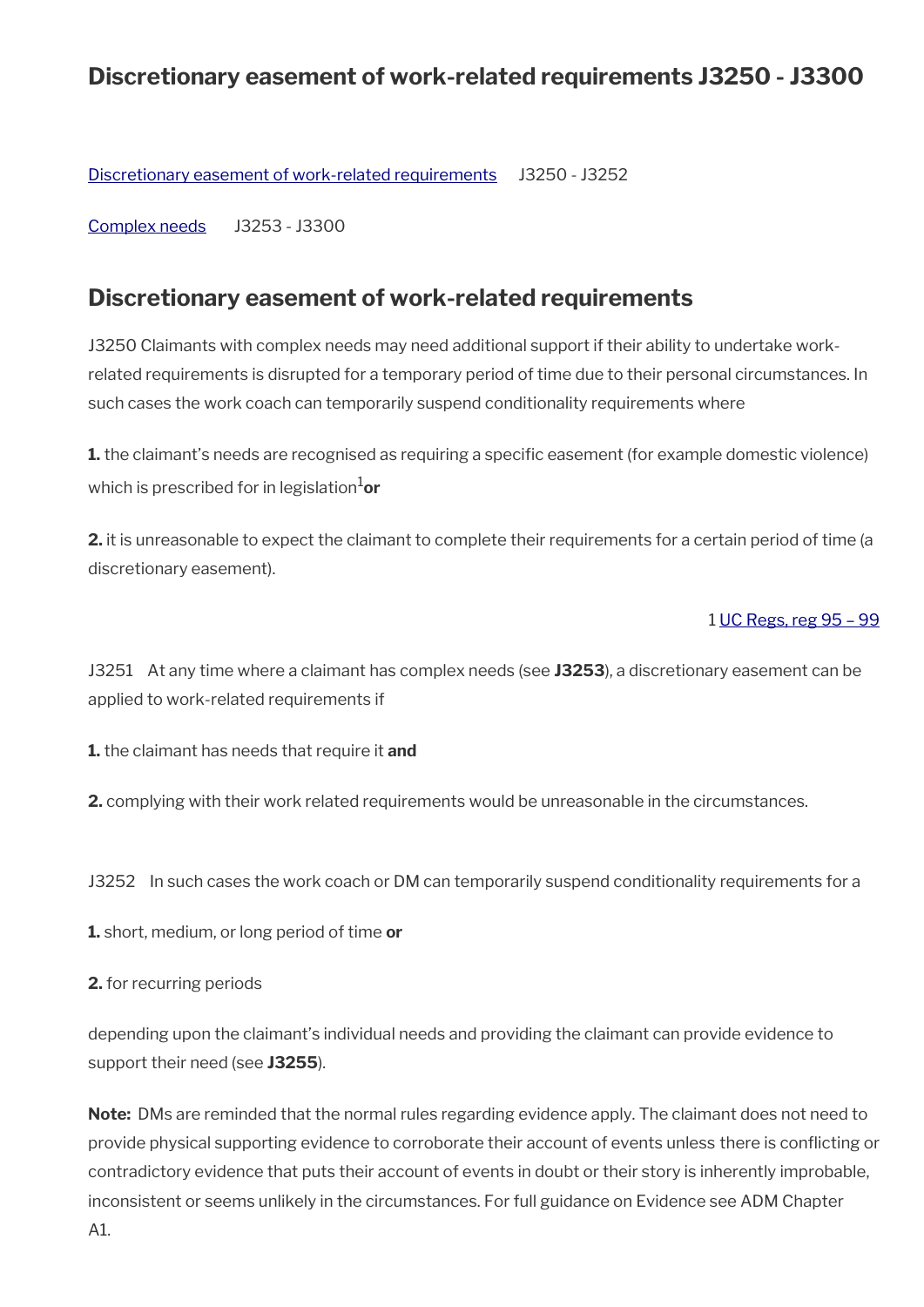# Discretionary easement of work-related requirements J3250 - J3300

Discretionary easement of work-related requirements J3250 - J3252

Complex needs J3253 - J3300

## Discretionary easement of work-related requirements

J3250 Claimants with complex needs may need additional support if their ability to undertake work-related requirements is disrupted for a temporary period of time due to their personal circumstances. In such cases the work coach can temporarily suspend conditionality requirements where

**1.** the claimant's needs are recognised as requiring a specific easement (for example domestic violence) which is prescribed for in legislation[1] **or**

**2.** it is unreasonable to expect the claimant to complete their requirements for a certain period of time (a discretionary easement).

1 UC Regs, reg 95 – 99

J3251 At any time where a claimant has complex needs (see **J3253**), a discretionary easement can be applied to work-related requirements if

**1.** the claimant has needs that require it **and**

**2.** complying with their work related requirements would be unreasonable in the circumstances.

J3252 In such cases the work coach or DM can temporarily suspend conditionality requirements for a

**1.** short, medium, or long period of time **or**

**2.** for recurring periods

depending upon the claimant's individual needs and providing the claimant can provide evidence to support their need (see **J3255**).

**Note:** DMs are reminded that the normal rules regarding evidence apply. The claimant does not need to provide physical supporting evidence to corroborate their account of events unless there is conflicting or contradictory evidence that puts their account of events in doubt or their story is inherently improbable, inconsistent or seems unlikely in the circumstances. For full guidance on Evidence see ADM Chapter A1.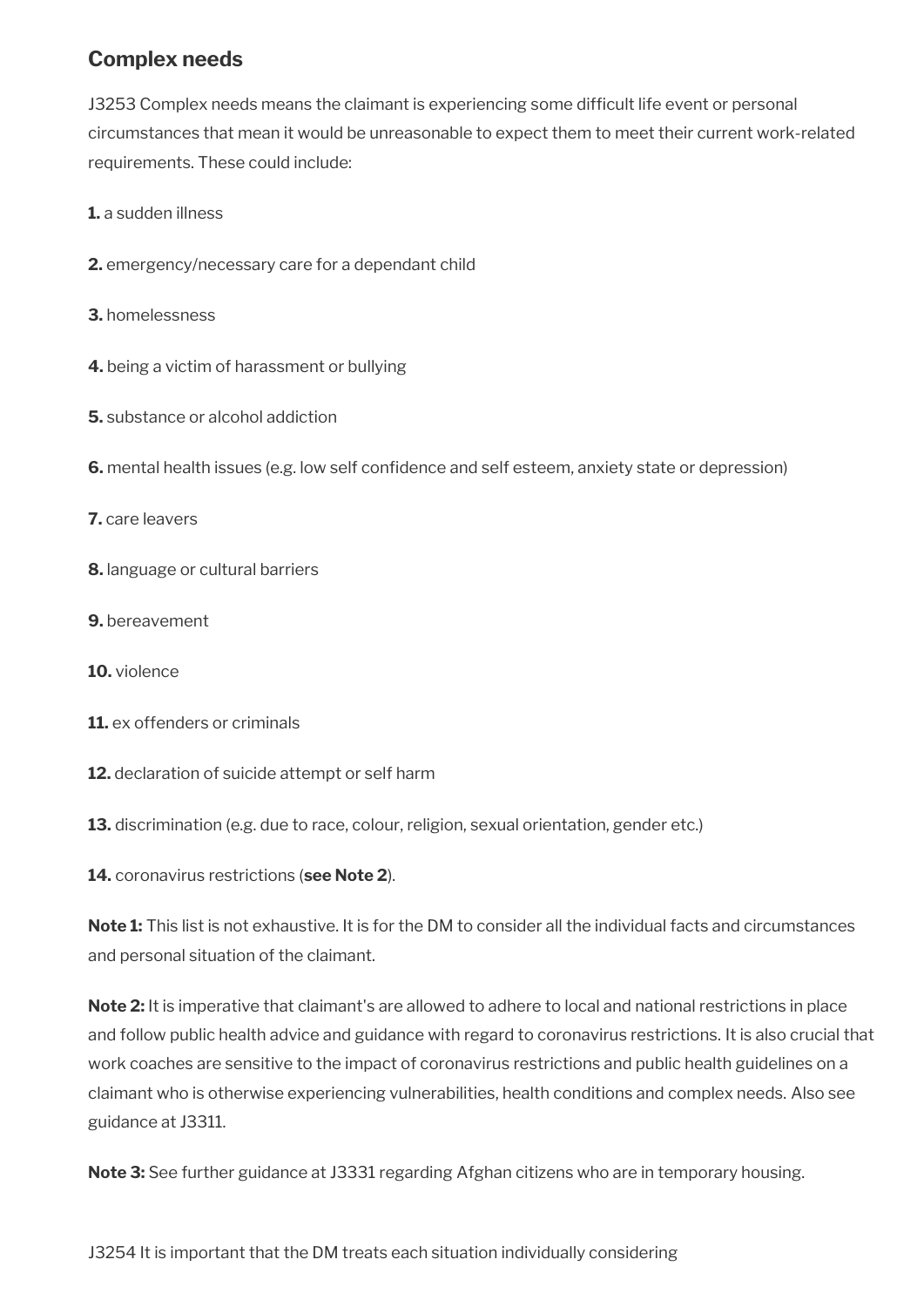## Complex needs

J3253 Complex needs means the claimant is experiencing some difficult life event or personal circumstances that mean it would be unreasonable to expect them to meet their current work-related requirements. These could include:

**1.** a sudden illness

**2.** emergency/necessary care for a dependant child

**3.** homelessness

**4.** being a victim of harassment or bullying

**5.** substance or alcohol addiction

**6.** mental health issues (e.g. low self confidence and self esteem, anxiety state or depression)

**7.** care leavers

**8.** language or cultural barriers

**9.** bereavement

**10.** violence

**11.** ex offenders or criminals

**12.** declaration of suicide attempt or self harm

**13.** discrimination (e.g. due to race, colour, religion, sexual orientation, gender etc.)

**14.** coronavirus restrictions (**see Note 2**).

**Note 1:** This list is not exhaustive. It is for the DM to consider all the individual facts and circumstances and personal situation of the claimant.

**Note 2:** It is imperative that claimant's are allowed to adhere to local and national restrictions in place and follow public health advice and guidance with regard to coronavirus restrictions. It is also crucial that work coaches are sensitive to the impact of coronavirus restrictions and public health guidelines on a claimant who is otherwise experiencing vulnerabilities, health conditions and complex needs. Also see guidance at J3311.

**Note 3:** See further guidance at J3331 regarding Afghan citizens who are in temporary housing.

J3254 It is important that the DM treats each situation individually considering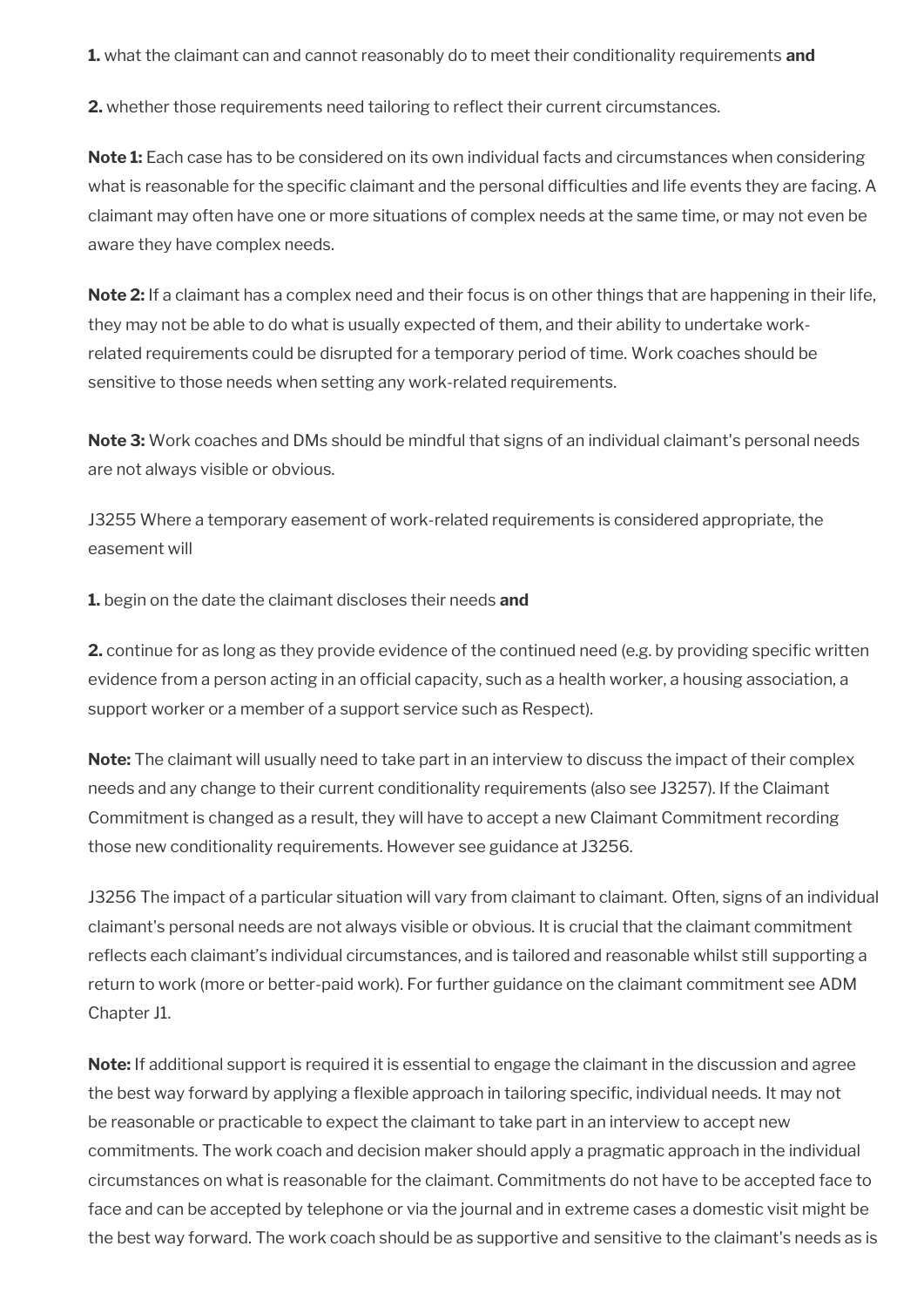**1.** what the claimant can and cannot reasonably do to meet their conditionality requirements **and**

**2.** whether those requirements need tailoring to reflect their current circumstances.

**Note 1:** Each case has to be considered on its own individual facts and circumstances when considering what is reasonable for the specific claimant and the personal difficulties and life events they are facing. A claimant may often have one or more situations of complex needs at the same time, or may not even be aware they have complex needs.

**Note 2:** If a claimant has a complex need and their focus is on other things that are happening in their life, they may not be able to do what is usually expected of them, and their ability to undertake work-related requirements could be disrupted for a temporary period of time. Work coaches should be sensitive to those needs when setting any work-related requirements.

**Note 3:** Work coaches and DMs should be mindful that signs of an individual claimant's personal needs are not always visible or obvious.

J3255 Where a temporary easement of work-related requirements is considered appropriate, the easement will

**1.** begin on the date the claimant discloses their needs **and**

**2.** continue for as long as they provide evidence of the continued need (e.g. by providing specific written evidence from a person acting in an official capacity, such as a health worker, a housing association, a support worker or a member of a support service such as Respect).

**Note:** The claimant will usually need to take part in an interview to discuss the impact of their complex needs and any change to their current conditionality requirements (also see J3257). If the Claimant Commitment is changed as a result, they will have to accept a new Claimant Commitment recording those new conditionality requirements. However see guidance at J3256.

J3256 The impact of a particular situation will vary from claimant to claimant. Often, signs of an individual claimant's personal needs are not always visible or obvious. It is crucial that the claimant commitment reflects each claimant's individual circumstances, and is tailored and reasonable whilst still supporting a return to work (more or better-paid work). For further guidance on the claimant commitment see ADM Chapter J1.

**Note:** If additional support is required it is essential to engage the claimant in the discussion and agree the best way forward by applying a flexible approach in tailoring specific, individual needs. It may not be reasonable or practicable to expect the claimant to take part in an interview to accept new commitments. The work coach and decision maker should apply a pragmatic approach in the individual circumstances on what is reasonable for the claimant. Commitments do not have to be accepted face to face and can be accepted by telephone or via the journal and in extreme cases a domestic visit might be the best way forward. The work coach should be as supportive and sensitive to the claimant's needs as is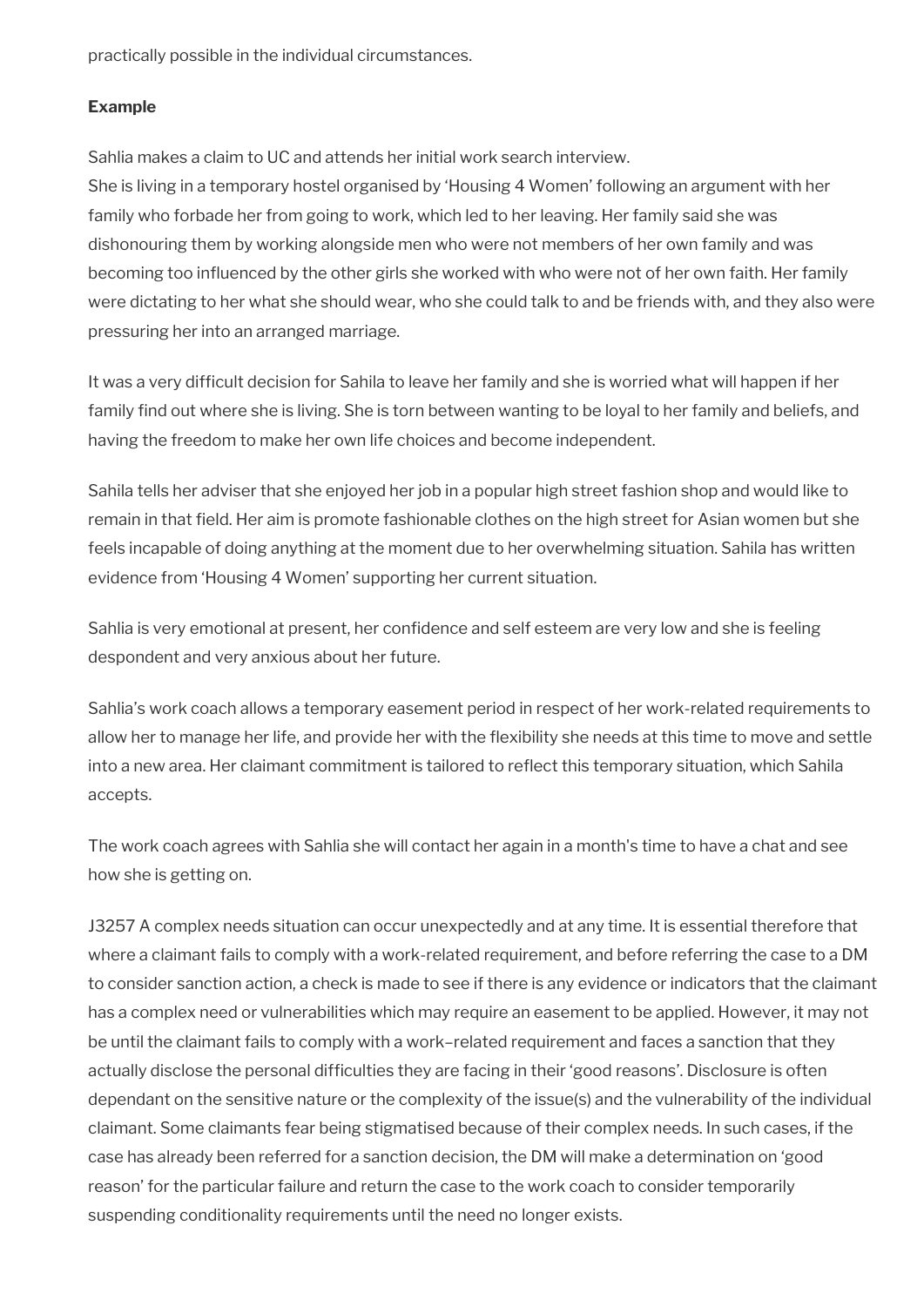practically possible in the individual circumstances.

**Example**

Sahlia makes a claim to UC and attends her initial work search interview.
She is living in a temporary hostel organised by 'Housing 4 Women' following an argument with her family who forbade her from going to work, which led to her leaving. Her family said she was dishonouring them by working alongside men who were not members of her own family and was becoming too influenced by the other girls she worked with who were not of her own faith. Her family were dictating to her what she should wear, who she could talk to and be friends with, and they also were pressuring her into an arranged marriage.

It was a very difficult decision for Sahila to leave her family and she is worried what will happen if her family find out where she is living. She is torn between wanting to be loyal to her family and beliefs, and having the freedom to make her own life choices and become independent.

Sahila tells her adviser that she enjoyed her job in a popular high street fashion shop and would like to remain in that field. Her aim is promote fashionable clothes on the high street for Asian women but she feels incapable of doing anything at the moment due to her overwhelming situation. Sahila has written evidence from 'Housing 4 Women' supporting her current situation.

Sahlia is very emotional at present, her confidence and self esteem are very low and she is feeling despondent and very anxious about her future.

Sahlia's work coach allows a temporary easement period in respect of her work-related requirements to allow her to manage her life, and provide her with the flexibility she needs at this time to move and settle into a new area. Her claimant commitment is tailored to reflect this temporary situation, which Sahila accepts.

The work coach agrees with Sahlia she will contact her again in a month's time to have a chat and see how she is getting on.

J3257 A complex needs situation can occur unexpectedly and at any time. It is essential therefore that where a claimant fails to comply with a work-related requirement, and before referring the case to a DM to consider sanction action, a check is made to see if there is any evidence or indicators that the claimant has a complex need or vulnerabilities which may require an easement to be applied. However, it may not be until the claimant fails to comply with a work–related requirement and faces a sanction that they actually disclose the personal difficulties they are facing in their 'good reasons'. Disclosure is often dependant on the sensitive nature or the complexity of the issue(s) and the vulnerability of the individual claimant. Some claimants fear being stigmatised because of their complex needs. In such cases, if the case has already been referred for a sanction decision, the DM will make a determination on 'good reason' for the particular failure and return the case to the work coach to consider temporarily suspending conditionality requirements until the need no longer exists.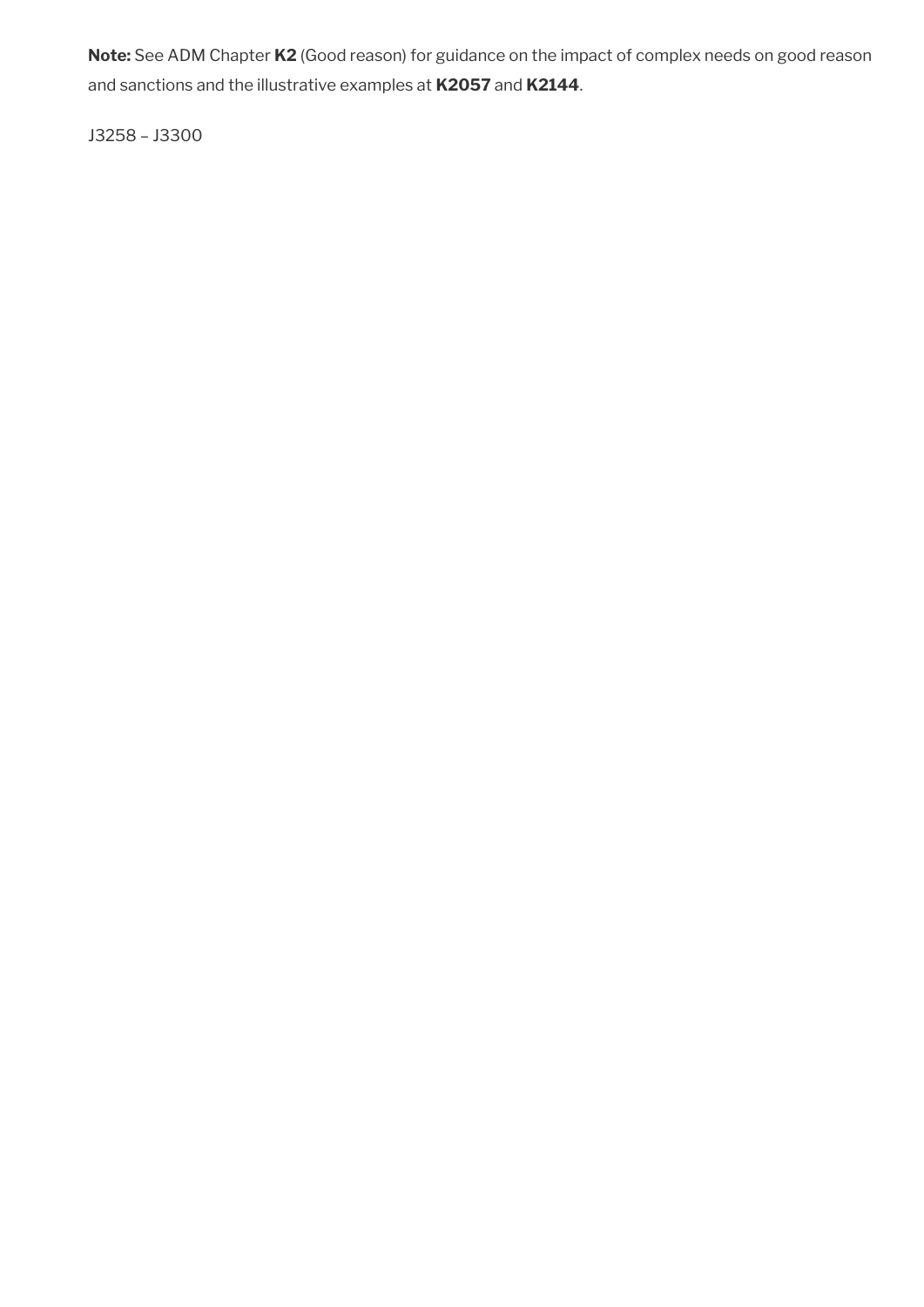**Note:** See ADM Chapter **K2** (Good reason) for guidance on the impact of complex needs on good reason and sanctions and the illustrative examples at **K2057** and **K2144**.

J3258 – J3300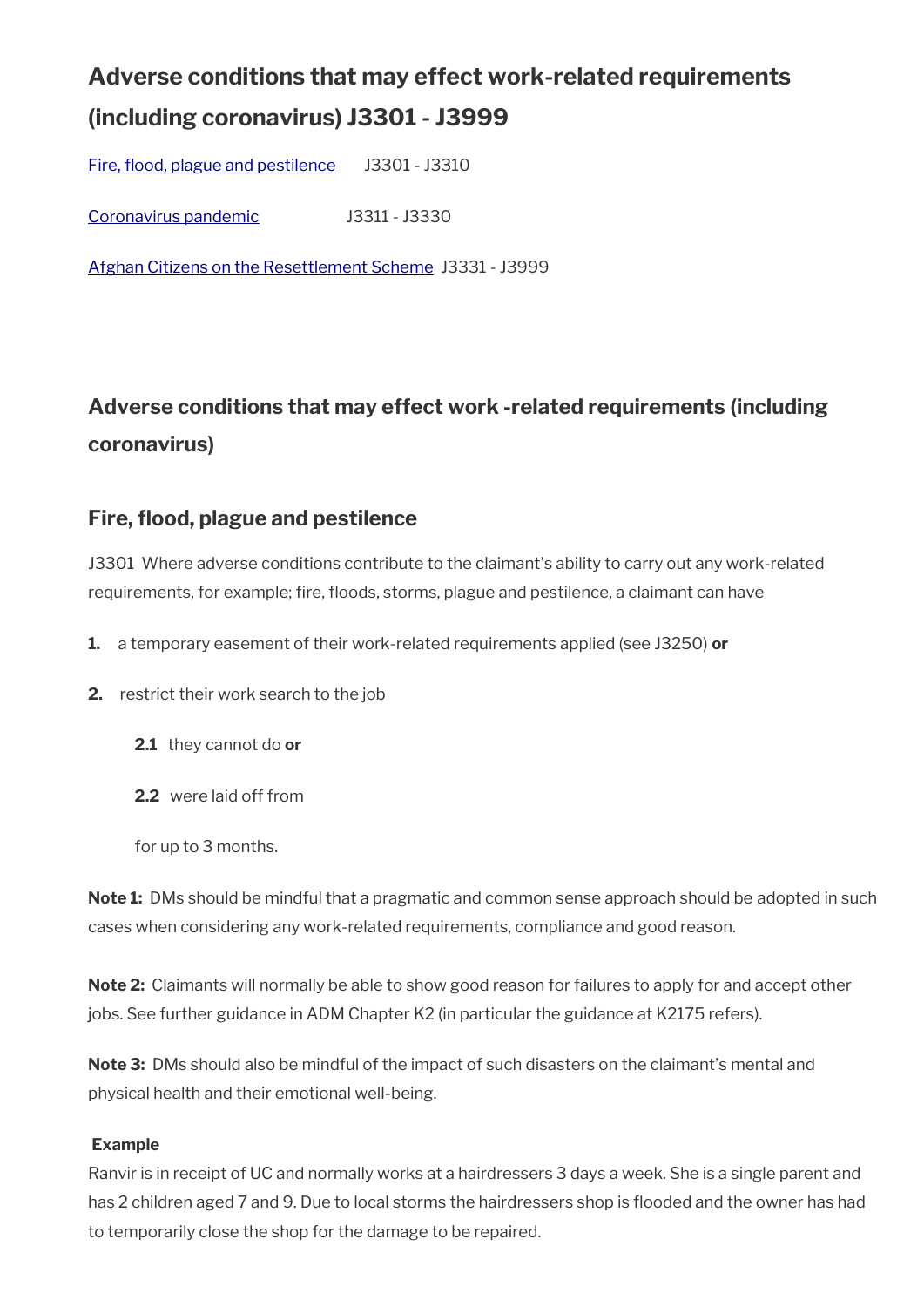## Adverse conditions that may effect work-related requirements (including coronavirus) J3301 - J3999

[Fire, flood, plague and pestilence](#) J3301 - J3310

[Coronavirus pandemic](#) J3311 - J3330

[Afghan Citizens on the Resettlement Scheme](#) J3331 - J3999

## Adverse conditions that may effect work -related requirements (including coronavirus)

### Fire, flood, plague and pestilence

J3301 Where adverse conditions contribute to the claimant's ability to carry out any work-related requirements, for example; fire, floods, storms, plague and pestilence, a claimant can have

**1.** a temporary easement of their work-related requirements applied (see J3250) **or**

**2.** restrict their work search to the job

**2.1** they cannot do **or**

**2.2** were laid off from

for up to 3 months.

**Note 1:** DMs should be mindful that a pragmatic and common sense approach should be adopted in such cases when considering any work-related requirements, compliance and good reason.

**Note 2:** Claimants will normally be able to show good reason for failures to apply for and accept other jobs. See further guidance in ADM Chapter K2 (in particular the guidance at K2175 refers).

**Note 3:** DMs should also be mindful of the impact of such disasters on the claimant's mental and physical health and their emotional well-being.

**Example**

Ranvir is in receipt of UC and normally works at a hairdressers 3 days a week. She is a single parent and has 2 children aged 7 and 9. Due to local storms the hairdressers shop is flooded and the owner has had to temporarily close the shop for the damage to be repaired.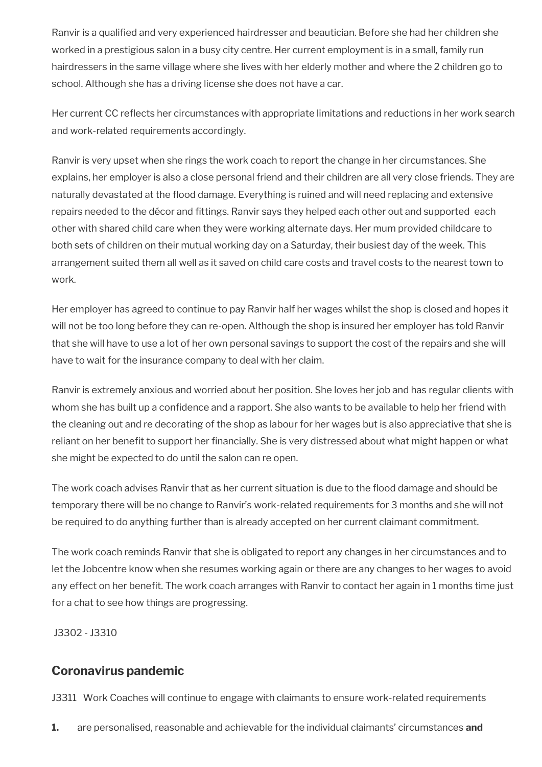Ranvir is a qualified and very experienced hairdresser and beautician. Before she had her children she worked in a prestigious salon in a busy city centre. Her current employment is in a small, family run hairdressers in the same village where she lives with her elderly mother and where the 2 children go to school. Although she has a driving license she does not have a car.

Her current CC reflects her circumstances with appropriate limitations and reductions in her work search and work-related requirements accordingly.

Ranvir is very upset when she rings the work coach to report the change in her circumstances. She explains, her employer is also a close personal friend and their children are all very close friends. They are naturally devastated at the flood damage. Everything is ruined and will need replacing and extensive repairs needed to the décor and fittings. Ranvir says they helped each other out and supported each other with shared child care when they were working alternate days. Her mum provided childcare to both sets of children on their mutual working day on a Saturday, their busiest day of the week. This arrangement suited them all well as it saved on child care costs and travel costs to the nearest town to work.

Her employer has agreed to continue to pay Ranvir half her wages whilst the shop is closed and hopes it will not be too long before they can re-open. Although the shop is insured her employer has told Ranvir that she will have to use a lot of her own personal savings to support the cost of the repairs and she will have to wait for the insurance company to deal with her claim.

Ranvir is extremely anxious and worried about her position. She loves her job and has regular clients with whom she has built up a confidence and a rapport. She also wants to be available to help her friend with the cleaning out and re decorating of the shop as labour for her wages but is also appreciative that she is reliant on her benefit to support her financially. She is very distressed about what might happen or what she might be expected to do until the salon can re open.

The work coach advises Ranvir that as her current situation is due to the flood damage and should be temporary there will be no change to Ranvir's work-related requirements for 3 months and she will not be required to do anything further than is already accepted on her current claimant commitment.

The work coach reminds Ranvir that she is obligated to report any changes in her circumstances and to let the Jobcentre know when she resumes working again or there are any changes to her wages to avoid any effect on her benefit. The work coach arranges with Ranvir to contact her again in 1 months time just for a chat to see how things are progressing.

J3302 - J3310

## Coronavirus pandemic

J3311 Work Coaches will continue to engage with claimants to ensure work-related requirements

1. are personalised, reasonable and achievable for the individual claimants' circumstances **and**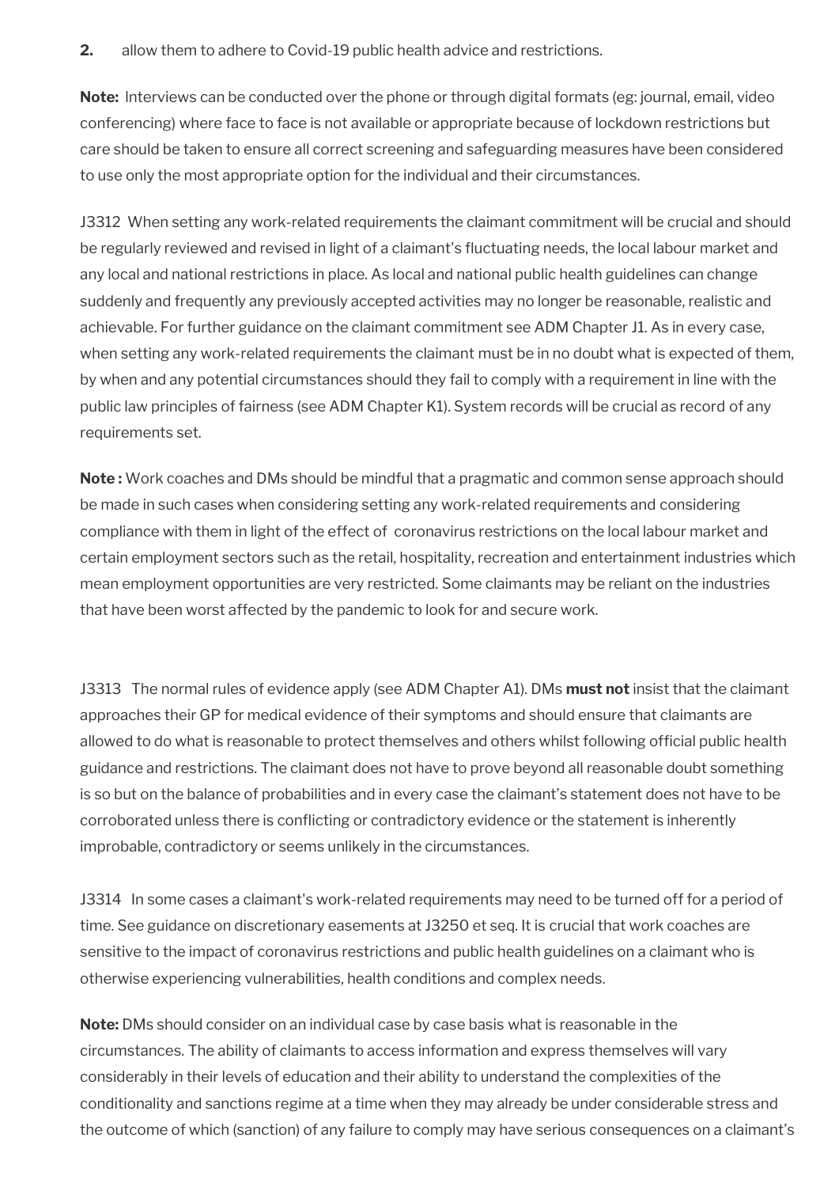**2.** allow them to adhere to Covid-19 public health advice and restrictions.

**Note:** Interviews can be conducted over the phone or through digital formats (eg: journal, email, video conferencing) where face to face is not available or appropriate because of lockdown restrictions but care should be taken to ensure all correct screening and safeguarding measures have been considered to use only the most appropriate option for the individual and their circumstances.

J3312 When setting any work-related requirements the claimant commitment will be crucial and should be regularly reviewed and revised in light of a claimant's fluctuating needs, the local labour market and any local and national restrictions in place. As local and national public health guidelines can change suddenly and frequently any previously accepted activities may no longer be reasonable, realistic and achievable. For further guidance on the claimant commitment see ADM Chapter J1. As in every case, when setting any work-related requirements the claimant must be in no doubt what is expected of them, by when and any potential circumstances should they fail to comply with a requirement in line with the public law principles of fairness (see ADM Chapter K1). System records will be crucial as record of any requirements set.

**Note :** Work coaches and DMs should be mindful that a pragmatic and common sense approach should be made in such cases when considering setting any work-related requirements and considering compliance with them in light of the effect of coronavirus restrictions on the local labour market and certain employment sectors such as the retail, hospitality, recreation and entertainment industries which mean employment opportunities are very restricted. Some claimants may be reliant on the industries that have been worst affected by the pandemic to look for and secure work.

J3313 The normal rules of evidence apply (see ADM Chapter A1). DMs **must not** insist that the claimant approaches their GP for medical evidence of their symptoms and should ensure that claimants are allowed to do what is reasonable to protect themselves and others whilst following official public health guidance and restrictions. The claimant does not have to prove beyond all reasonable doubt something is so but on the balance of probabilities and in every case the claimant's statement does not have to be corroborated unless there is conflicting or contradictory evidence or the statement is inherently improbable, contradictory or seems unlikely in the circumstances.

J3314 In some cases a claimant's work-related requirements may need to be turned off for a period of time. See guidance on discretionary easements at J3250 et seq. It is crucial that work coaches are sensitive to the impact of coronavirus restrictions and public health guidelines on a claimant who is otherwise experiencing vulnerabilities, health conditions and complex needs.

**Note:** DMs should consider on an individual case by case basis what is reasonable in the circumstances. The ability of claimants to access information and express themselves will vary considerably in their levels of education and their ability to understand the complexities of the conditionality and sanctions regime at a time when they may already be under considerable stress and the outcome of which (sanction) of any failure to comply may have serious consequences on a claimant's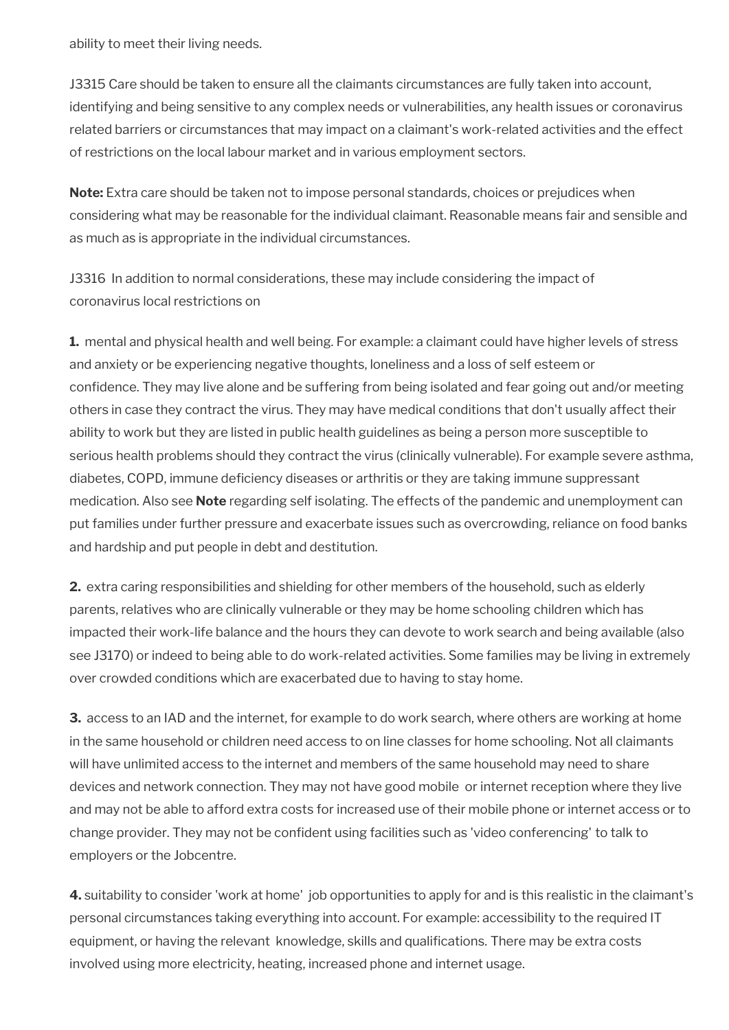ability to meet their living needs.

J3315 Care should be taken to ensure all the claimants circumstances are fully taken into account, identifying and being sensitive to any complex needs or vulnerabilities, any health issues or coronavirus related barriers or circumstances that may impact on a claimant's work-related activities and the effect of restrictions on the local labour market and in various employment sectors.

**Note:** Extra care should be taken not to impose personal standards, choices or prejudices when considering what may be reasonable for the individual claimant. Reasonable means fair and sensible and as much as is appropriate in the individual circumstances.

J3316 In addition to normal considerations, these may include considering the impact of coronavirus local restrictions on

**1.** mental and physical health and well being. For example: a claimant could have higher levels of stress and anxiety or be experiencing negative thoughts, loneliness and a loss of self esteem or confidence. They may live alone and be suffering from being isolated and fear going out and/or meeting others in case they contract the virus. They may have medical conditions that don't usually affect their ability to work but they are listed in public health guidelines as being a person more susceptible to serious health problems should they contract the virus (clinically vulnerable). For example severe asthma, diabetes, COPD, immune deficiency diseases or arthritis or they are taking immune suppressant medication. Also see **Note** regarding self isolating. The effects of the pandemic and unemployment can put families under further pressure and exacerbate issues such as overcrowding, reliance on food banks and hardship and put people in debt and destitution.

**2.** extra caring responsibilities and shielding for other members of the household, such as elderly parents, relatives who are clinically vulnerable or they may be home schooling children which has impacted their work-life balance and the hours they can devote to work search and being available (also see J3170) or indeed to being able to do work-related activities. Some families may be living in extremely over crowded conditions which are exacerbated due to having to stay home.

**3.** access to an IAD and the internet, for example to do work search, where others are working at home in the same household or children need access to on line classes for home schooling. Not all claimants will have unlimited access to the internet and members of the same household may need to share devices and network connection. They may not have good mobile or internet reception where they live and may not be able to afford extra costs for increased use of their mobile phone or internet access or to change provider. They may not be confident using facilities such as 'video conferencing' to talk to employers or the Jobcentre.

**4.** suitability to consider 'work at home' job opportunities to apply for and is this realistic in the claimant's personal circumstances taking everything into account. For example: accessibility to the required IT equipment, or having the relevant knowledge, skills and qualifications. There may be extra costs involved using more electricity, heating, increased phone and internet usage.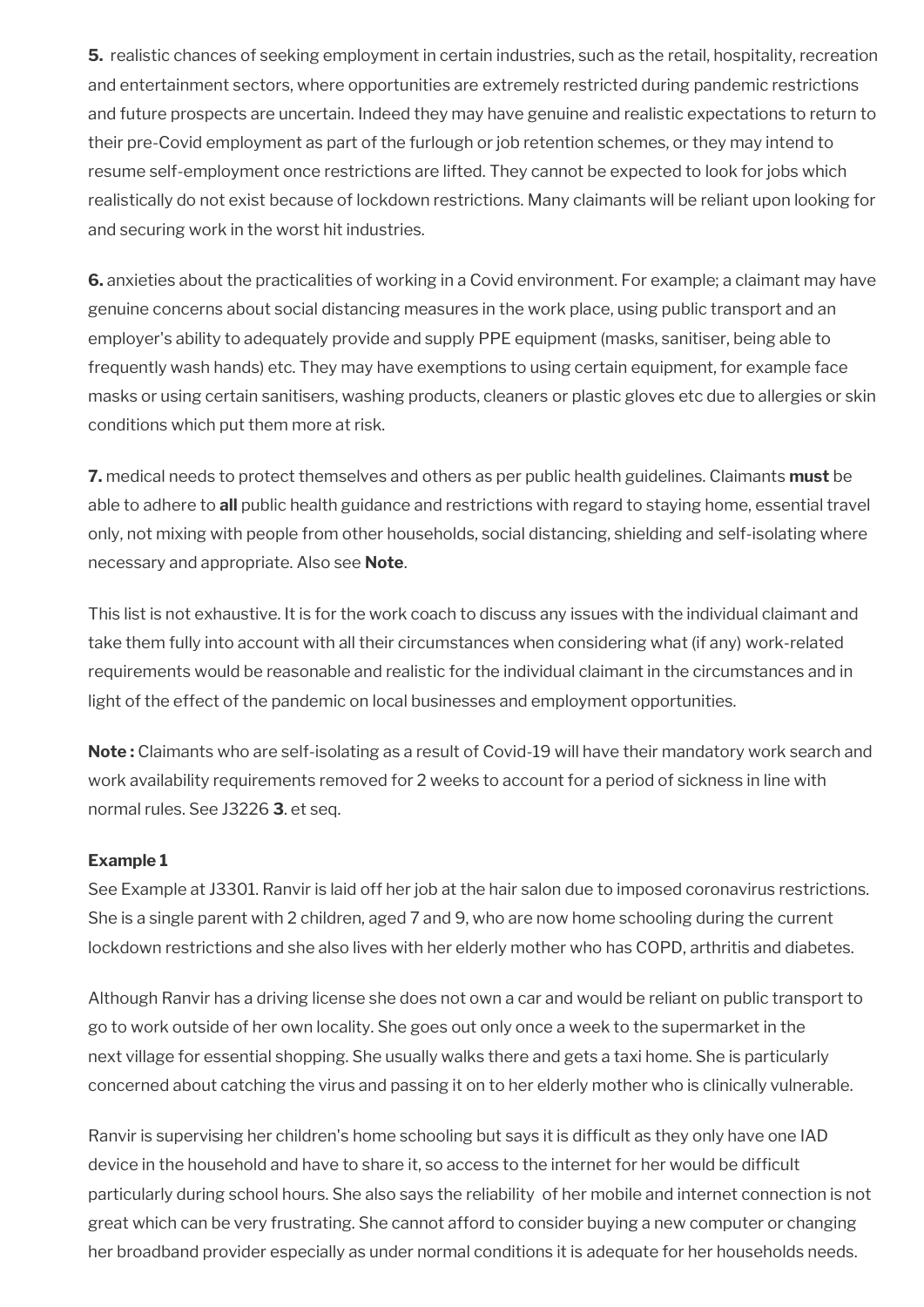**5.** realistic chances of seeking employment in certain industries, such as the retail, hospitality, recreation and entertainment sectors, where opportunities are extremely restricted during pandemic restrictions and future prospects are uncertain. Indeed they may have genuine and realistic expectations to return to their pre-Covid employment as part of the furlough or job retention schemes, or they may intend to resume self-employment once restrictions are lifted. They cannot be expected to look for jobs which realistically do not exist because of lockdown restrictions. Many claimants will be reliant upon looking for and securing work in the worst hit industries.

**6.** anxieties about the practicalities of working in a Covid environment. For example; a claimant may have genuine concerns about social distancing measures in the work place, using public transport and an employer's ability to adequately provide and supply PPE equipment (masks, sanitiser, being able to frequently wash hands) etc. They may have exemptions to using certain equipment, for example face masks or using certain sanitisers, washing products, cleaners or plastic gloves etc due to allergies or skin conditions which put them more at risk.

**7.** medical needs to protect themselves and others as per public health guidelines. Claimants **must** be able to adhere to **all** public health guidance and restrictions with regard to staying home, essential travel only, not mixing with people from other households, social distancing, shielding and self-isolating where necessary and appropriate. Also see **Note**.

This list is not exhaustive. It is for the work coach to discuss any issues with the individual claimant and take them fully into account with all their circumstances when considering what (if any) work-related requirements would be reasonable and realistic for the individual claimant in the circumstances and in light of the effect of the pandemic on local businesses and employment opportunities.

**Note :** Claimants who are self-isolating as a result of Covid-19 will have their mandatory work search and work availability requirements removed for 2 weeks to account for a period of sickness in line with normal rules. See J3226 **3**. et seq.

**Example 1**

See Example at J3301. Ranvir is laid off her job at the hair salon due to imposed coronavirus restrictions. She is a single parent with 2 children, aged 7 and 9, who are now home schooling during the current lockdown restrictions and she also lives with her elderly mother who has COPD, arthritis and diabetes.

Although Ranvir has a driving license she does not own a car and would be reliant on public transport to go to work outside of her own locality. She goes out only once a week to the supermarket in the next village for essential shopping. She usually walks there and gets a taxi home. She is particularly concerned about catching the virus and passing it on to her elderly mother who is clinically vulnerable.

Ranvir is supervising her children's home schooling but says it is difficult as they only have one IAD device in the household and have to share it, so access to the internet for her would be difficult particularly during school hours. She also says the reliability of her mobile and internet connection is not great which can be very frustrating. She cannot afford to consider buying a new computer or changing her broadband provider especially as under normal conditions it is adequate for her households needs.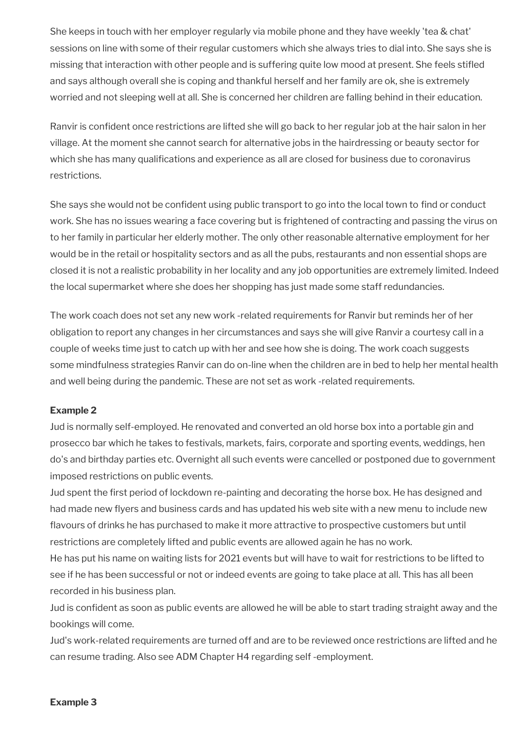She keeps in touch with her employer regularly via mobile phone and they have weekly 'tea & chat' sessions on line with some of their regular customers which she always tries to dial into. She says she is missing that interaction with other people and is suffering quite low mood at present. She feels stifled and says although overall she is coping and thankful herself and her family are ok, she is extremely worried and not sleeping well at all. She is concerned her children are falling behind in their education.

Ranvir is confident once restrictions are lifted she will go back to her regular job at the hair salon in her village. At the moment she cannot search for alternative jobs in the hairdressing or beauty sector for which she has many qualifications and experience as all are closed for business due to coronavirus restrictions.

She says she would not be confident using public transport to go into the local town to find or conduct work. She has no issues wearing a face covering but is frightened of contracting and passing the virus on to her family in particular her elderly mother. The only other reasonable alternative employment for her would be in the retail or hospitality sectors and as all the pubs, restaurants and non essential shops are closed it is not a realistic probability in her locality and any job opportunities are extremely limited. Indeed the local supermarket where she does her shopping has just made some staff redundancies.

The work coach does not set any new work -related requirements for Ranvir but reminds her of her obligation to report any changes in her circumstances and says she will give Ranvir a courtesy call in a couple of weeks time just to catch up with her and see how she is doing. The work coach suggests some mindfulness strategies Ranvir can do on-line when the children are in bed to help her mental health and well being during the pandemic. These are not set as work -related requirements.

**Example 2**

Jud is normally self-employed. He renovated and converted an old horse box into a portable gin and prosecco bar which he takes to festivals, markets, fairs, corporate and sporting events, weddings, hen do's and birthday parties etc. Overnight all such events were cancelled or postponed due to government imposed restrictions on public events.

Jud spent the first period of lockdown re-painting and decorating the horse box. He has designed and had made new flyers and business cards and has updated his web site with a new menu to include new flavours of drinks he has purchased to make it more attractive to prospective customers but until restrictions are completely lifted and public events are allowed again he has no work.

He has put his name on waiting lists for 2021 events but will have to wait for restrictions to be lifted to see if he has been successful or not or indeed events are going to take place at all. This has all been recorded in his business plan.

Jud is confident as soon as public events are allowed he will be able to start trading straight away and the bookings will come.

Jud's work-related requirements are turned off and are to be reviewed once restrictions are lifted and he can resume trading. Also see ADM Chapter H4 regarding self -employment.

**Example 3**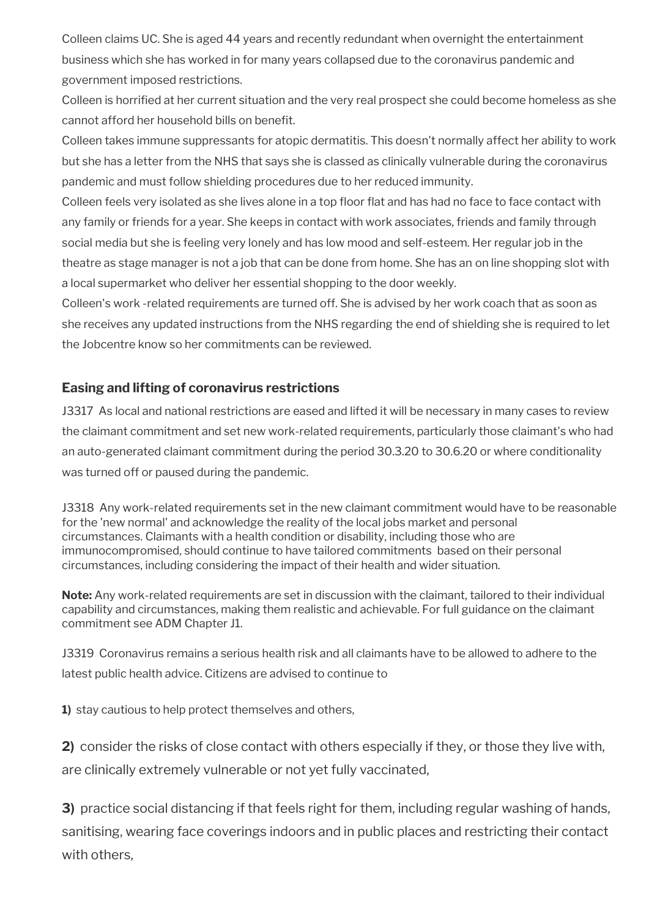Colleen claims UC. She is aged 44 years and recently redundant when overnight the entertainment business which she has worked in for many years collapsed due to the coronavirus pandemic and government imposed restrictions.

Colleen is horrified at her current situation and the very real prospect she could become homeless as she cannot afford her household bills on benefit.

Colleen takes immune suppressants for atopic dermatitis. This doesn't normally affect her ability to work but she has a letter from the NHS that says she is classed as clinically vulnerable during the coronavirus pandemic and must follow shielding procedures due to her reduced immunity.

Colleen feels very isolated as she lives alone in a top floor flat and has had no face to face contact with any family or friends for a year. She keeps in contact with work associates, friends and family through social media but she is feeling very lonely and has low mood and self-esteem. Her regular job in the theatre as stage manager is not a job that can be done from home. She has an on line shopping slot with a local supermarket who deliver her essential shopping to the door weekly.

Colleen's work -related requirements are turned off. She is advised by her work coach that as soon as she receives any updated instructions from the NHS regarding the end of shielding she is required to let the Jobcentre know so her commitments can be reviewed.

### Easing and lifting of coronavirus restrictions

J3317 As local and national restrictions are eased and lifted it will be necessary in many cases to review the claimant commitment and set new work-related requirements, particularly those claimant's who had an auto-generated claimant commitment during the period 30.3.20 to 30.6.20 or where conditionality was turned off or paused during the pandemic.

J3318 Any work-related requirements set in the new claimant commitment would have to be reasonable for the 'new normal' and acknowledge the reality of the local jobs market and personal circumstances. Claimants with a health condition or disability, including those who are immunocompromised, should continue to have tailored commitments based on their personal circumstances, including considering the impact of their health and wider situation.

**Note:** Any work-related requirements are set in discussion with the claimant, tailored to their individual capability and circumstances, making them realistic and achievable. For full guidance on the claimant commitment see ADM Chapter J1.

J3319 Coronavirus remains a serious health risk and all claimants have to be allowed to adhere to the latest public health advice. Citizens are advised to continue to

**1)** stay cautious to help protect themselves and others,

**2)** consider the risks of close contact with others especially if they, or those they live with, are clinically extremely vulnerable or not yet fully vaccinated,

**3)** practice social distancing if that feels right for them, including regular washing of hands, sanitising, wearing face coverings indoors and in public places and restricting their contact with others,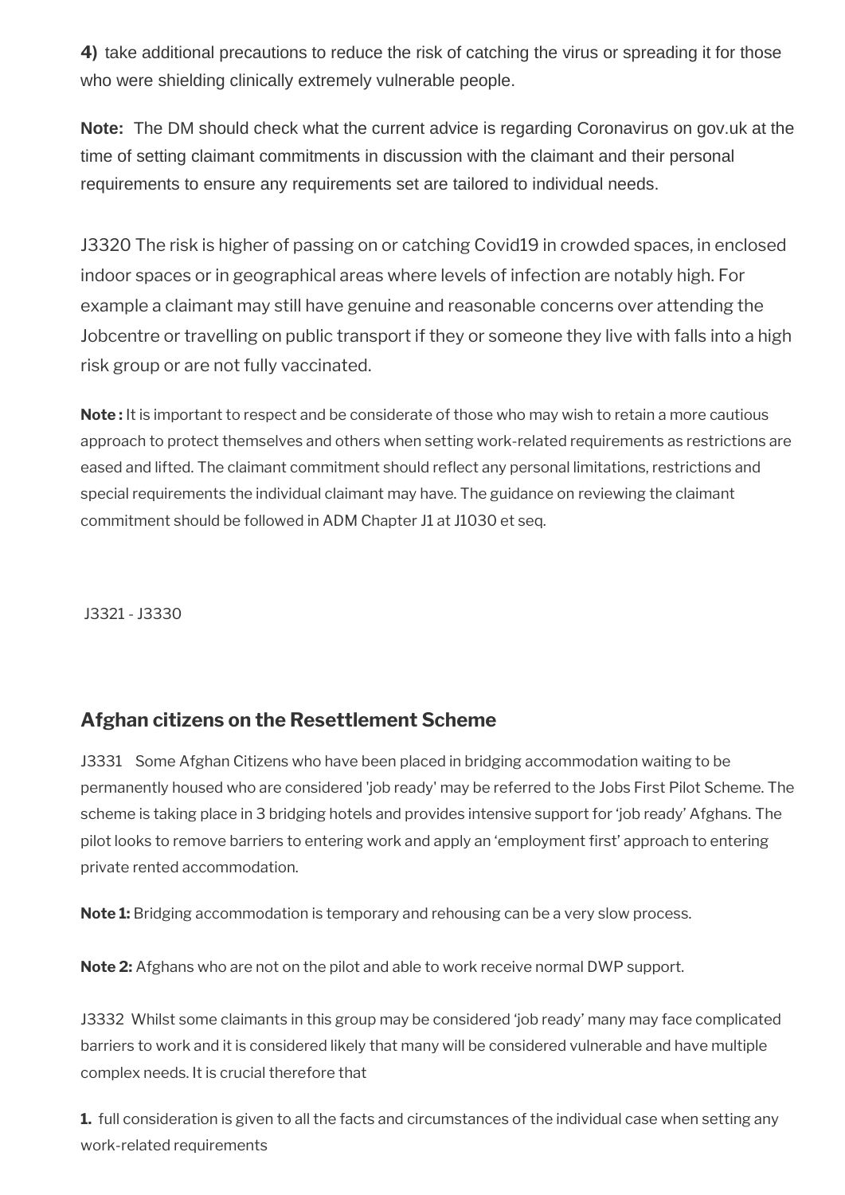**4)** take additional precautions to reduce the risk of catching the virus or spreading it for those who were shielding clinically extremely vulnerable people.

**Note:** The DM should check what the current advice is regarding Coronavirus on gov.uk at the time of setting claimant commitments in discussion with the claimant and their personal requirements to ensure any requirements set are tailored to individual needs.

J3320 The risk is higher of passing on or catching Covid19 in crowded spaces, in enclosed indoor spaces or in geographical areas where levels of infection are notably high. For example a claimant may still have genuine and reasonable concerns over attending the Jobcentre or travelling on public transport if they or someone they live with falls into a high risk group or are not fully vaccinated.

**Note :** It is important to respect and be considerate of those who may wish to retain a more cautious approach to protect themselves and others when setting work-related requirements as restrictions are eased and lifted. The claimant commitment should reflect any personal limitations, restrictions and special requirements the individual claimant may have. The guidance on reviewing the claimant commitment should be followed in ADM Chapter J1 at J1030 et seq.

J3321 - J3330

## Afghan citizens on the Resettlement Scheme

J3331 Some Afghan Citizens who have been placed in bridging accommodation waiting to be permanently housed who are considered 'job ready' may be referred to the Jobs First Pilot Scheme. The scheme is taking place in 3 bridging hotels and provides intensive support for 'job ready' Afghans. The pilot looks to remove barriers to entering work and apply an 'employment first' approach to entering private rented accommodation.

**Note 1:** Bridging accommodation is temporary and rehousing can be a very slow process.

**Note 2:** Afghans who are not on the pilot and able to work receive normal DWP support.

J3332 Whilst some claimants in this group may be considered 'job ready' many may face complicated barriers to work and it is considered likely that many will be considered vulnerable and have multiple complex needs. It is crucial therefore that

**1.** full consideration is given to all the facts and circumstances of the individual case when setting any work-related requirements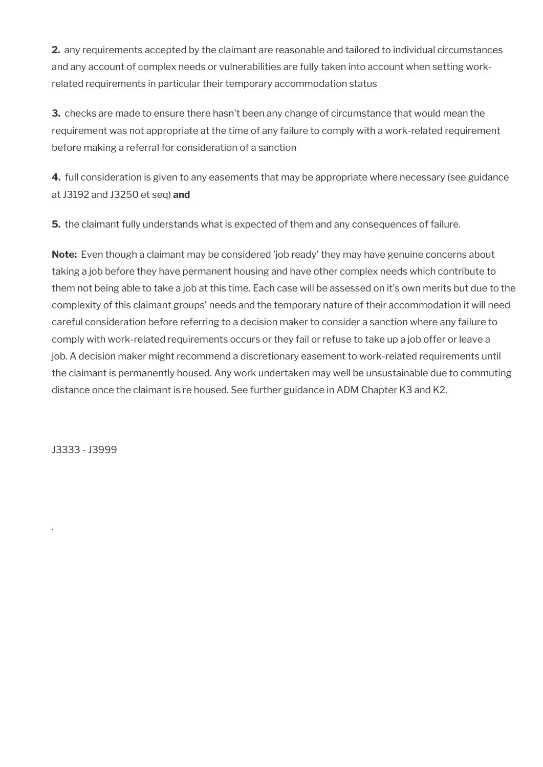**2.** any requirements accepted by the claimant are reasonable and tailored to individual circumstances and any account of complex needs or vulnerabilities are fully taken into account when setting work-related requirements in particular their temporary accommodation status

**3.** checks are made to ensure there hasn't been any change of circumstance that would mean the requirement was not appropriate at the time of any failure to comply with a work-related requirement before making a referral for consideration of a sanction

**4.** full consideration is given to any easements that may be appropriate where necessary (see guidance at J3192 and J3250 et seq) **and**

**5.** the claimant fully understands what is expected of them and any consequences of failure.

**Note:** Even though a claimant may be considered 'job ready' they may have genuine concerns about taking a job before they have permanent housing and have other complex needs which contribute to them not being able to take a job at this time. Each case will be assessed on it's own merits but due to the complexity of this claimant groups' needs and the temporary nature of their accommodation it will need careful consideration before referring to a decision maker to consider a sanction where any failure to comply with work-related requirements occurs or they fail or refuse to take up a job offer or leave a job. A decision maker might recommend a discretionary easement to work-related requirements until the claimant is permanently housed. Any work undertaken may well be unsustainable due to commuting distance once the claimant is re housed. See further guidance in ADM Chapter K3 and K2.

J3333 - J3999

.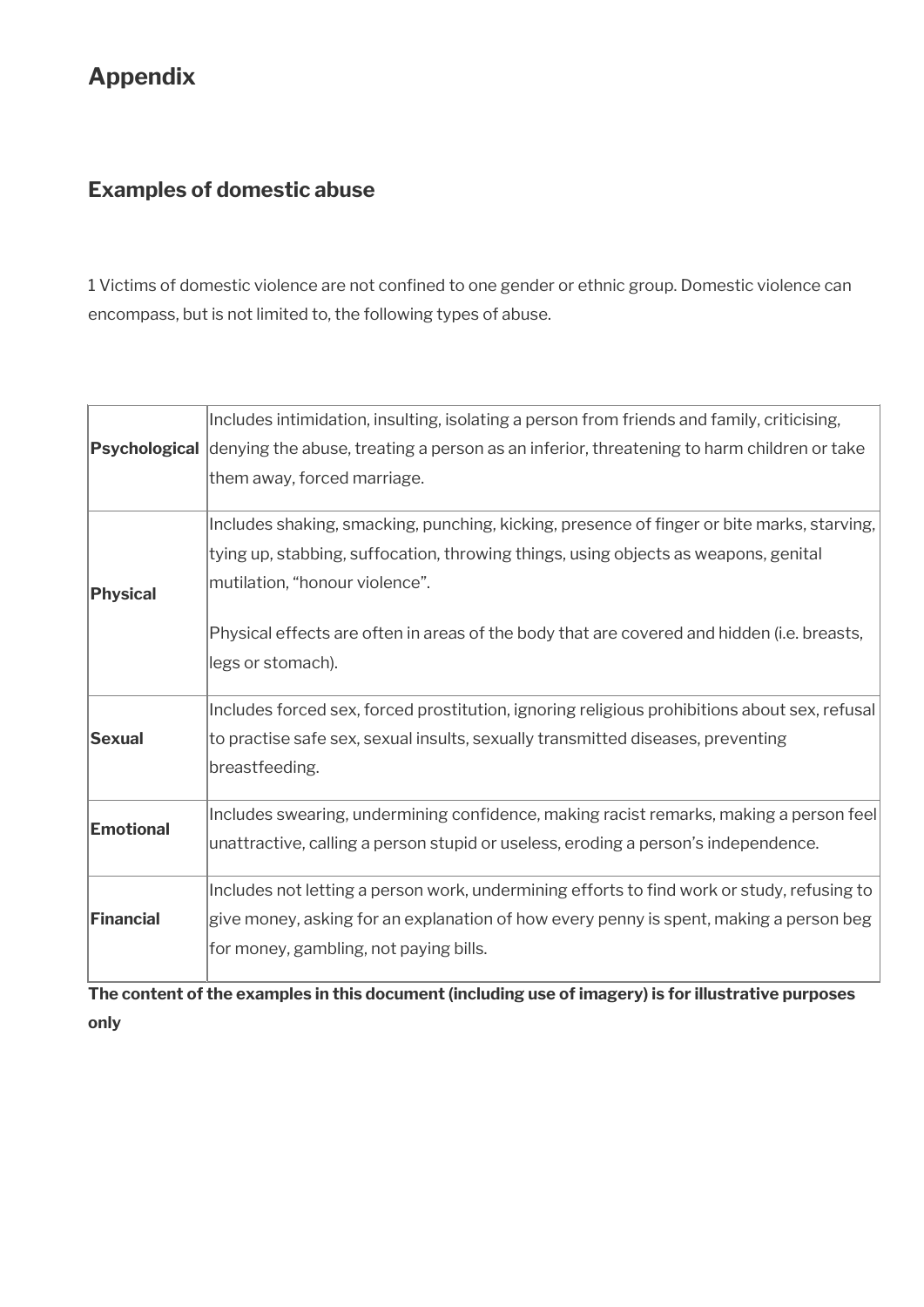# Appendix

## Examples of domestic abuse

1 Victims of domestic violence are not confined to one gender or ethnic group. Domestic violence can encompass, but is not limited to, the following types of abuse.

| | |
|---|---|
| **Psychological** | Includes intimidation, insulting, isolating a person from friends and family, criticising, denying the abuse, treating a person as an inferior, threatening to harm children or take them away, forced marriage. |
| **Physical** | Includes shaking, smacking, punching, kicking, presence of finger or bite marks, starving, tying up, stabbing, suffocation, throwing things, using objects as weapons, genital mutilation, “honour violence”.<br><br>Physical effects are often in areas of the body that are covered and hidden (i.e. breasts, legs or stomach). |
| **Sexual** | Includes forced sex, forced prostitution, ignoring religious prohibitions about sex, refusal to practise safe sex, sexual insults, sexually transmitted diseases, preventing breastfeeding. |
| **Emotional** | Includes swearing, undermining confidence, making racist remarks, making a person feel unattractive, calling a person stupid or useless, eroding a person’s independence. |
| **Financial** | Includes not letting a person work, undermining efforts to find work or study, refusing to give money, asking for an explanation of how every penny is spent, making a person beg for money, gambling, not paying bills. |

**The content of the examples in this document (including use of imagery) is for illustrative purposes only**